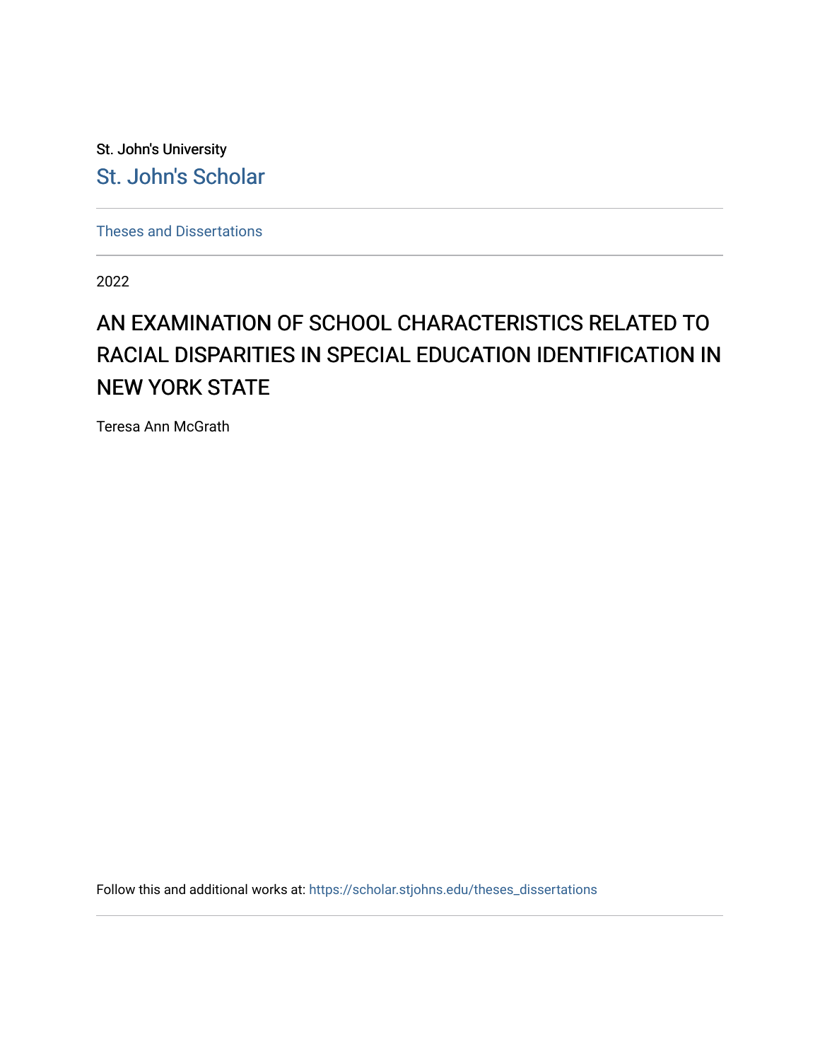St. John's University

St. John's Scholar

---

Theses and Dissertations

---

2022

# AN EXAMINATION OF SCHOOL CHARACTERISTICS RELATED TO RACIAL DISPARITIES IN SPECIAL EDUCATION IDENTIFICATION IN NEW YORK STATE

Teresa Ann McGrath

Follow this and additional works at: https://scholar.stjohns.edu/theses_dissertations

---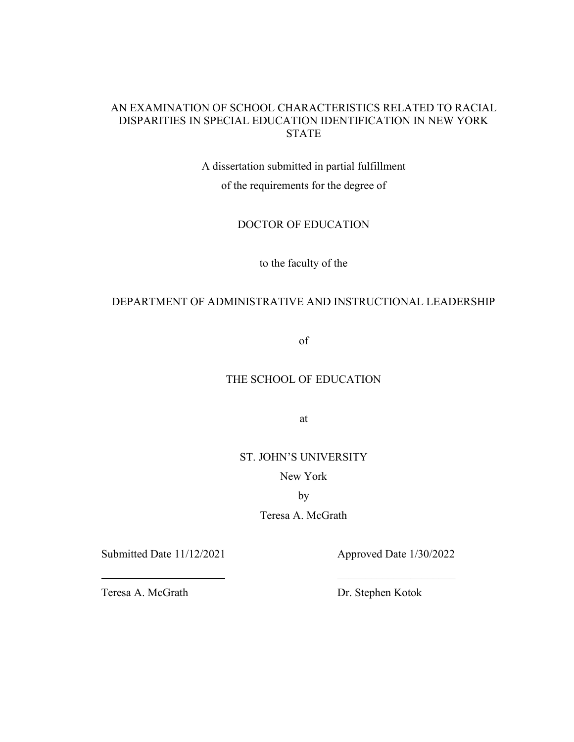AN EXAMINATION OF SCHOOL CHARACTERISTICS RELATED TO RACIAL DISPARITIES IN SPECIAL EDUCATION IDENTIFICATION IN NEW YORK STATE

A dissertation submitted in partial fulfillment

of the requirements for the degree of

DOCTOR OF EDUCATION

to the faculty of the

DEPARTMENT OF ADMINISTRATIVE AND INSTRUCTIONAL LEADERSHIP

of

THE SCHOOL OF EDUCATION

at

ST. JOHN'S UNIVERSITY

New York

by

Teresa A. McGrath

Submitted Date 11/12/2021 | Approved Date 1/30/2022

Teresa A. McGrath | Dr. Stephen Kotok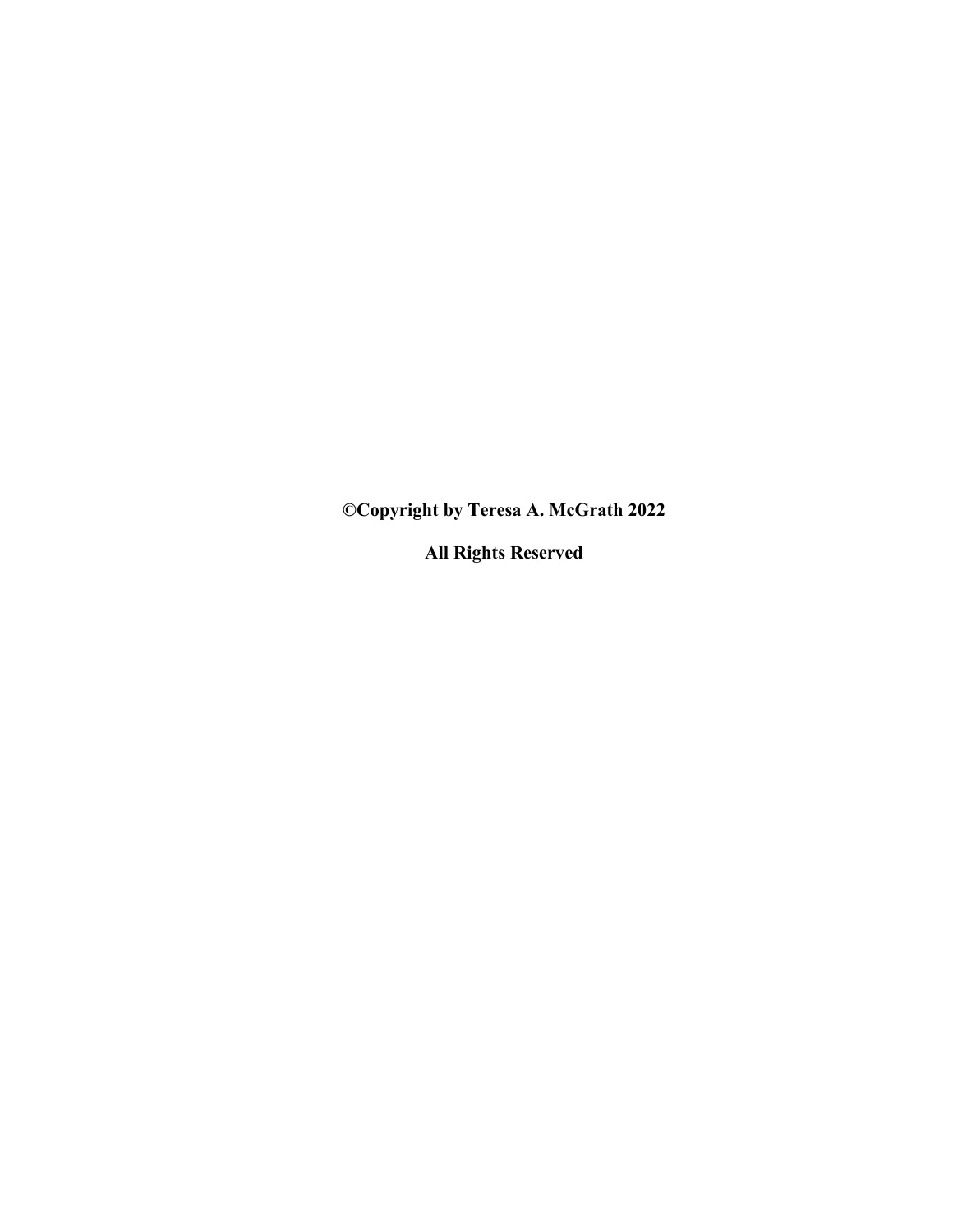**©Copyright by Teresa A. McGrath 2022**

**All Rights Reserved**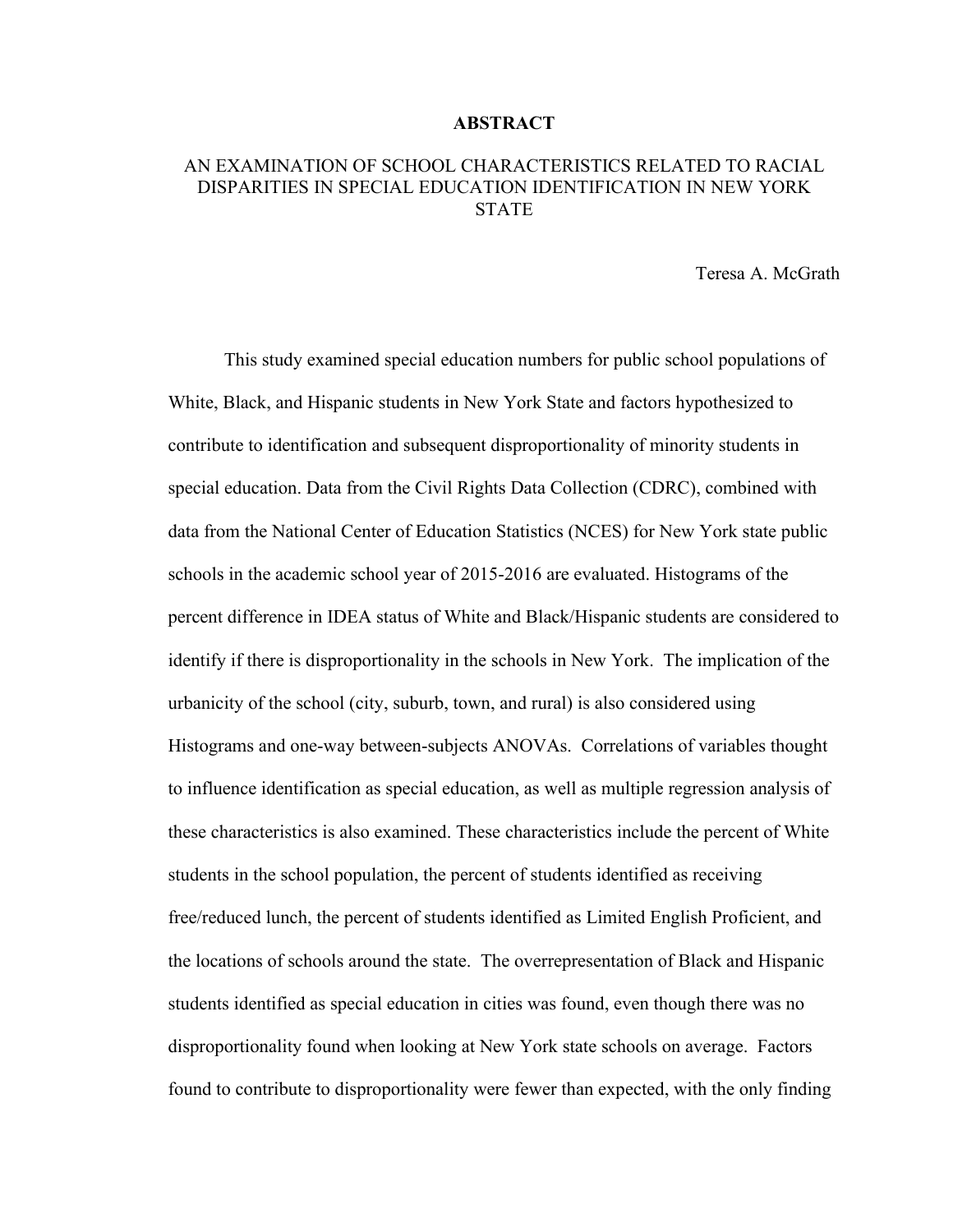# ABSTRACT

## AN EXAMINATION OF SCHOOL CHARACTERISTICS RELATED TO RACIAL DISPARITIES IN SPECIAL EDUCATION IDENTIFICATION IN NEW YORK STATE

Teresa A. McGrath

This study examined special education numbers for public school populations of White, Black, and Hispanic students in New York State and factors hypothesized to contribute to identification and subsequent disproportionality of minority students in special education. Data from the Civil Rights Data Collection (CDRC), combined with data from the National Center of Education Statistics (NCES) for New York state public schools in the academic school year of 2015-2016 are evaluated. Histograms of the percent difference in IDEA status of White and Black/Hispanic students are considered to identify if there is disproportionality in the schools in New York. The implication of the urbanicity of the school (city, suburb, town, and rural) is also considered using Histograms and one-way between-subjects ANOVAs. Correlations of variables thought to influence identification as special education, as well as multiple regression analysis of these characteristics is also examined. These characteristics include the percent of White students in the school population, the percent of students identified as receiving free/reduced lunch, the percent of students identified as Limited English Proficient, and the locations of schools around the state. The overrepresentation of Black and Hispanic students identified as special education in cities was found, even though there was no disproportionality found when looking at New York state schools on average. Factors found to contribute to disproportionality were fewer than expected, with the only finding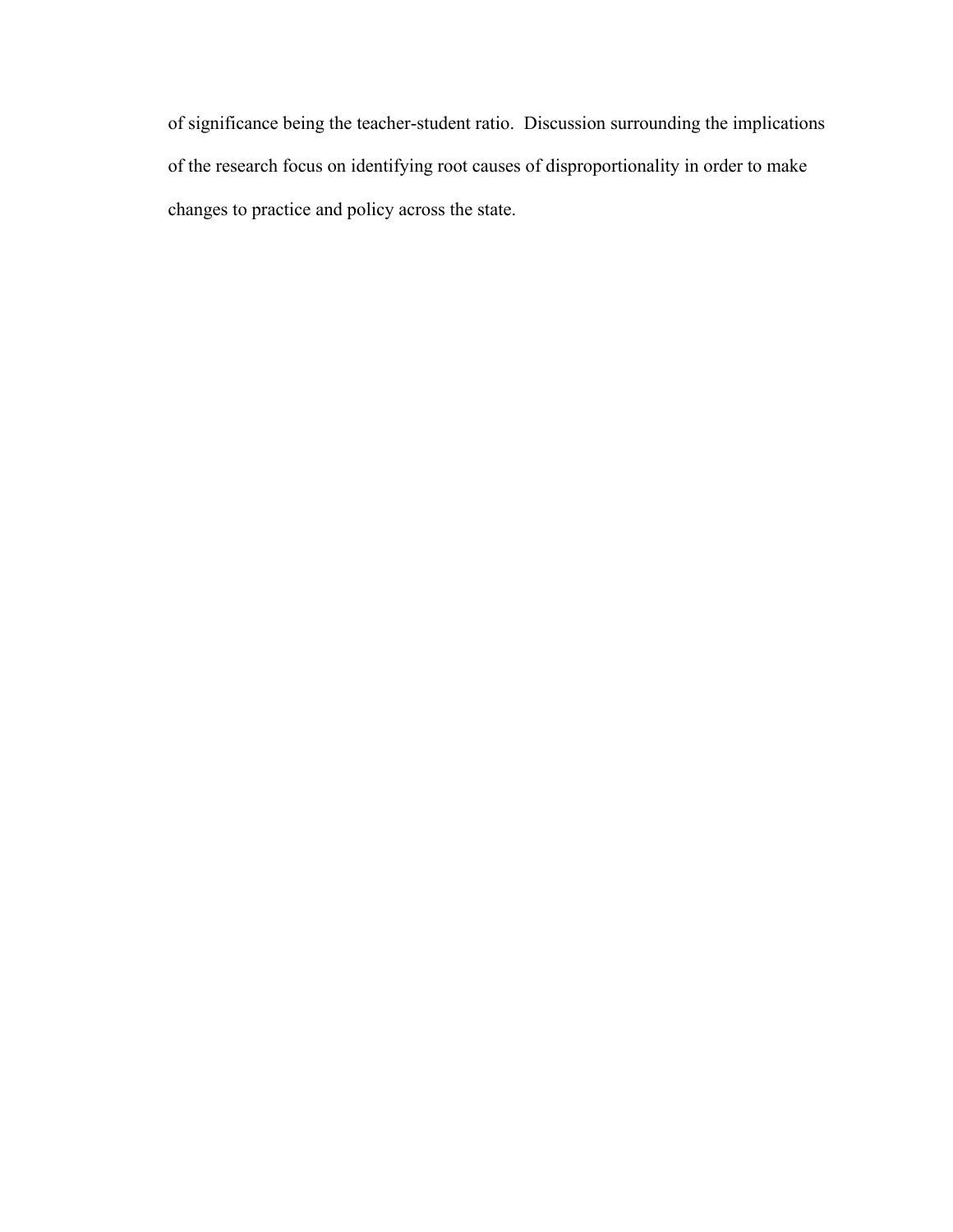of significance being the teacher-student ratio.  Discussion surrounding the implications of the research focus on identifying root causes of disproportionality in order to make changes to practice and policy across the state.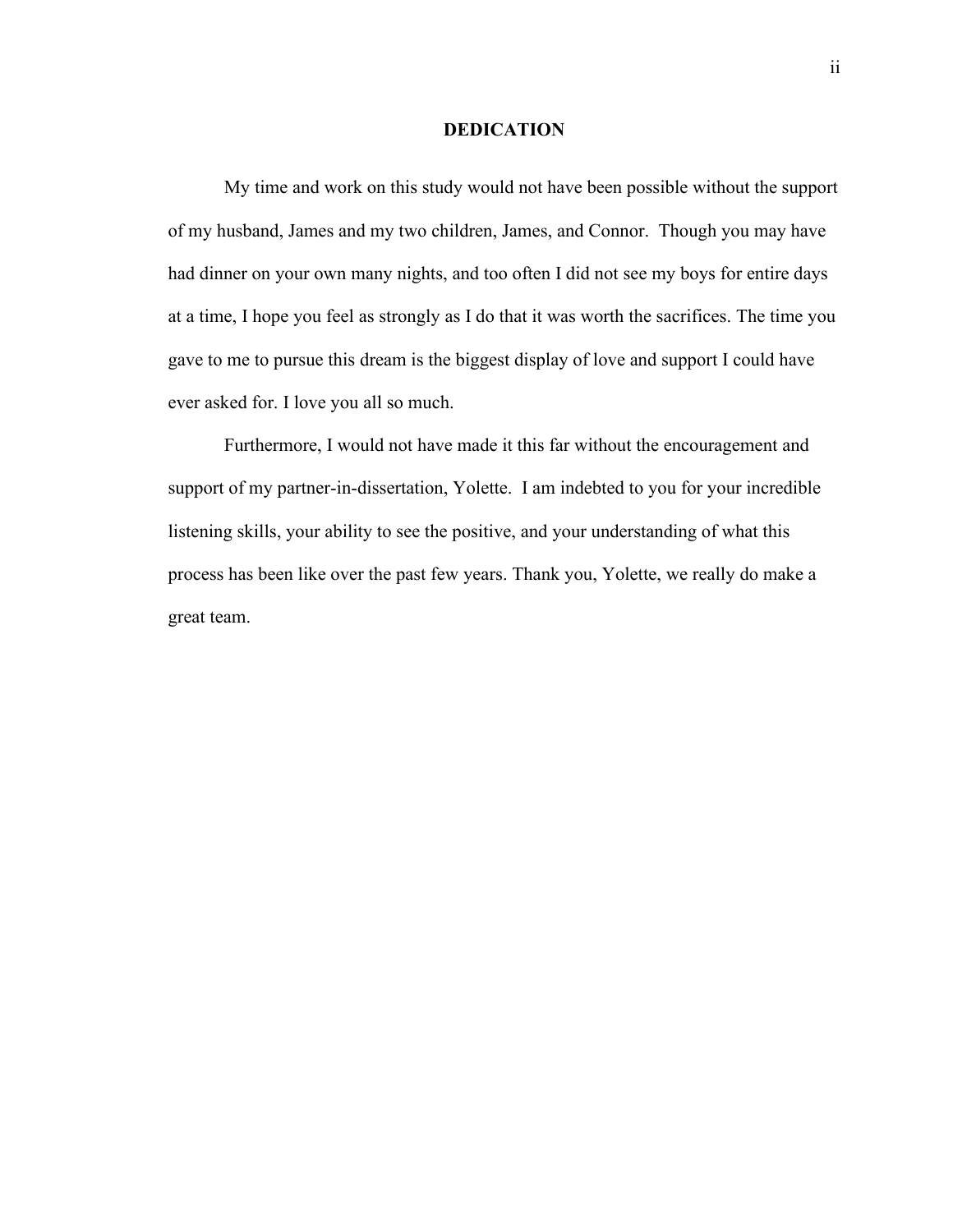## DEDICATION

My time and work on this study would not have been possible without the support of my husband, James and my two children, James, and Connor. Though you may have had dinner on your own many nights, and too often I did not see my boys for entire days at a time, I hope you feel as strongly as I do that it was worth the sacrifices. The time you gave to me to pursue this dream is the biggest display of love and support I could have ever asked for. I love you all so much.

Furthermore, I would not have made it this far without the encouragement and support of my partner-in-dissertation, Yolette. I am indebted to you for your incredible listening skills, your ability to see the positive, and your understanding of what this process has been like over the past few years. Thank you, Yolette, we really do make a great team.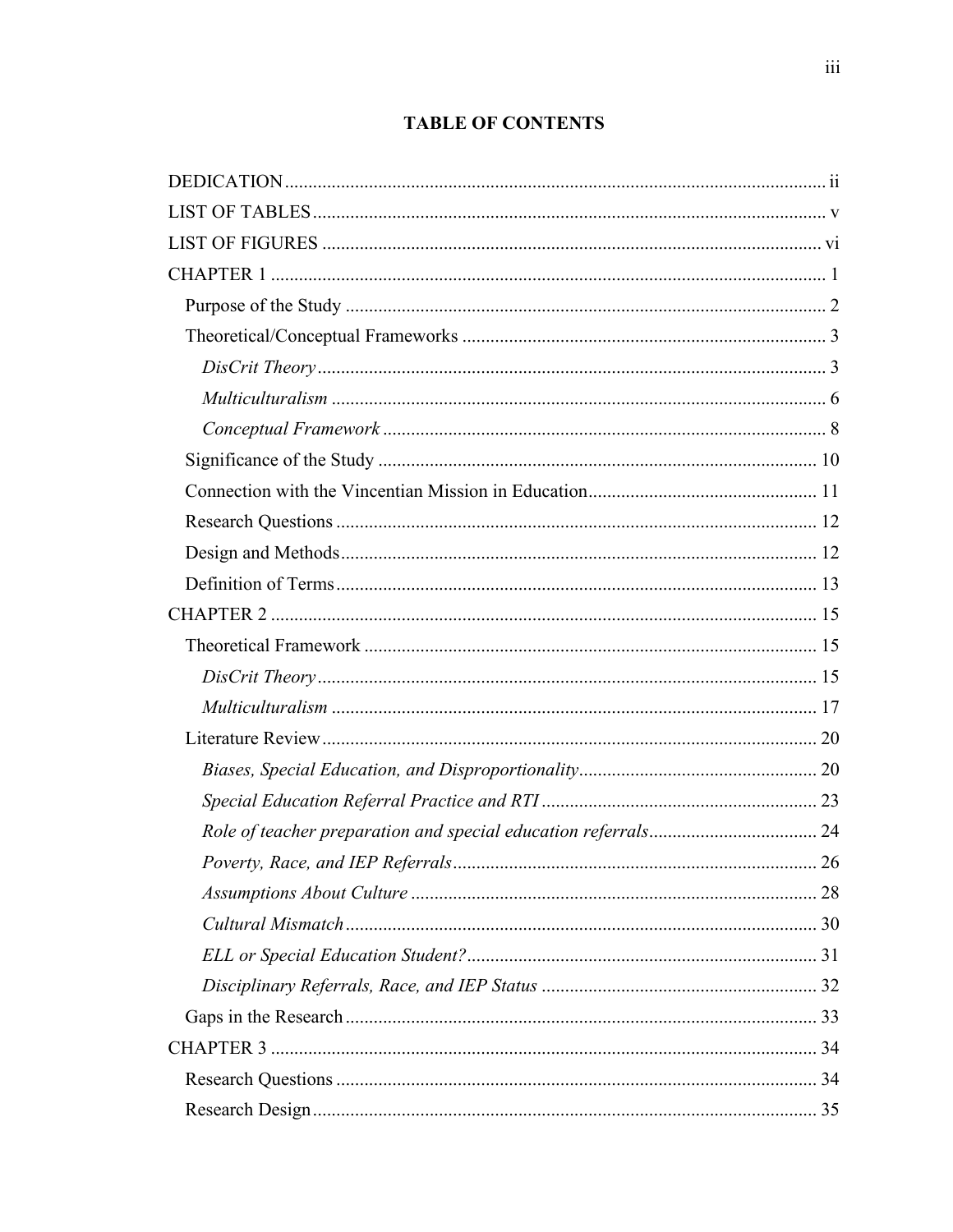## TABLE OF CONTENTS

DEDICATION ..... ii
LIST OF TABLES ..... v
LIST OF FIGURES ..... vi
CHAPTER 1 ..... 1
- Purpose of the Study ..... 2
- Theoretical/Conceptual Frameworks ..... 3
  - *DisCrit Theory* ..... 3
  - *Multiculturalism* ..... 6
  - *Conceptual Framework* ..... 8
- Significance of the Study ..... 10
- Connection with the Vincentian Mission in Education ..... 11
- Research Questions ..... 12
- Design and Methods ..... 12
- Definition of Terms ..... 13

CHAPTER 2 ..... 15
- Theoretical Framework ..... 15
  - *DisCrit Theory* ..... 15
  - *Multiculturalism* ..... 17
- Literature Review ..... 20
  - *Biases, Special Education, and Disproportionality* ..... 20
  - *Special Education Referral Practice and RTI* ..... 23
  - *Role of teacher preparation and special education referrals* ..... 24
  - *Poverty, Race, and IEP Referrals* ..... 26
  - *Assumptions About Culture* ..... 28
  - *Cultural Mismatch* ..... 30
  - *ELL or Special Education Student?* ..... 31
  - *Disciplinary Referrals, Race, and IEP Status* ..... 32
- Gaps in the Research ..... 33

CHAPTER 3 ..... 34
- Research Questions ..... 34
- Research Design ..... 35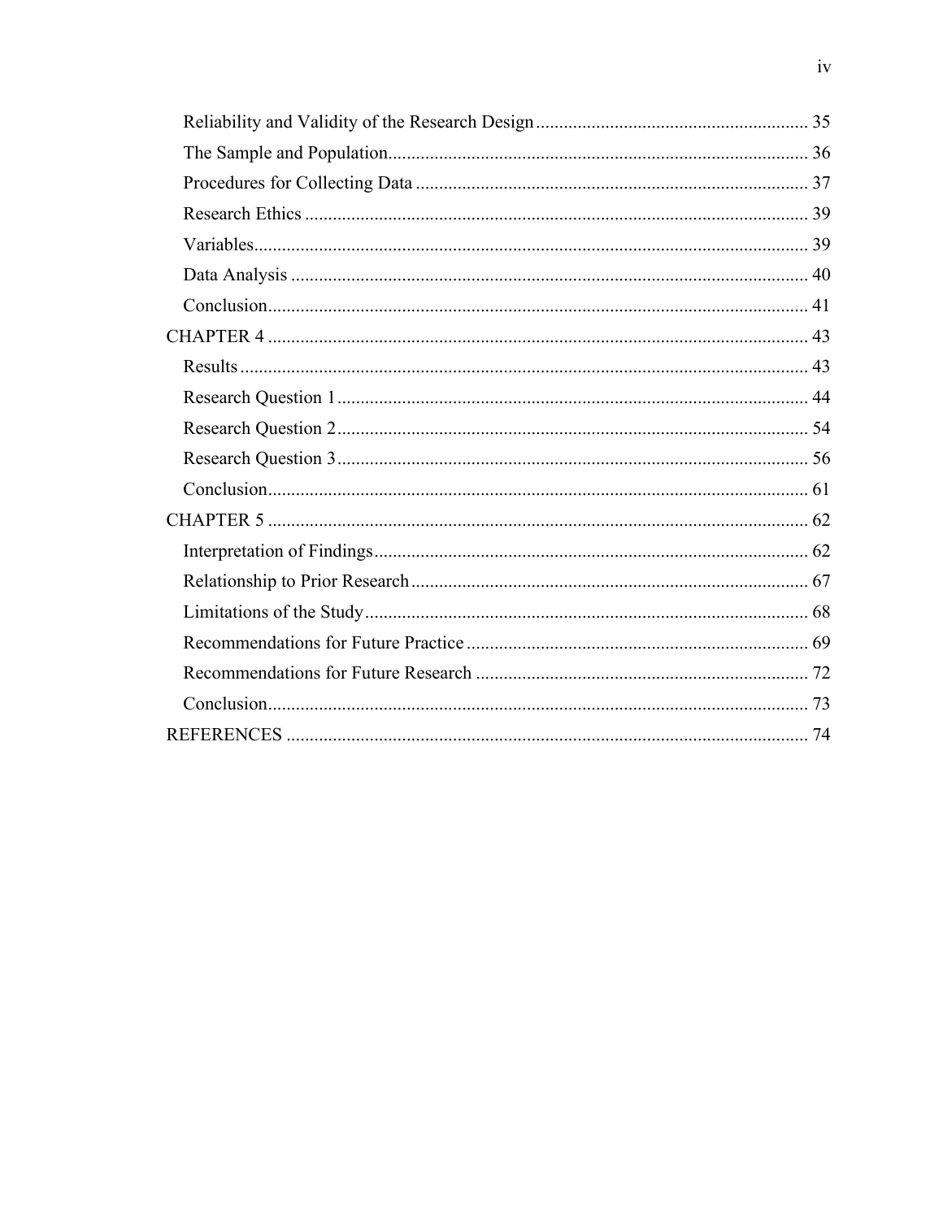Reliability and Validity of the Research Design ........................................................ 35

The Sample and Population........................................................................................ 36

Procedures for Collecting Data .................................................................................. 37

Research Ethics ........................................................................................................... 39

Variables...................................................................................................................... 39

Data Analysis .............................................................................................................. 40

Conclusion.................................................................................................................. 41

CHAPTER 4 .................................................................................................................... 43

Results ......................................................................................................................... 43

Research Question 1 ................................................................................................... 44

Research Question 2 ................................................................................................... 54

Research Question 3 ................................................................................................... 56

Conclusion.................................................................................................................. 61

CHAPTER 5 .................................................................................................................... 62

Interpretation of Findings ............................................................................................ 62

Relationship to Prior Research ................................................................................... 67

Limitations of the Study .............................................................................................. 68

Recommendations for Future Practice ........................................................................ 69

Recommendations for Future Research ...................................................................... 72

Conclusion.................................................................................................................. 73

REFERENCES ................................................................................................................ 74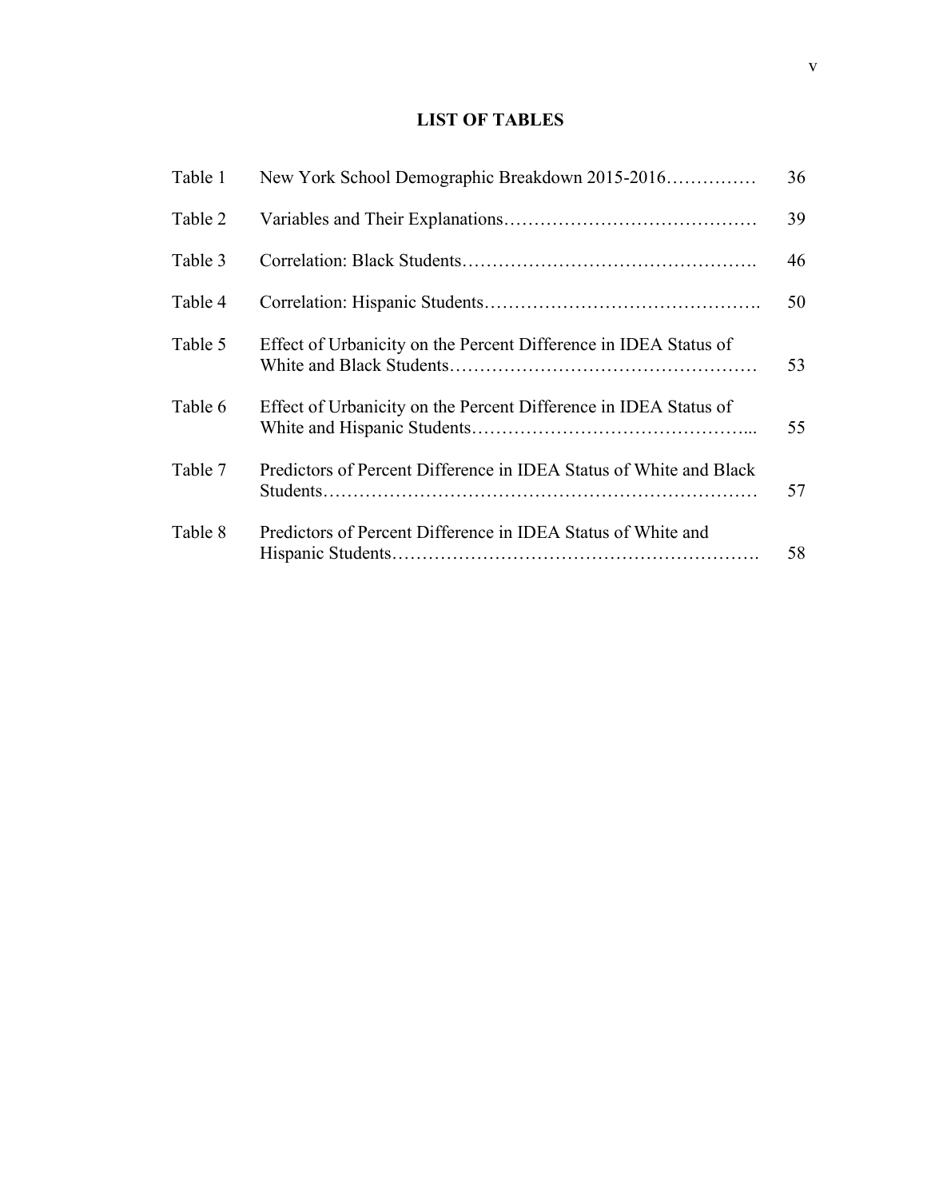# LIST OF TABLES

| | | |
|---|---|---|
| Table 1 | New York School Demographic Breakdown 2015-2016 | 36 |
| Table 2 | Variables and Their Explanations | 39 |
| Table 3 | Correlation: Black Students | 46 |
| Table 4 | Correlation: Hispanic Students | 50 |
| Table 5 | Effect of Urbanicity on the Percent Difference in IDEA Status of White and Black Students | 53 |
| Table 6 | Effect of Urbanicity on the Percent Difference in IDEA Status of White and Hispanic Students | 55 |
| Table 7 | Predictors of Percent Difference in IDEA Status of White and Black Students | 57 |
| Table 8 | Predictors of Percent Difference in IDEA Status of White and Hispanic Students | 58 |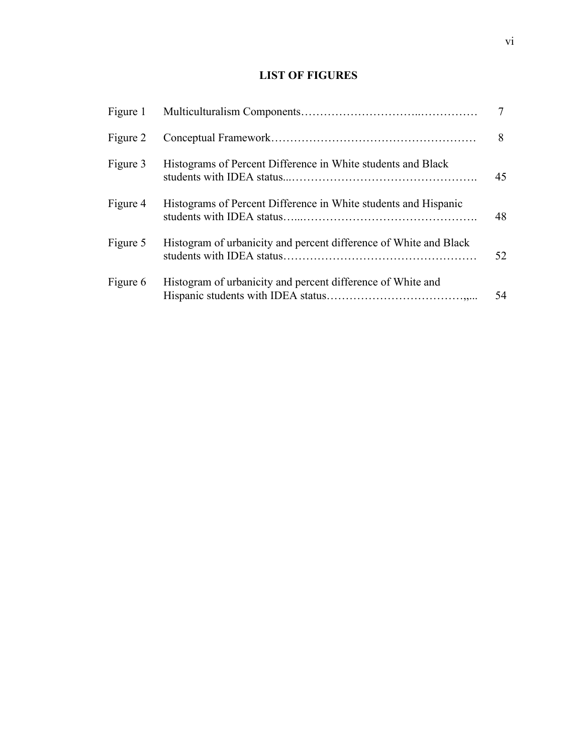## LIST OF FIGURES

| | | |
|---|---|---|
| Figure 1 | Multiculturalism Components | 7 |
| Figure 2 | Conceptual Framework | 8 |
| Figure 3 | Histograms of Percent Difference in White students and Black students with IDEA status | 45 |
| Figure 4 | Histograms of Percent Difference in White students and Hispanic students with IDEA status | 48 |
| Figure 5 | Histogram of urbanicity and percent difference of White and Black students with IDEA status | 52 |
| Figure 6 | Histogram of urbanicity and percent difference of White and Hispanic students with IDEA status | 54 |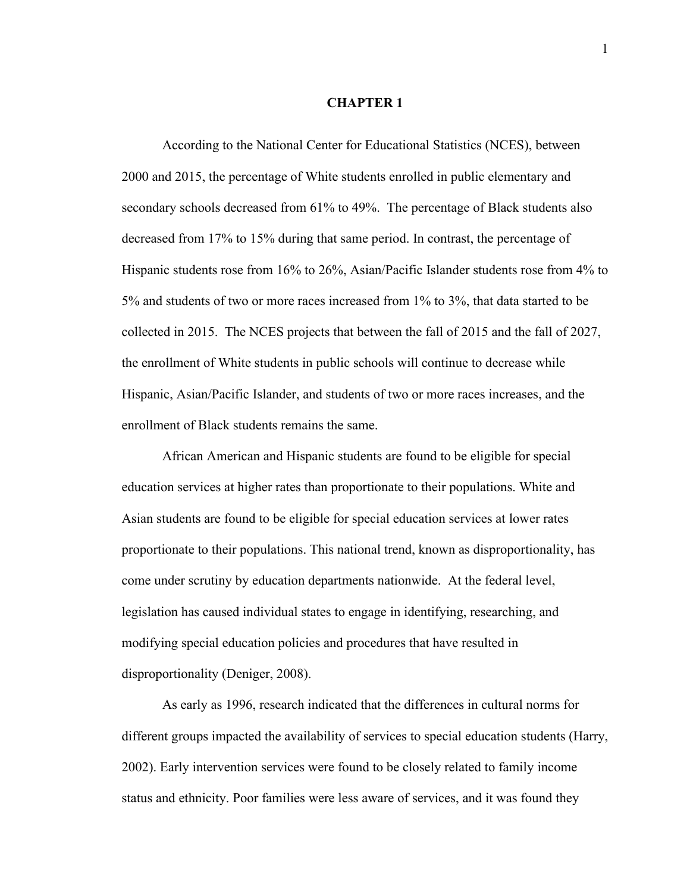# CHAPTER 1

According to the National Center for Educational Statistics (NCES), between 2000 and 2015, the percentage of White students enrolled in public elementary and secondary schools decreased from 61% to 49%. The percentage of Black students also decreased from 17% to 15% during that same period. In contrast, the percentage of Hispanic students rose from 16% to 26%, Asian/Pacific Islander students rose from 4% to 5% and students of two or more races increased from 1% to 3%, that data started to be collected in 2015. The NCES projects that between the fall of 2015 and the fall of 2027, the enrollment of White students in public schools will continue to decrease while Hispanic, Asian/Pacific Islander, and students of two or more races increases, and the enrollment of Black students remains the same.

African American and Hispanic students are found to be eligible for special education services at higher rates than proportionate to their populations. White and Asian students are found to be eligible for special education services at lower rates proportionate to their populations. This national trend, known as disproportionality, has come under scrutiny by education departments nationwide. At the federal level, legislation has caused individual states to engage in identifying, researching, and modifying special education policies and procedures that have resulted in disproportionality (Deniger, 2008).

As early as 1996, research indicated that the differences in cultural norms for different groups impacted the availability of services to special education students (Harry, 2002). Early intervention services were found to be closely related to family income status and ethnicity. Poor families were less aware of services, and it was found they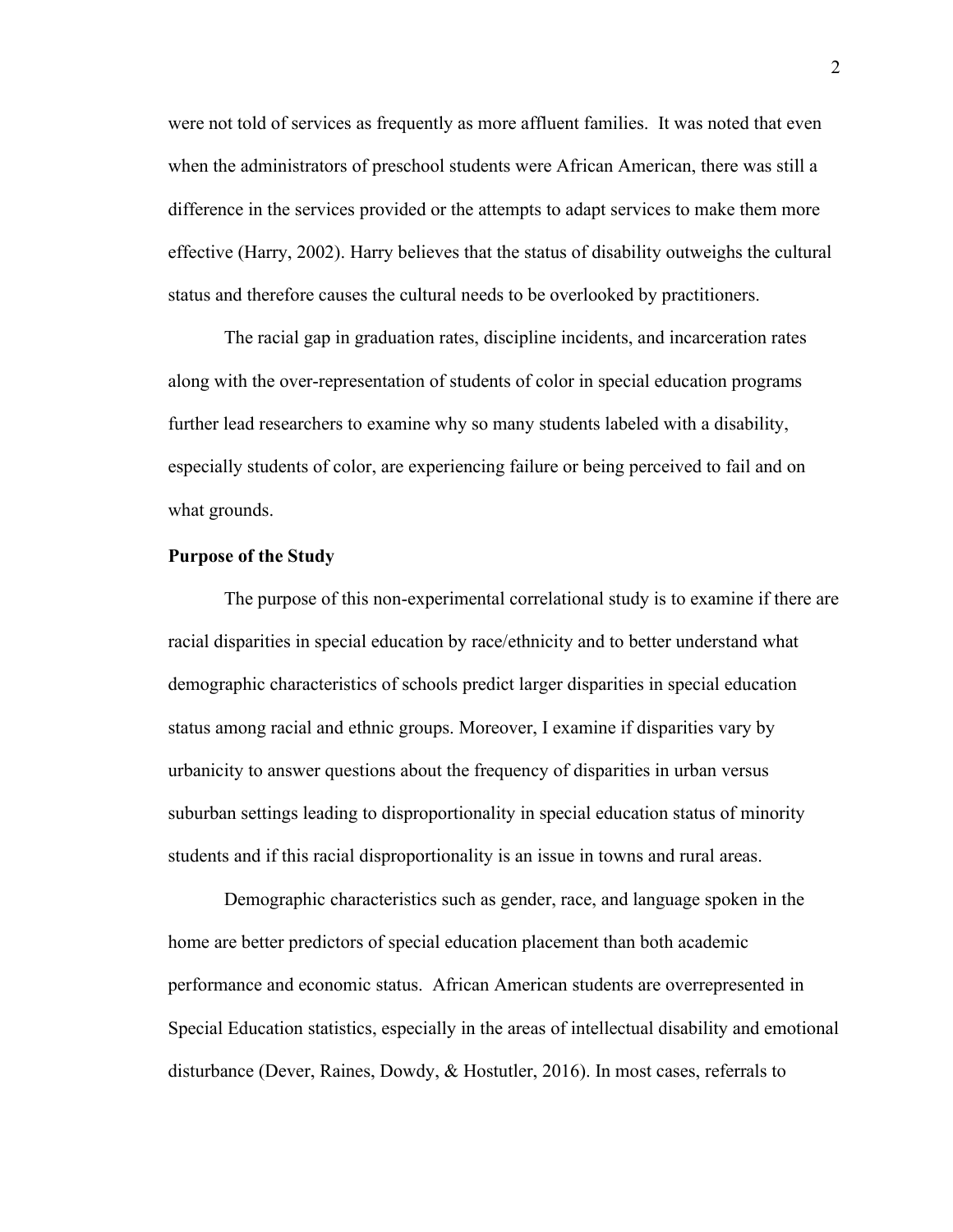were not told of services as frequently as more affluent families. It was noted that even when the administrators of preschool students were African American, there was still a difference in the services provided or the attempts to adapt services to make them more effective (Harry, 2002). Harry believes that the status of disability outweighs the cultural status and therefore causes the cultural needs to be overlooked by practitioners.

The racial gap in graduation rates, discipline incidents, and incarceration rates along with the over-representation of students of color in special education programs further lead researchers to examine why so many students labeled with a disability, especially students of color, are experiencing failure or being perceived to fail and on what grounds.

**Purpose of the Study**

The purpose of this non-experimental correlational study is to examine if there are racial disparities in special education by race/ethnicity and to better understand what demographic characteristics of schools predict larger disparities in special education status among racial and ethnic groups. Moreover, I examine if disparities vary by urbanicity to answer questions about the frequency of disparities in urban versus suburban settings leading to disproportionality in special education status of minority students and if this racial disproportionality is an issue in towns and rural areas.

Demographic characteristics such as gender, race, and language spoken in the home are better predictors of special education placement than both academic performance and economic status. African American students are overrepresented in Special Education statistics, especially in the areas of intellectual disability and emotional disturbance (Dever, Raines, Dowdy, & Hostutler, 2016). In most cases, referrals to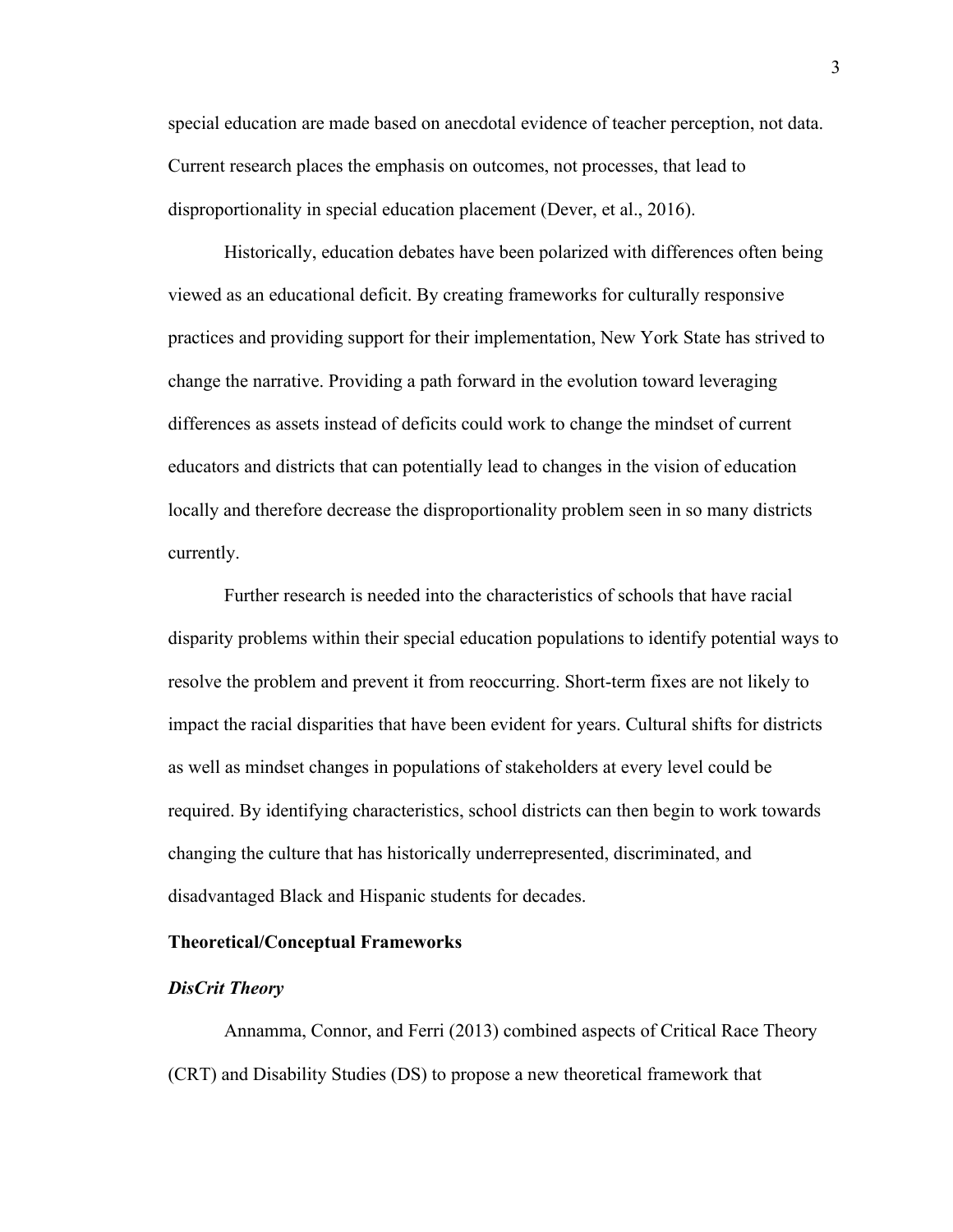special education are made based on anecdotal evidence of teacher perception, not data. Current research places the emphasis on outcomes, not processes, that lead to disproportionality in special education placement (Dever, et al., 2016).

Historically, education debates have been polarized with differences often being viewed as an educational deficit. By creating frameworks for culturally responsive practices and providing support for their implementation, New York State has strived to change the narrative. Providing a path forward in the evolution toward leveraging differences as assets instead of deficits could work to change the mindset of current educators and districts that can potentially lead to changes in the vision of education locally and therefore decrease the disproportionality problem seen in so many districts currently.

Further research is needed into the characteristics of schools that have racial disparity problems within their special education populations to identify potential ways to resolve the problem and prevent it from reoccurring. Short-term fixes are not likely to impact the racial disparities that have been evident for years. Cultural shifts for districts as well as mindset changes in populations of stakeholders at every level could be required. By identifying characteristics, school districts can then begin to work towards changing the culture that has historically underrepresented, discriminated, and disadvantaged Black and Hispanic students for decades.

## Theoretical/Conceptual Frameworks

### *DisCrit Theory*

Annamma, Connor, and Ferri (2013) combined aspects of Critical Race Theory (CRT) and Disability Studies (DS) to propose a new theoretical framework that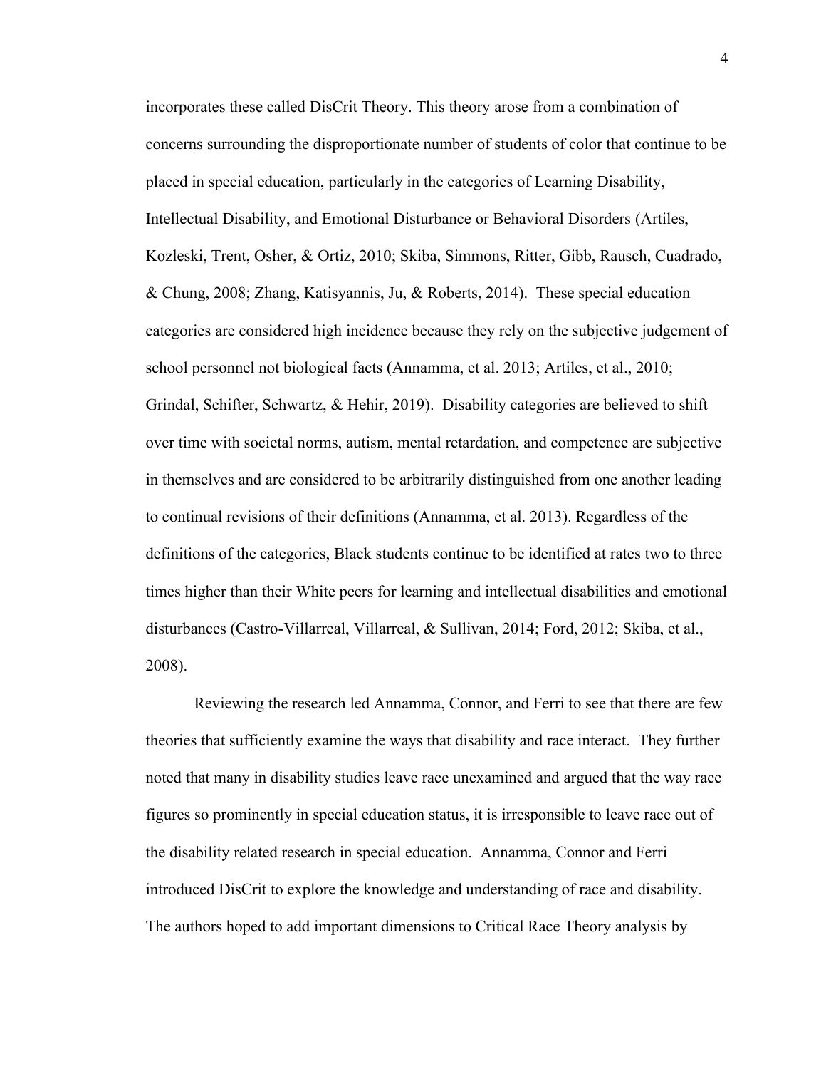incorporates these called DisCrit Theory. This theory arose from a combination of concerns surrounding the disproportionate number of students of color that continue to be placed in special education, particularly in the categories of Learning Disability, Intellectual Disability, and Emotional Disturbance or Behavioral Disorders (Artiles, Kozleski, Trent, Osher, & Ortiz, 2010; Skiba, Simmons, Ritter, Gibb, Rausch, Cuadrado, & Chung, 2008; Zhang, Katisyannis, Ju, & Roberts, 2014). These special education categories are considered high incidence because they rely on the subjective judgement of school personnel not biological facts (Annamma, et al. 2013; Artiles, et al., 2010; Grindal, Schifter, Schwartz, & Hehir, 2019). Disability categories are believed to shift over time with societal norms, autism, mental retardation, and competence are subjective in themselves and are considered to be arbitrarily distinguished from one another leading to continual revisions of their definitions (Annamma, et al. 2013). Regardless of the definitions of the categories, Black students continue to be identified at rates two to three times higher than their White peers for learning and intellectual disabilities and emotional disturbances (Castro-Villarreal, Villarreal, & Sullivan, 2014; Ford, 2012; Skiba, et al., 2008).

Reviewing the research led Annamma, Connor, and Ferri to see that there are few theories that sufficiently examine the ways that disability and race interact. They further noted that many in disability studies leave race unexamined and argued that the way race figures so prominently in special education status, it is irresponsible to leave race out of the disability related research in special education. Annamma, Connor and Ferri introduced DisCrit to explore the knowledge and understanding of race and disability. The authors hoped to add important dimensions to Critical Race Theory analysis by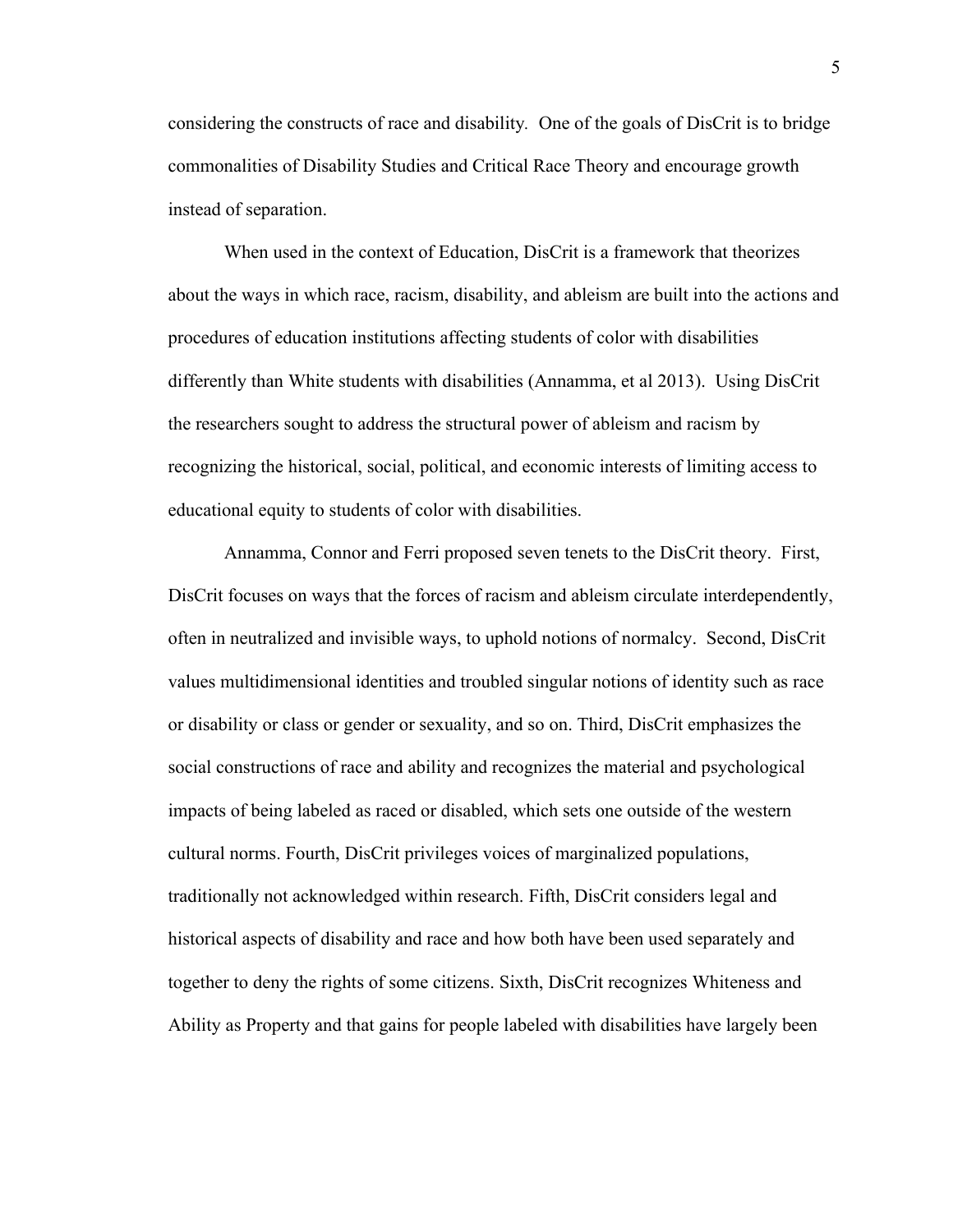considering the constructs of race and disability. One of the goals of DisCrit is to bridge commonalities of Disability Studies and Critical Race Theory and encourage growth instead of separation.

When used in the context of Education, DisCrit is a framework that theorizes about the ways in which race, racism, disability, and ableism are built into the actions and procedures of education institutions affecting students of color with disabilities differently than White students with disabilities (Annamma, et al 2013). Using DisCrit the researchers sought to address the structural power of ableism and racism by recognizing the historical, social, political, and economic interests of limiting access to educational equity to students of color with disabilities.

Annamma, Connor and Ferri proposed seven tenets to the DisCrit theory. First, DisCrit focuses on ways that the forces of racism and ableism circulate interdependently, often in neutralized and invisible ways, to uphold notions of normalcy. Second, DisCrit values multidimensional identities and troubled singular notions of identity such as race or disability or class or gender or sexuality, and so on. Third, DisCrit emphasizes the social constructions of race and ability and recognizes the material and psychological impacts of being labeled as raced or disabled, which sets one outside of the western cultural norms. Fourth, DisCrit privileges voices of marginalized populations, traditionally not acknowledged within research. Fifth, DisCrit considers legal and historical aspects of disability and race and how both have been used separately and together to deny the rights of some citizens. Sixth, DisCrit recognizes Whiteness and Ability as Property and that gains for people labeled with disabilities have largely been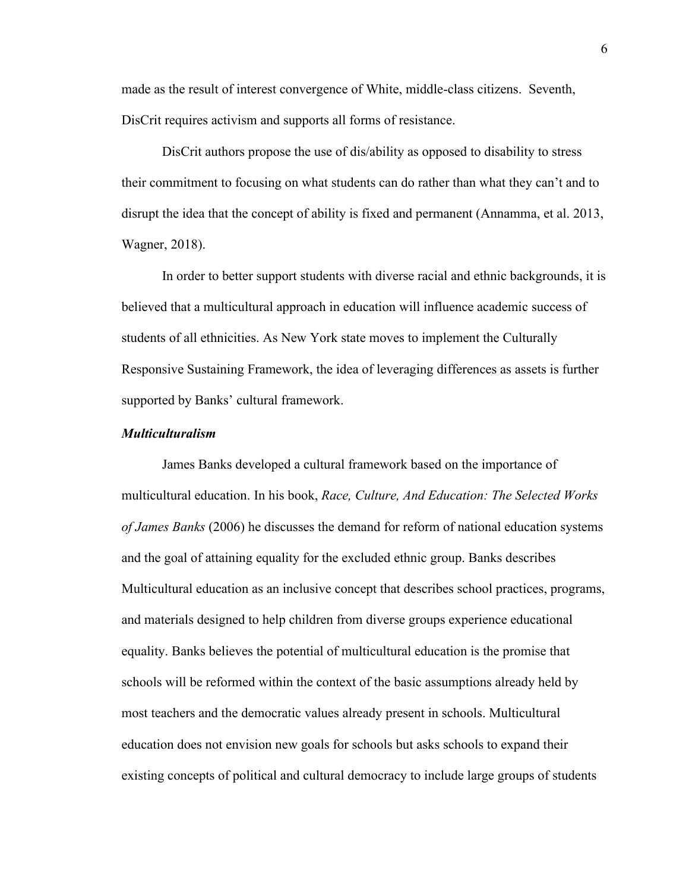made as the result of interest convergence of White, middle-class citizens. Seventh, DisCrit requires activism and supports all forms of resistance.

DisCrit authors propose the use of dis/ability as opposed to disability to stress their commitment to focusing on what students can do rather than what they can't and to disrupt the idea that the concept of ability is fixed and permanent (Annamma, et al. 2013, Wagner, 2018).

In order to better support students with diverse racial and ethnic backgrounds, it is believed that a multicultural approach in education will influence academic success of students of all ethnicities. As New York state moves to implement the Culturally Responsive Sustaining Framework, the idea of leveraging differences as assets is further supported by Banks' cultural framework.

### ***Multiculturalism***

James Banks developed a cultural framework based on the importance of multicultural education. In his book, *Race, Culture, And Education: The Selected Works of James Banks* (2006) he discusses the demand for reform of national education systems and the goal of attaining equality for the excluded ethnic group. Banks describes Multicultural education as an inclusive concept that describes school practices, programs, and materials designed to help children from diverse groups experience educational equality. Banks believes the potential of multicultural education is the promise that schools will be reformed within the context of the basic assumptions already held by most teachers and the democratic values already present in schools. Multicultural education does not envision new goals for schools but asks schools to expand their existing concepts of political and cultural democracy to include large groups of students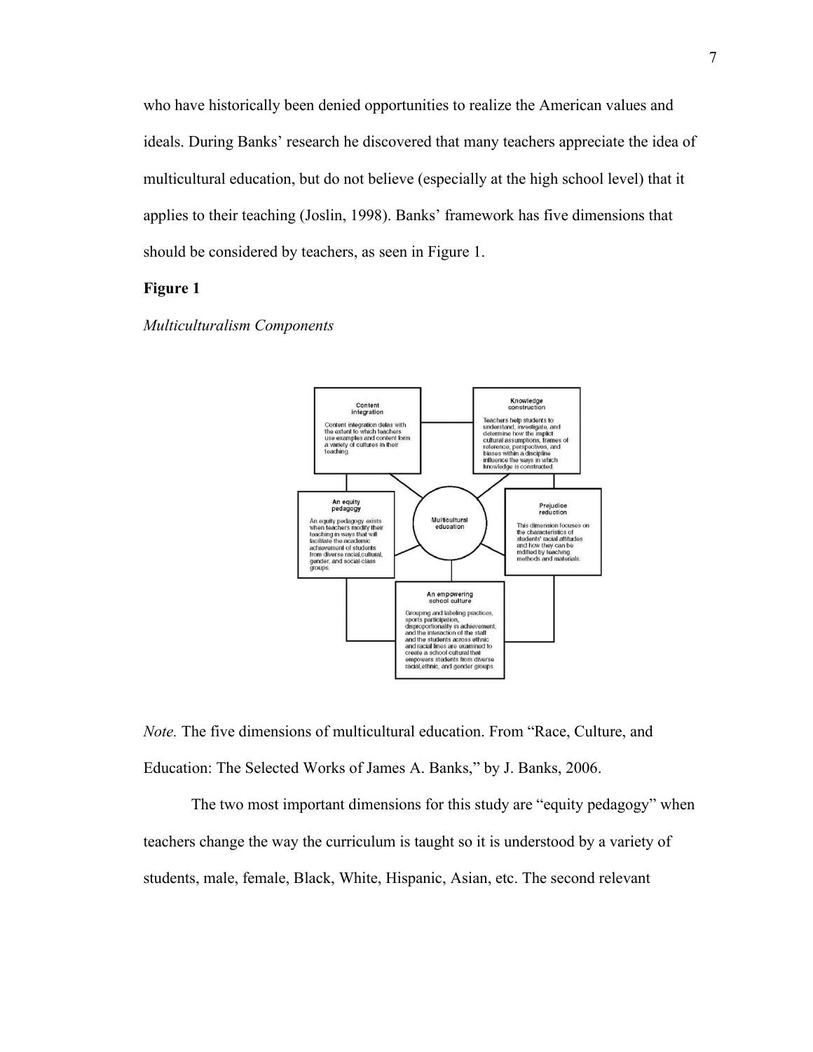who have historically been denied opportunities to realize the American values and ideals. During Banks' research he discovered that many teachers appreciate the idea of multicultural education, but do not believe (especially at the high school level) that it applies to their teaching (Joslin, 1998). Banks' framework has five dimensions that should be considered by teachers, as seen in Figure 1.

**Figure 1**

*Multiculturalism Components*

*Note.* The five dimensions of multicultural education. From "Race, Culture, and Education: The Selected Works of James A. Banks," by J. Banks, 2006.

The two most important dimensions for this study are "equity pedagogy" when teachers change the way the curriculum is taught so it is understood by a variety of students, male, female, Black, White, Hispanic, Asian, etc. The second relevant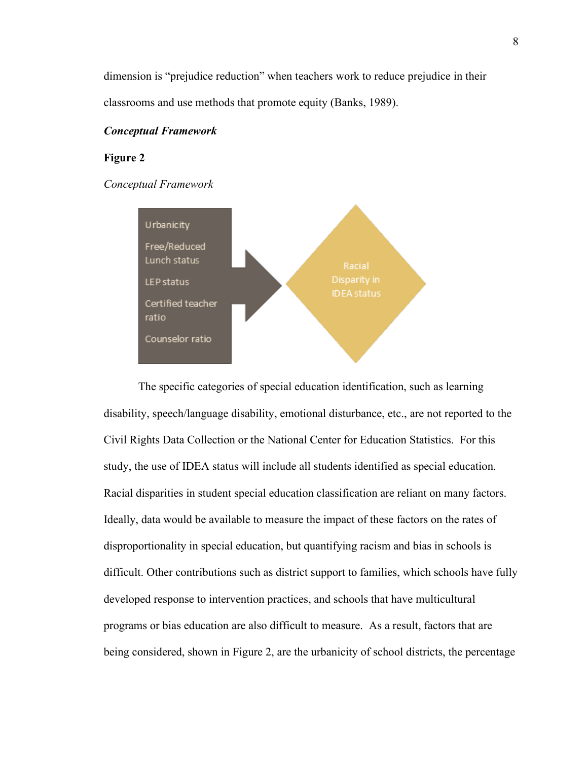dimension is "prejudice reduction" when teachers work to reduce prejudice in their classrooms and use methods that promote equity (Banks, 1989).

### ***Conceptual Framework***

**Figure 2**

*Conceptual Framework*

Urbanicity

Free/Reduced Lunch status

LEP status

Certified teacher ratio

Counselor ratio

Racial Disparity in IDEA status

The specific categories of special education identification, such as learning disability, speech/language disability, emotional disturbance, etc., are not reported to the Civil Rights Data Collection or the National Center for Education Statistics. For this study, the use of IDEA status will include all students identified as special education. Racial disparities in student special education classification are reliant on many factors. Ideally, data would be available to measure the impact of these factors on the rates of disproportionality in special education, but quantifying racism and bias in schools is difficult. Other contributions such as district support to families, which schools have fully developed response to intervention practices, and schools that have multicultural programs or bias education are also difficult to measure. As a result, factors that are being considered, shown in Figure 2, are the urbanicity of school districts, the percentage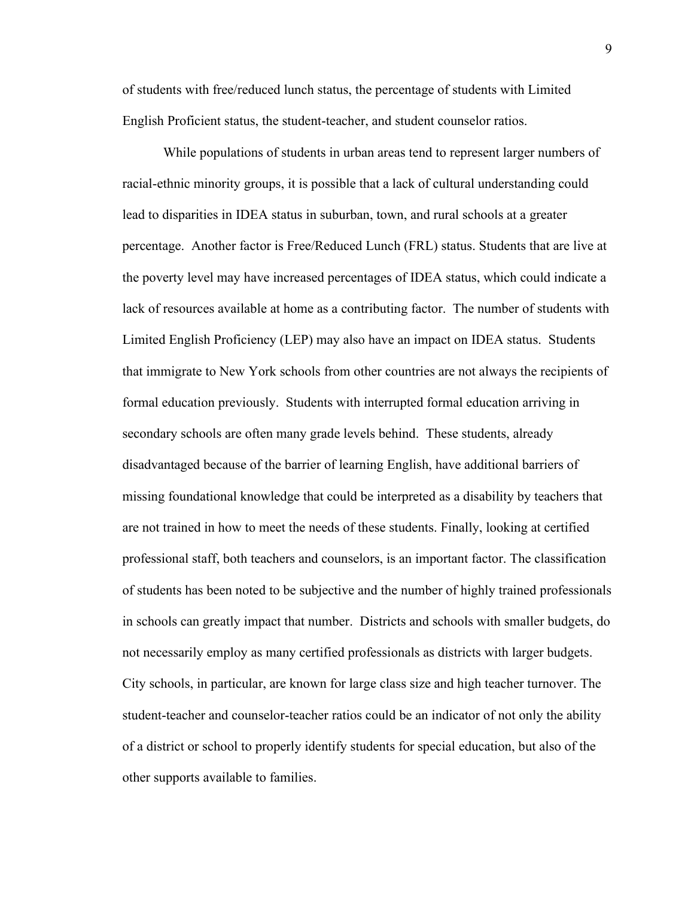of students with free/reduced lunch status, the percentage of students with Limited English Proficient status, the student-teacher, and student counselor ratios.

While populations of students in urban areas tend to represent larger numbers of racial-ethnic minority groups, it is possible that a lack of cultural understanding could lead to disparities in IDEA status in suburban, town, and rural schools at a greater percentage. Another factor is Free/Reduced Lunch (FRL) status. Students that are live at the poverty level may have increased percentages of IDEA status, which could indicate a lack of resources available at home as a contributing factor. The number of students with Limited English Proficiency (LEP) may also have an impact on IDEA status. Students that immigrate to New York schools from other countries are not always the recipients of formal education previously. Students with interrupted formal education arriving in secondary schools are often many grade levels behind. These students, already disadvantaged because of the barrier of learning English, have additional barriers of missing foundational knowledge that could be interpreted as a disability by teachers that are not trained in how to meet the needs of these students. Finally, looking at certified professional staff, both teachers and counselors, is an important factor. The classification of students has been noted to be subjective and the number of highly trained professionals in schools can greatly impact that number. Districts and schools with smaller budgets, do not necessarily employ as many certified professionals as districts with larger budgets. City schools, in particular, are known for large class size and high teacher turnover. The student-teacher and counselor-teacher ratios could be an indicator of not only the ability of a district or school to properly identify students for special education, but also of the other supports available to families.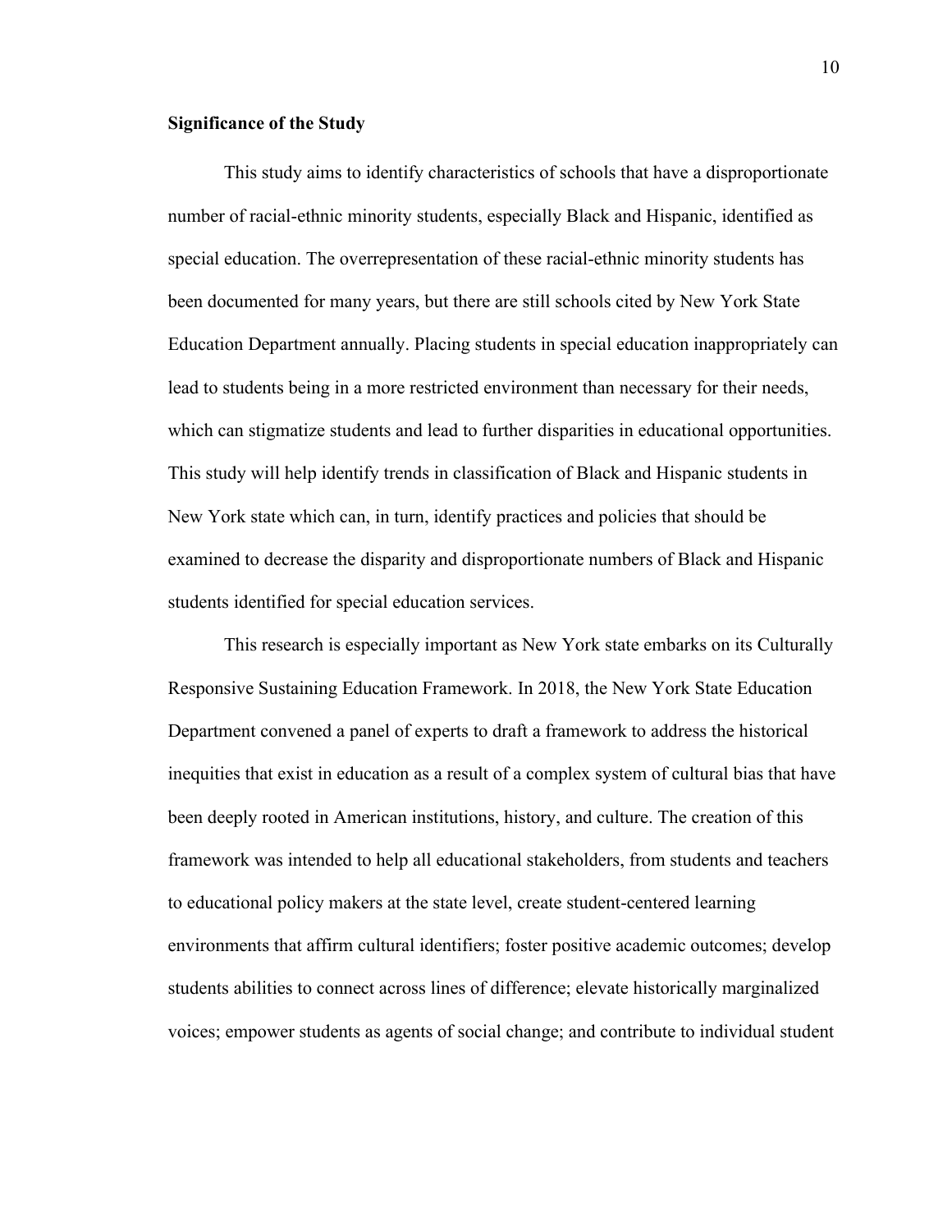**Significance of the Study**

This study aims to identify characteristics of schools that have a disproportionate number of racial-ethnic minority students, especially Black and Hispanic, identified as special education. The overrepresentation of these racial-ethnic minority students has been documented for many years, but there are still schools cited by New York State Education Department annually. Placing students in special education inappropriately can lead to students being in a more restricted environment than necessary for their needs, which can stigmatize students and lead to further disparities in educational opportunities. This study will help identify trends in classification of Black and Hispanic students in New York state which can, in turn, identify practices and policies that should be examined to decrease the disparity and disproportionate numbers of Black and Hispanic students identified for special education services.

This research is especially important as New York state embarks on its Culturally Responsive Sustaining Education Framework. In 2018, the New York State Education Department convened a panel of experts to draft a framework to address the historical inequities that exist in education as a result of a complex system of cultural bias that have been deeply rooted in American institutions, history, and culture. The creation of this framework was intended to help all educational stakeholders, from students and teachers to educational policy makers at the state level, create student-centered learning environments that affirm cultural identifiers; foster positive academic outcomes; develop students abilities to connect across lines of difference; elevate historically marginalized voices; empower students as agents of social change; and contribute to individual student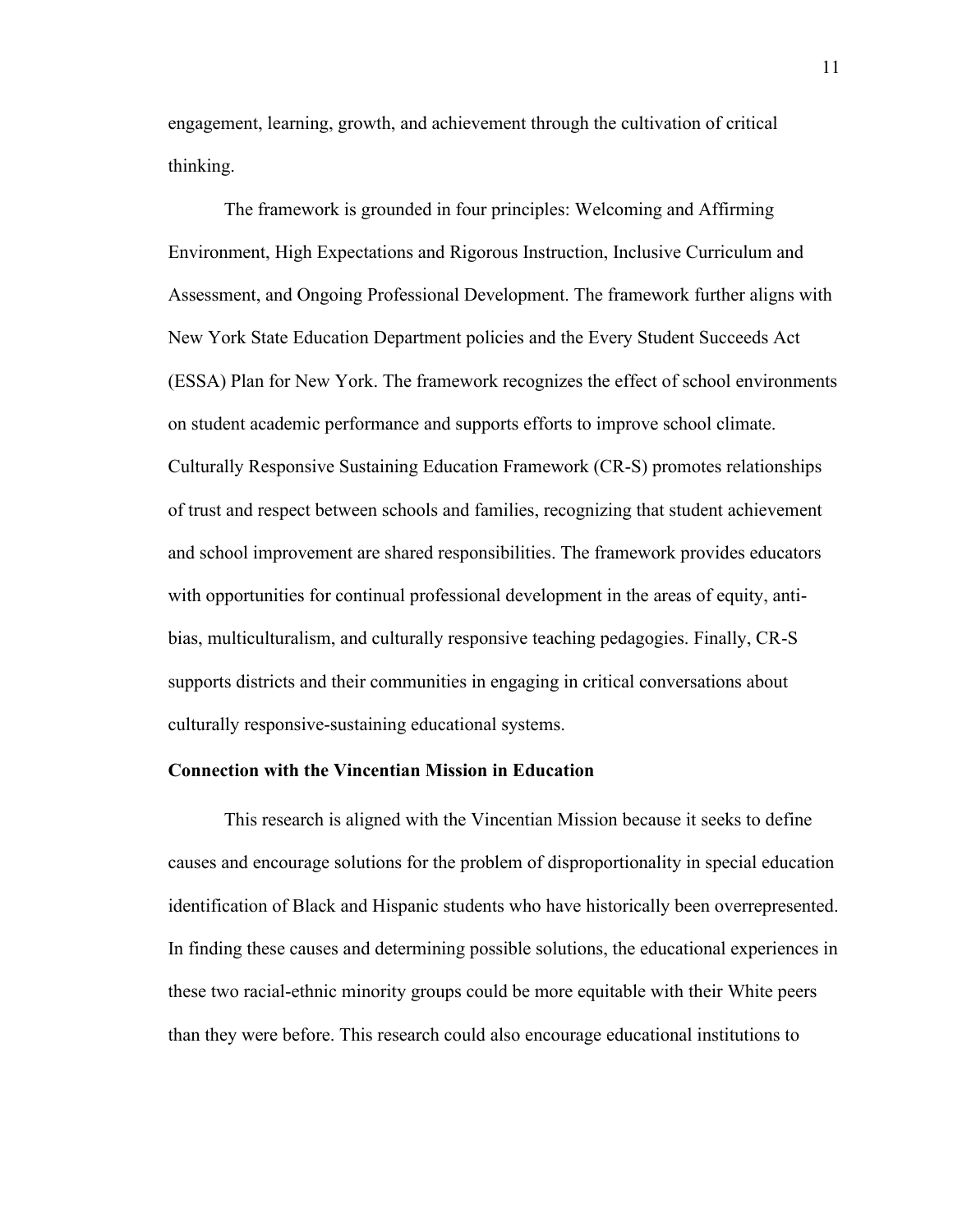engagement, learning, growth, and achievement through the cultivation of critical thinking.

The framework is grounded in four principles: Welcoming and Affirming Environment, High Expectations and Rigorous Instruction, Inclusive Curriculum and Assessment, and Ongoing Professional Development. The framework further aligns with New York State Education Department policies and the Every Student Succeeds Act (ESSA) Plan for New York. The framework recognizes the effect of school environments on student academic performance and supports efforts to improve school climate. Culturally Responsive Sustaining Education Framework (CR-S) promotes relationships of trust and respect between schools and families, recognizing that student achievement and school improvement are shared responsibilities. The framework provides educators with opportunities for continual professional development in the areas of equity, anti-bias, multiculturalism, and culturally responsive teaching pedagogies. Finally, CR-S supports districts and their communities in engaging in critical conversations about culturally responsive-sustaining educational systems.

**Connection with the Vincentian Mission in Education**

This research is aligned with the Vincentian Mission because it seeks to define causes and encourage solutions for the problem of disproportionality in special education identification of Black and Hispanic students who have historically been overrepresented. In finding these causes and determining possible solutions, the educational experiences in these two racial-ethnic minority groups could be more equitable with their White peers than they were before. This research could also encourage educational institutions to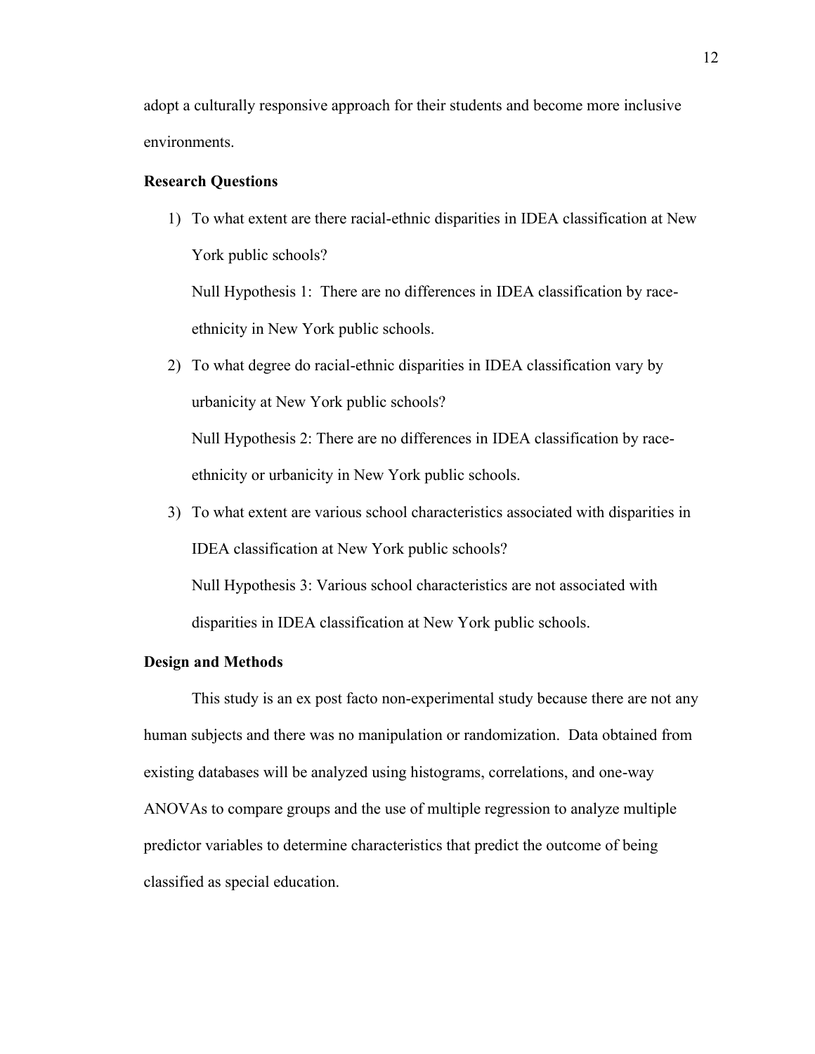adopt a culturally responsive approach for their students and become more inclusive environments.

### Research Questions

1) To what extent are there racial-ethnic disparities in IDEA classification at New York public schools?

   Null Hypothesis 1: There are no differences in IDEA classification by race-ethnicity in New York public schools.

2) To what degree do racial-ethnic disparities in IDEA classification vary by urbanicity at New York public schools?

   Null Hypothesis 2: There are no differences in IDEA classification by race-ethnicity or urbanicity in New York public schools.

3) To what extent are various school characteristics associated with disparities in IDEA classification at New York public schools?

   Null Hypothesis 3: Various school characteristics are not associated with disparities in IDEA classification at New York public schools.

### Design and Methods

This study is an ex post facto non-experimental study because there are not any human subjects and there was no manipulation or randomization. Data obtained from existing databases will be analyzed using histograms, correlations, and one-way ANOVAs to compare groups and the use of multiple regression to analyze multiple predictor variables to determine characteristics that predict the outcome of being classified as special education.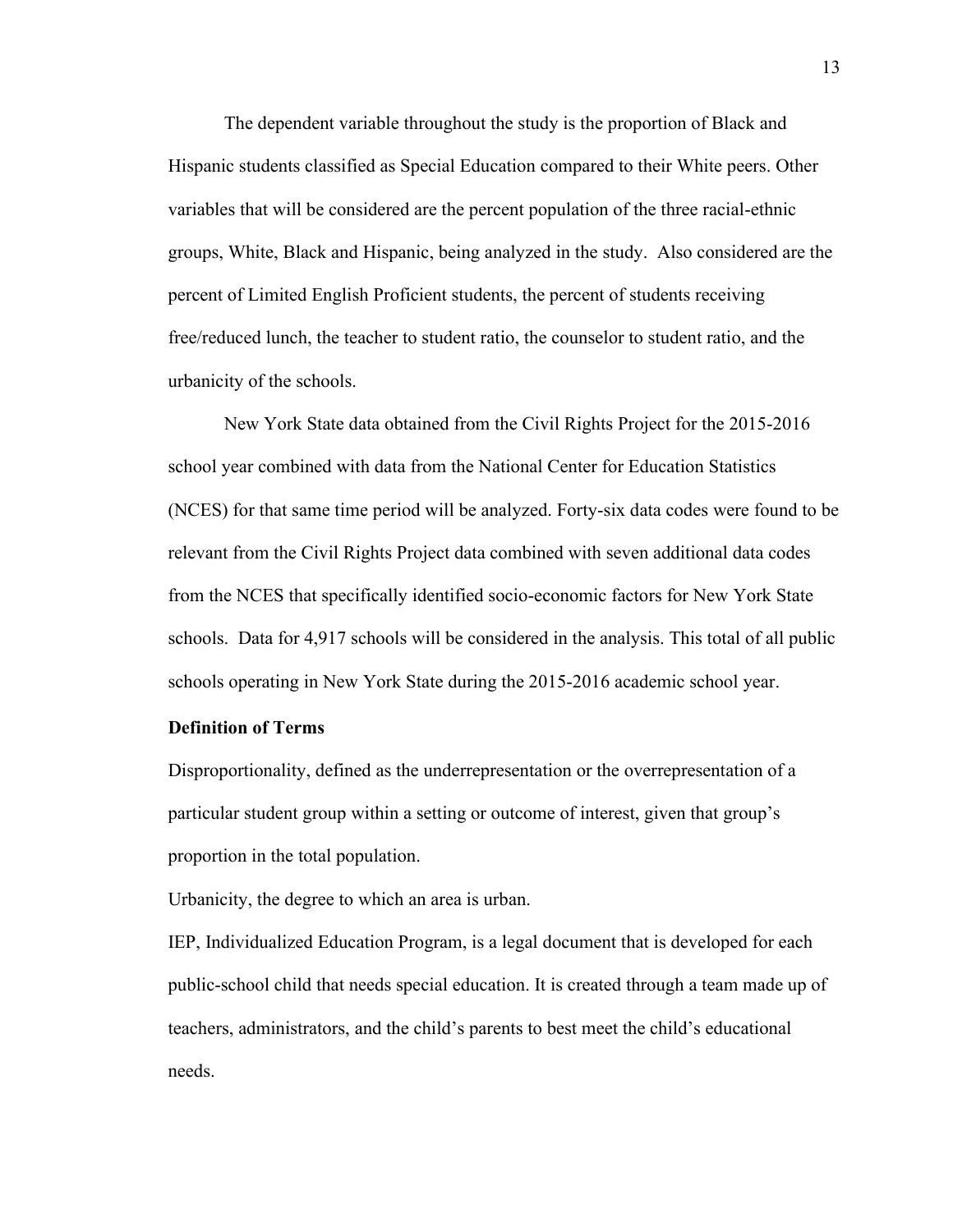The dependent variable throughout the study is the proportion of Black and Hispanic students classified as Special Education compared to their White peers. Other variables that will be considered are the percent population of the three racial-ethnic groups, White, Black and Hispanic, being analyzed in the study. Also considered are the percent of Limited English Proficient students, the percent of students receiving free/reduced lunch, the teacher to student ratio, the counselor to student ratio, and the urbanicity of the schools.

New York State data obtained from the Civil Rights Project for the 2015-2016 school year combined with data from the National Center for Education Statistics (NCES) for that same time period will be analyzed. Forty-six data codes were found to be relevant from the Civil Rights Project data combined with seven additional data codes from the NCES that specifically identified socio-economic factors for New York State schools. Data for 4,917 schools will be considered in the analysis. This total of all public schools operating in New York State during the 2015-2016 academic school year.

**Definition of Terms**

Disproportionality, defined as the underrepresentation or the overrepresentation of a particular student group within a setting or outcome of interest, given that group's proportion in the total population.

Urbanicity, the degree to which an area is urban.

IEP, Individualized Education Program, is a legal document that is developed for each public-school child that needs special education. It is created through a team made up of teachers, administrators, and the child's parents to best meet the child's educational needs.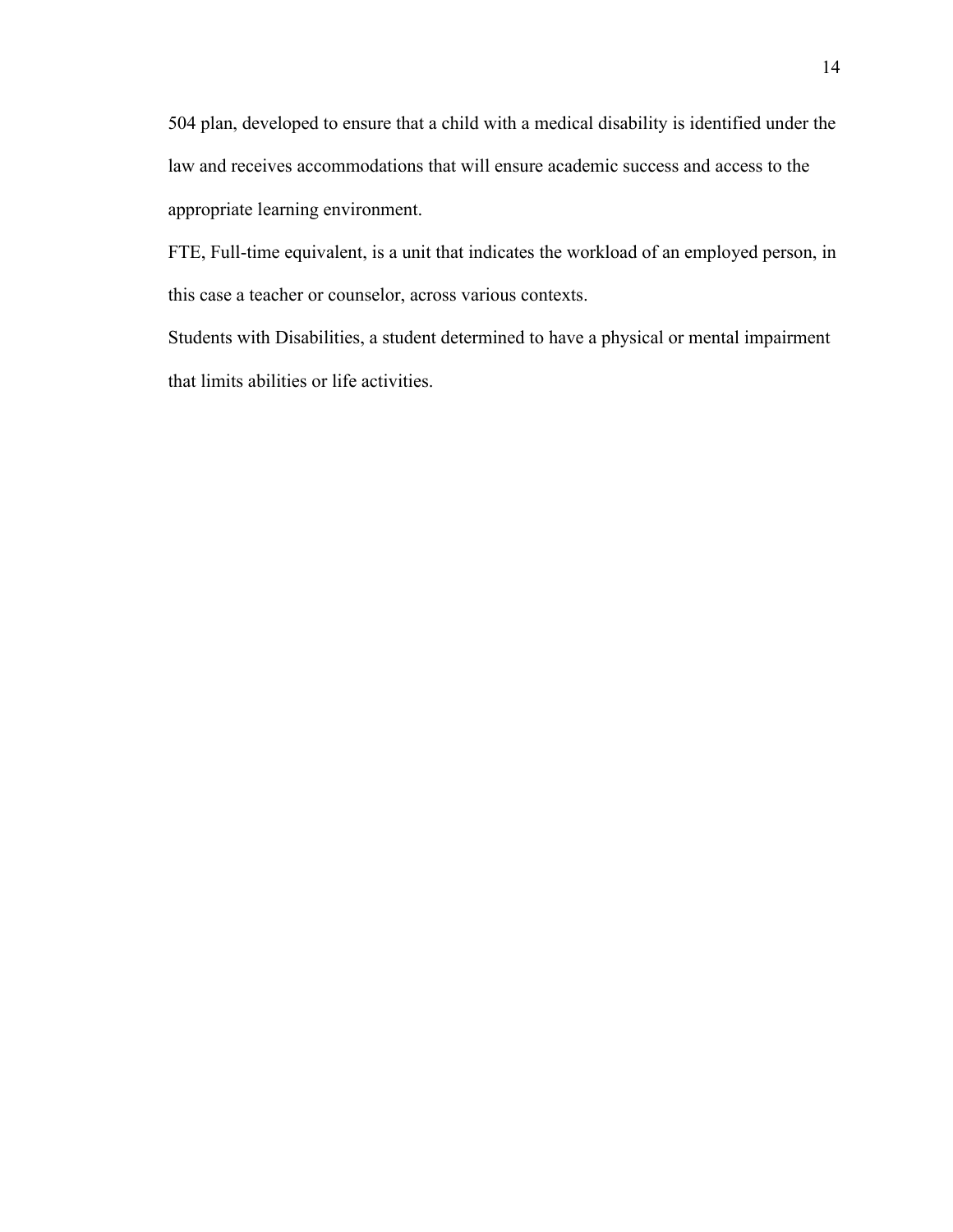504 plan, developed to ensure that a child with a medical disability is identified under the law and receives accommodations that will ensure academic success and access to the appropriate learning environment.

FTE, Full-time equivalent, is a unit that indicates the workload of an employed person, in this case a teacher or counselor, across various contexts.

Students with Disabilities, a student determined to have a physical or mental impairment that limits abilities or life activities.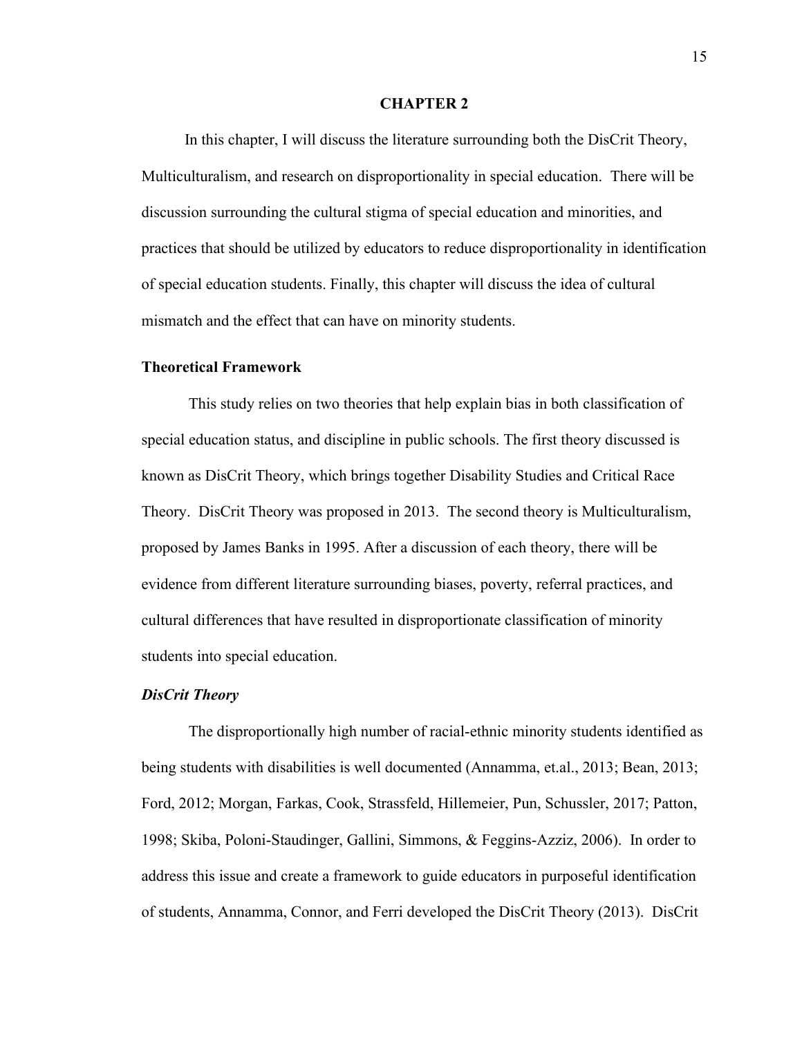# CHAPTER 2

In this chapter, I will discuss the literature surrounding both the DisCrit Theory, Multiculturalism, and research on disproportionality in special education. There will be discussion surrounding the cultural stigma of special education and minorities, and practices that should be utilized by educators to reduce disproportionality in identification of special education students. Finally, this chapter will discuss the idea of cultural mismatch and the effect that can have on minority students.

## Theoretical Framework

This study relies on two theories that help explain bias in both classification of special education status, and discipline in public schools. The first theory discussed is known as DisCrit Theory, which brings together Disability Studies and Critical Race Theory. DisCrit Theory was proposed in 2013. The second theory is Multiculturalism, proposed by James Banks in 1995. After a discussion of each theory, there will be evidence from different literature surrounding biases, poverty, referral practices, and cultural differences that have resulted in disproportionate classification of minority students into special education.

### *DisCrit Theory*

The disproportionally high number of racial-ethnic minority students identified as being students with disabilities is well documented (Annamma, et.al., 2013; Bean, 2013; Ford, 2012; Morgan, Farkas, Cook, Strassfeld, Hillemeier, Pun, Schussler, 2017; Patton, 1998; Skiba, Poloni-Staudinger, Gallini, Simmons, & Feggins-Azziz, 2006). In order to address this issue and create a framework to guide educators in purposeful identification of students, Annamma, Connor, and Ferri developed the DisCrit Theory (2013). DisCrit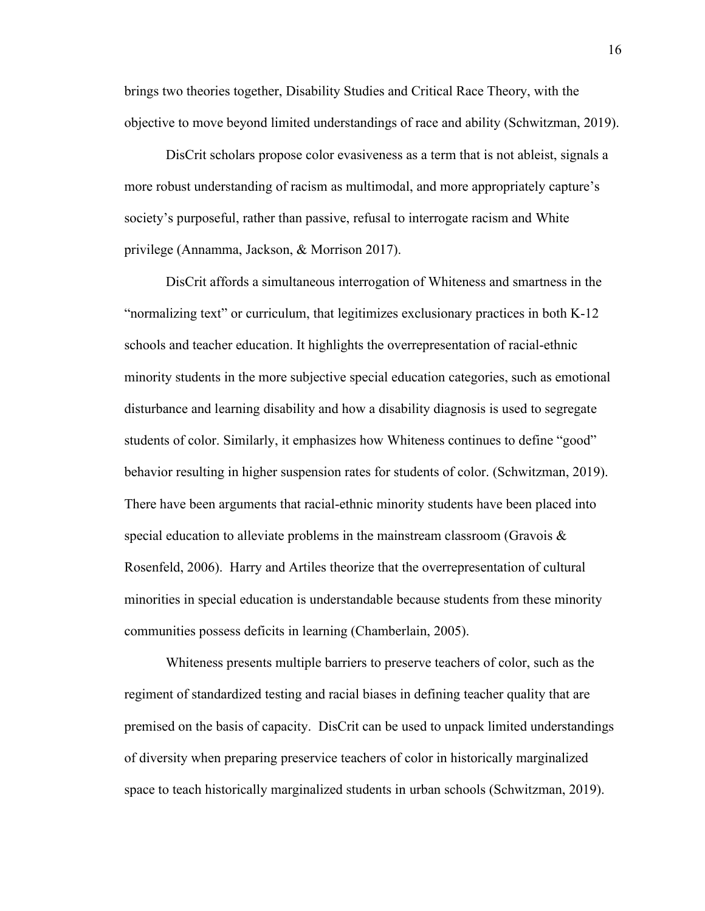brings two theories together, Disability Studies and Critical Race Theory, with the objective to move beyond limited understandings of race and ability (Schwitzman, 2019).

DisCrit scholars propose color evasiveness as a term that is not ableist, signals a more robust understanding of racism as multimodal, and more appropriately capture's society's purposeful, rather than passive, refusal to interrogate racism and White privilege (Annamma, Jackson, & Morrison 2017).

DisCrit affords a simultaneous interrogation of Whiteness and smartness in the "normalizing text" or curriculum, that legitimizes exclusionary practices in both K-12 schools and teacher education. It highlights the overrepresentation of racial-ethnic minority students in the more subjective special education categories, such as emotional disturbance and learning disability and how a disability diagnosis is used to segregate students of color. Similarly, it emphasizes how Whiteness continues to define "good" behavior resulting in higher suspension rates for students of color. (Schwitzman, 2019). There have been arguments that racial-ethnic minority students have been placed into special education to alleviate problems in the mainstream classroom (Gravois & Rosenfeld, 2006). Harry and Artiles theorize that the overrepresentation of cultural minorities in special education is understandable because students from these minority communities possess deficits in learning (Chamberlain, 2005).

Whiteness presents multiple barriers to preserve teachers of color, such as the regiment of standardized testing and racial biases in defining teacher quality that are premised on the basis of capacity. DisCrit can be used to unpack limited understandings of diversity when preparing preservice teachers of color in historically marginalized space to teach historically marginalized students in urban schools (Schwitzman, 2019).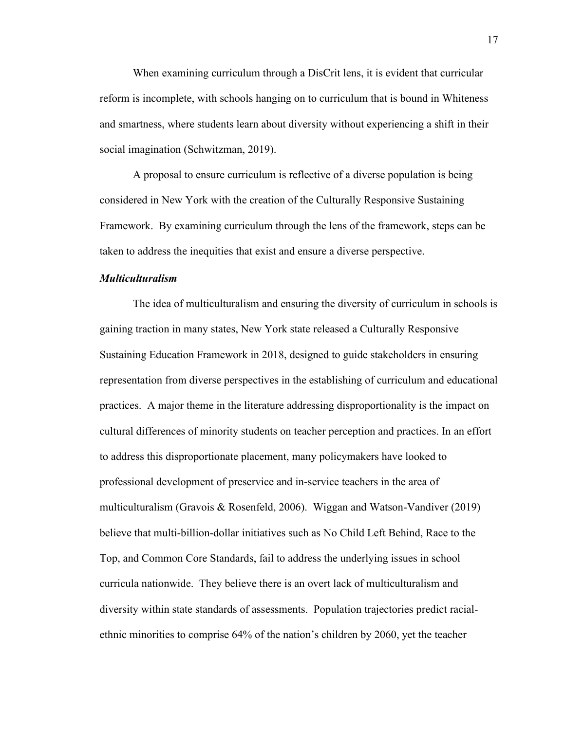When examining curriculum through a DisCrit lens, it is evident that curricular reform is incomplete, with schools hanging on to curriculum that is bound in Whiteness and smartness, where students learn about diversity without experiencing a shift in their social imagination (Schwitzman, 2019).

A proposal to ensure curriculum is reflective of a diverse population is being considered in New York with the creation of the Culturally Responsive Sustaining Framework. By examining curriculum through the lens of the framework, steps can be taken to address the inequities that exist and ensure a diverse perspective.

### *Multiculturalism*

The idea of multiculturalism and ensuring the diversity of curriculum in schools is gaining traction in many states, New York state released a Culturally Responsive Sustaining Education Framework in 2018, designed to guide stakeholders in ensuring representation from diverse perspectives in the establishing of curriculum and educational practices. A major theme in the literature addressing disproportionality is the impact on cultural differences of minority students on teacher perception and practices. In an effort to address this disproportionate placement, many policymakers have looked to professional development of preservice and in-service teachers in the area of multiculturalism (Gravois & Rosenfeld, 2006). Wiggan and Watson-Vandiver (2019) believe that multi-billion-dollar initiatives such as No Child Left Behind, Race to the Top, and Common Core Standards, fail to address the underlying issues in school curricula nationwide. They believe there is an overt lack of multiculturalism and diversity within state standards of assessments. Population trajectories predict racial-ethnic minorities to comprise 64% of the nation's children by 2060, yet the teacher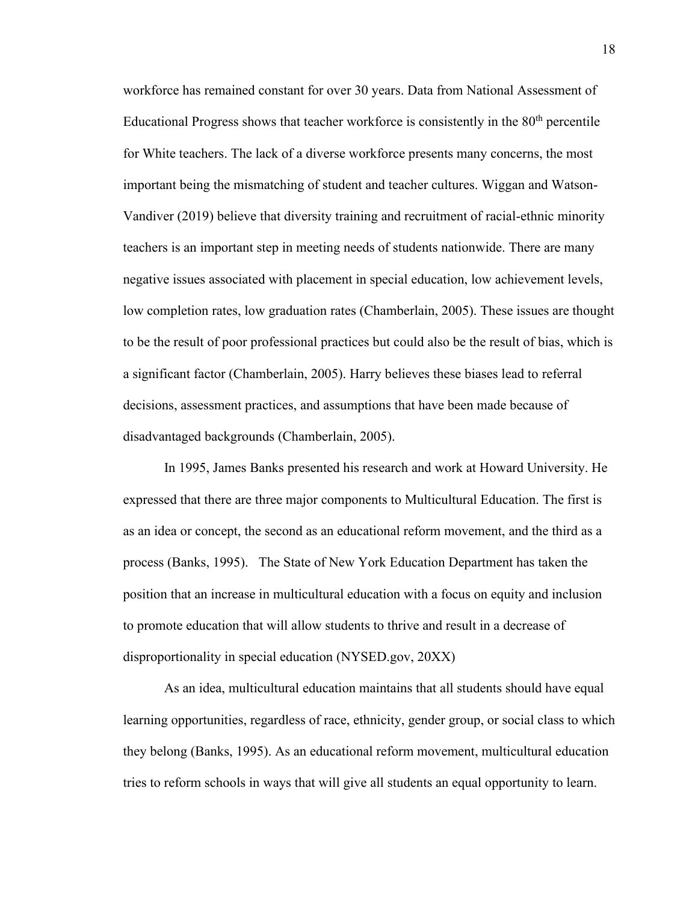workforce has remained constant for over 30 years. Data from National Assessment of Educational Progress shows that teacher workforce is consistently in the 80$^{th}$ percentile for White teachers. The lack of a diverse workforce presents many concerns, the most important being the mismatching of student and teacher cultures. Wiggan and Watson-Vandiver (2019) believe that diversity training and recruitment of racial-ethnic minority teachers is an important step in meeting needs of students nationwide. There are many negative issues associated with placement in special education, low achievement levels, low completion rates, low graduation rates (Chamberlain, 2005). These issues are thought to be the result of poor professional practices but could also be the result of bias, which is a significant factor (Chamberlain, 2005). Harry believes these biases lead to referral decisions, assessment practices, and assumptions that have been made because of disadvantaged backgrounds (Chamberlain, 2005).

In 1995, James Banks presented his research and work at Howard University. He expressed that there are three major components to Multicultural Education. The first is as an idea or concept, the second as an educational reform movement, and the third as a process (Banks, 1995). The State of New York Education Department has taken the position that an increase in multicultural education with a focus on equity and inclusion to promote education that will allow students to thrive and result in a decrease of disproportionality in special education (NYSED.gov, 20XX)

As an idea, multicultural education maintains that all students should have equal learning opportunities, regardless of race, ethnicity, gender group, or social class to which they belong (Banks, 1995). As an educational reform movement, multicultural education tries to reform schools in ways that will give all students an equal opportunity to learn.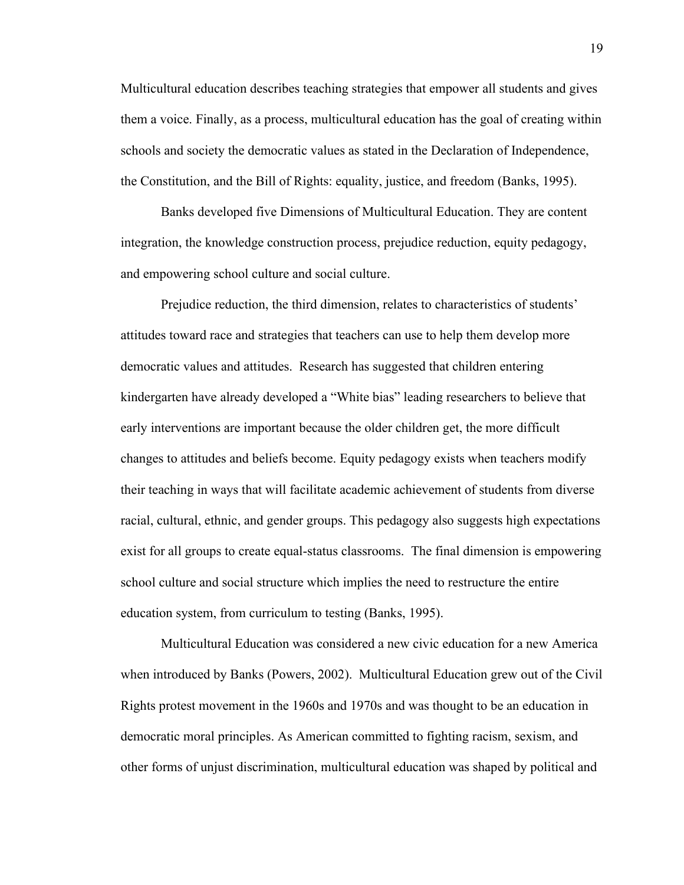Multicultural education describes teaching strategies that empower all students and gives them a voice. Finally, as a process, multicultural education has the goal of creating within schools and society the democratic values as stated in the Declaration of Independence, the Constitution, and the Bill of Rights: equality, justice, and freedom (Banks, 1995).

Banks developed five Dimensions of Multicultural Education. They are content integration, the knowledge construction process, prejudice reduction, equity pedagogy, and empowering school culture and social culture.

Prejudice reduction, the third dimension, relates to characteristics of students' attitudes toward race and strategies that teachers can use to help them develop more democratic values and attitudes. Research has suggested that children entering kindergarten have already developed a "White bias" leading researchers to believe that early interventions are important because the older children get, the more difficult changes to attitudes and beliefs become. Equity pedagogy exists when teachers modify their teaching in ways that will facilitate academic achievement of students from diverse racial, cultural, ethnic, and gender groups. This pedagogy also suggests high expectations exist for all groups to create equal-status classrooms. The final dimension is empowering school culture and social structure which implies the need to restructure the entire education system, from curriculum to testing (Banks, 1995).

Multicultural Education was considered a new civic education for a new America when introduced by Banks (Powers, 2002). Multicultural Education grew out of the Civil Rights protest movement in the 1960s and 1970s and was thought to be an education in democratic moral principles. As American committed to fighting racism, sexism, and other forms of unjust discrimination, multicultural education was shaped by political and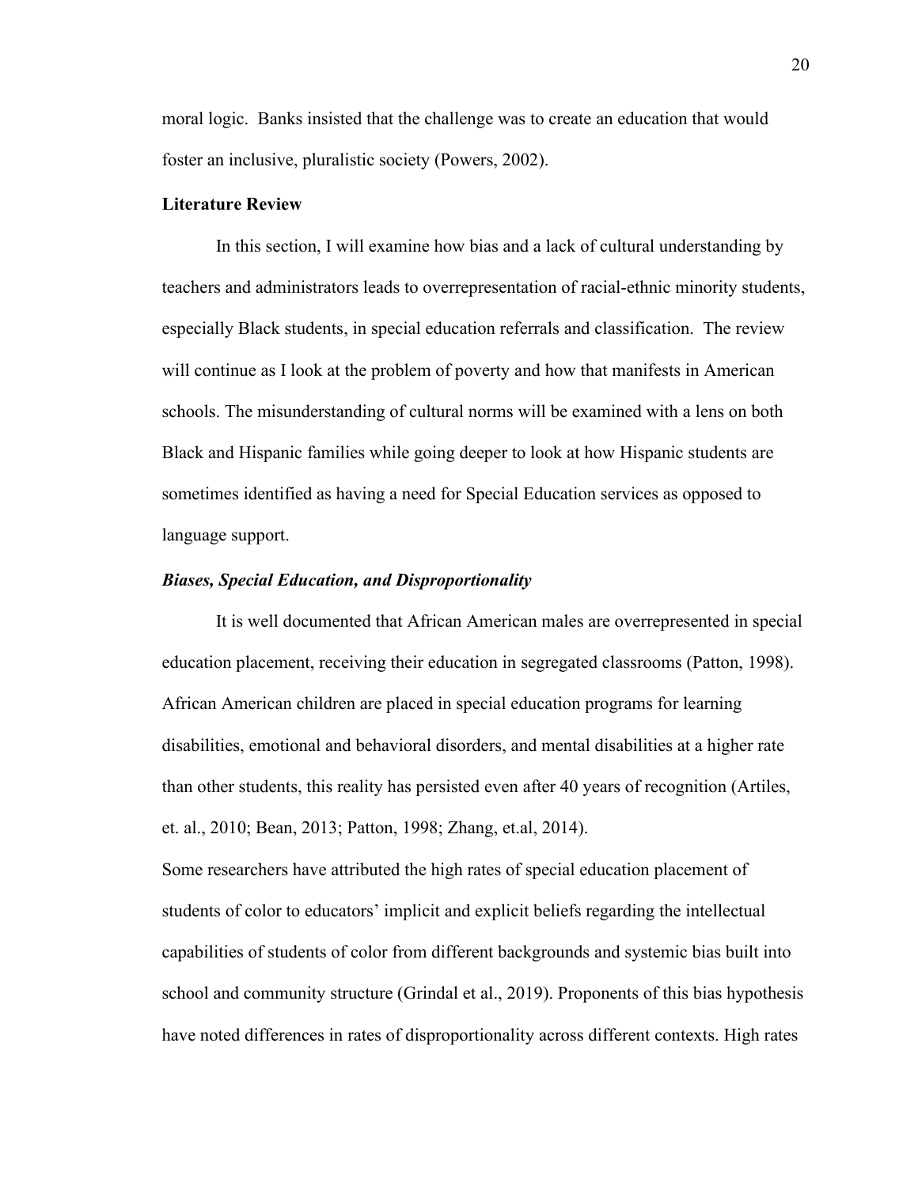moral logic. Banks insisted that the challenge was to create an education that would foster an inclusive, pluralistic society (Powers, 2002).

## Literature Review

In this section, I will examine how bias and a lack of cultural understanding by teachers and administrators leads to overrepresentation of racial-ethnic minority students, especially Black students, in special education referrals and classification. The review will continue as I look at the problem of poverty and how that manifests in American schools. The misunderstanding of cultural norms will be examined with a lens on both Black and Hispanic families while going deeper to look at how Hispanic students are sometimes identified as having a need for Special Education services as opposed to language support.

### *Biases, Special Education, and Disproportionality*

It is well documented that African American males are overrepresented in special education placement, receiving their education in segregated classrooms (Patton, 1998). African American children are placed in special education programs for learning disabilities, emotional and behavioral disorders, and mental disabilities at a higher rate than other students, this reality has persisted even after 40 years of recognition (Artiles, et. al., 2010; Bean, 2013; Patton, 1998; Zhang, et.al, 2014).

Some researchers have attributed the high rates of special education placement of students of color to educators' implicit and explicit beliefs regarding the intellectual capabilities of students of color from different backgrounds and systemic bias built into school and community structure (Grindal et al., 2019). Proponents of this bias hypothesis have noted differences in rates of disproportionality across different contexts. High rates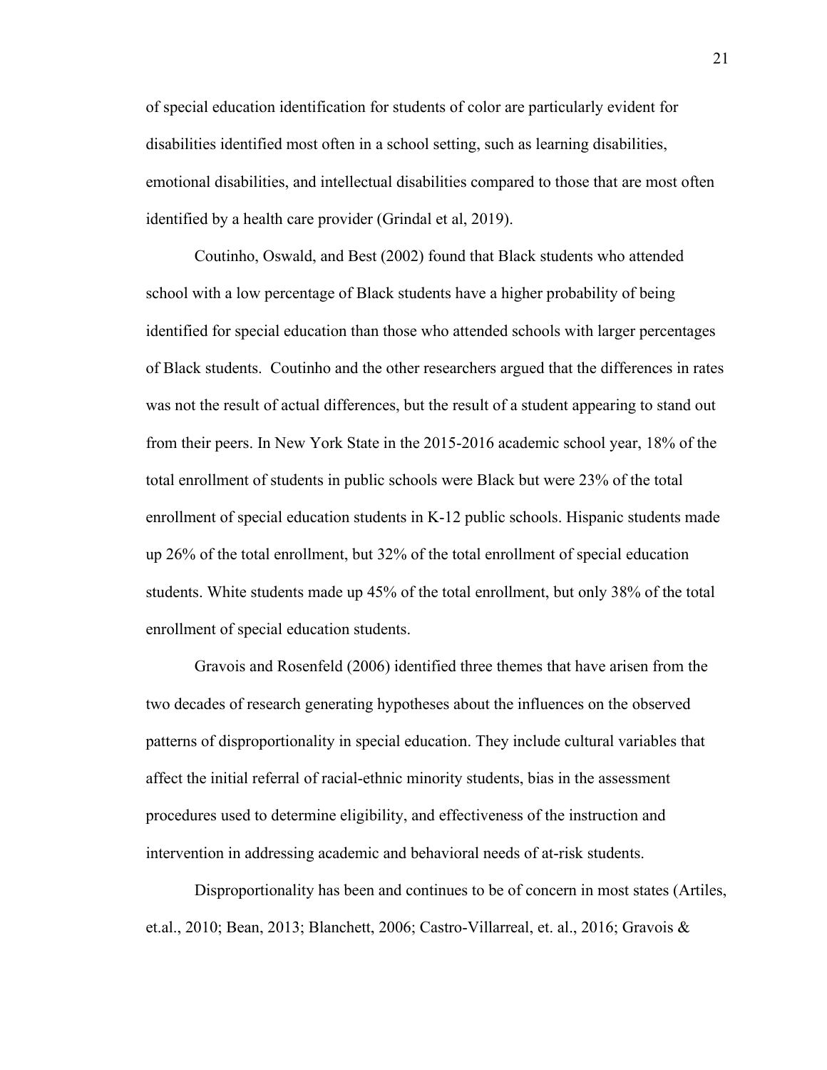of special education identification for students of color are particularly evident for disabilities identified most often in a school setting, such as learning disabilities, emotional disabilities, and intellectual disabilities compared to those that are most often identified by a health care provider (Grindal et al, 2019).

Coutinho, Oswald, and Best (2002) found that Black students who attended school with a low percentage of Black students have a higher probability of being identified for special education than those who attended schools with larger percentages of Black students. Coutinho and the other researchers argued that the differences in rates was not the result of actual differences, but the result of a student appearing to stand out from their peers. In New York State in the 2015-2016 academic school year, 18% of the total enrollment of students in public schools were Black but were 23% of the total enrollment of special education students in K-12 public schools. Hispanic students made up 26% of the total enrollment, but 32% of the total enrollment of special education students. White students made up 45% of the total enrollment, but only 38% of the total enrollment of special education students.

Gravois and Rosenfeld (2006) identified three themes that have arisen from the two decades of research generating hypotheses about the influences on the observed patterns of disproportionality in special education. They include cultural variables that affect the initial referral of racial-ethnic minority students, bias in the assessment procedures used to determine eligibility, and effectiveness of the instruction and intervention in addressing academic and behavioral needs of at-risk students.

Disproportionality has been and continues to be of concern in most states (Artiles, et.al., 2010; Bean, 2013; Blanchett, 2006; Castro-Villarreal, et. al., 2016; Gravois &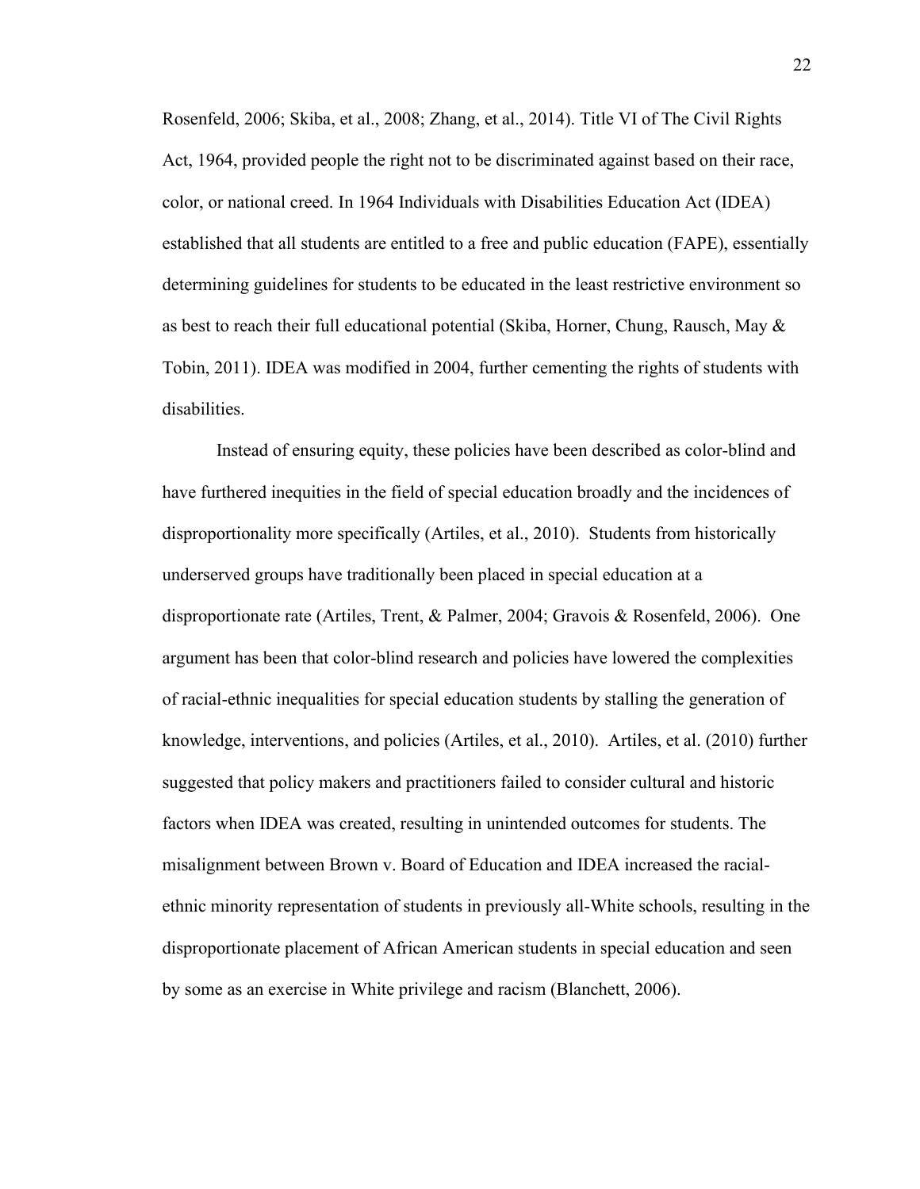Rosenfeld, 2006; Skiba, et al., 2008; Zhang, et al., 2014). Title VI of The Civil Rights Act, 1964, provided people the right not to be discriminated against based on their race, color, or national creed. In 1964 Individuals with Disabilities Education Act (IDEA) established that all students are entitled to a free and public education (FAPE), essentially determining guidelines for students to be educated in the least restrictive environment so as best to reach their full educational potential (Skiba, Horner, Chung, Rausch, May & Tobin, 2011). IDEA was modified in 2004, further cementing the rights of students with disabilities.

Instead of ensuring equity, these policies have been described as color-blind and have furthered inequities in the field of special education broadly and the incidences of disproportionality more specifically (Artiles, et al., 2010). Students from historically underserved groups have traditionally been placed in special education at a disproportionate rate (Artiles, Trent, & Palmer, 2004; Gravois & Rosenfeld, 2006). One argument has been that color-blind research and policies have lowered the complexities of racial-ethnic inequalities for special education students by stalling the generation of knowledge, interventions, and policies (Artiles, et al., 2010). Artiles, et al. (2010) further suggested that policy makers and practitioners failed to consider cultural and historic factors when IDEA was created, resulting in unintended outcomes for students. The misalignment between Brown v. Board of Education and IDEA increased the racial-ethnic minority representation of students in previously all-White schools, resulting in the disproportionate placement of African American students in special education and seen by some as an exercise in White privilege and racism (Blanchett, 2006).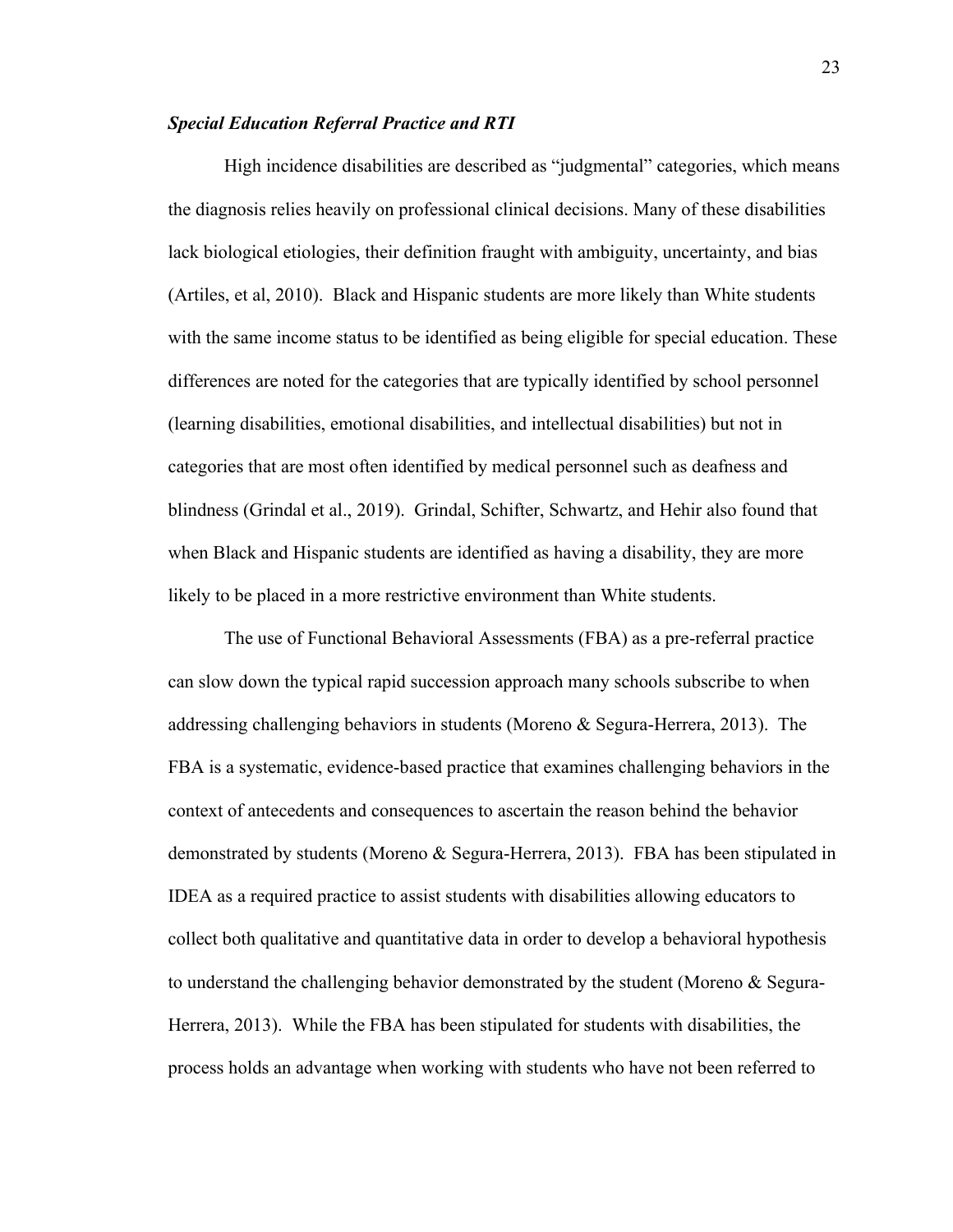### *Special Education Referral Practice and RTI*

High incidence disabilities are described as "judgmental" categories, which means the diagnosis relies heavily on professional clinical decisions. Many of these disabilities lack biological etiologies, their definition fraught with ambiguity, uncertainty, and bias (Artiles, et al, 2010). Black and Hispanic students are more likely than White students with the same income status to be identified as being eligible for special education. These differences are noted for the categories that are typically identified by school personnel (learning disabilities, emotional disabilities, and intellectual disabilities) but not in categories that are most often identified by medical personnel such as deafness and blindness (Grindal et al., 2019). Grindal, Schifter, Schwartz, and Hehir also found that when Black and Hispanic students are identified as having a disability, they are more likely to be placed in a more restrictive environment than White students.

The use of Functional Behavioral Assessments (FBA) as a pre-referral practice can slow down the typical rapid succession approach many schools subscribe to when addressing challenging behaviors in students (Moreno & Segura-Herrera, 2013). The FBA is a systematic, evidence-based practice that examines challenging behaviors in the context of antecedents and consequences to ascertain the reason behind the behavior demonstrated by students (Moreno & Segura-Herrera, 2013). FBA has been stipulated in IDEA as a required practice to assist students with disabilities allowing educators to collect both qualitative and quantitative data in order to develop a behavioral hypothesis to understand the challenging behavior demonstrated by the student (Moreno & Segura-Herrera, 2013). While the FBA has been stipulated for students with disabilities, the process holds an advantage when working with students who have not been referred to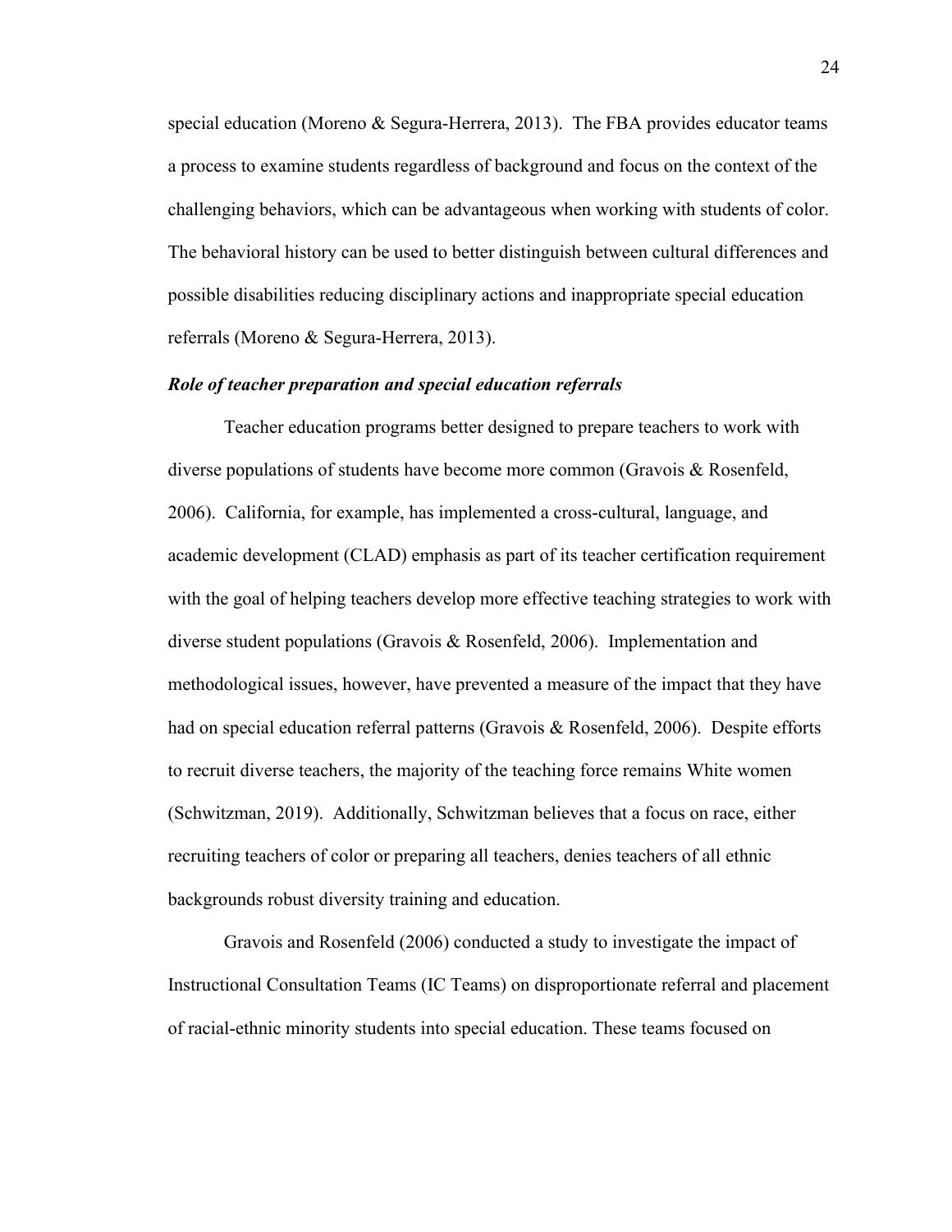special education (Moreno & Segura-Herrera, 2013). The FBA provides educator teams a process to examine students regardless of background and focus on the context of the challenging behaviors, which can be advantageous when working with students of color. The behavioral history can be used to better distinguish between cultural differences and possible disabilities reducing disciplinary actions and inappropriate special education referrals (Moreno & Segura-Herrera, 2013).

### ***Role of teacher preparation and special education referrals***

Teacher education programs better designed to prepare teachers to work with diverse populations of students have become more common (Gravois & Rosenfeld, 2006). California, for example, has implemented a cross-cultural, language, and academic development (CLAD) emphasis as part of its teacher certification requirement with the goal of helping teachers develop more effective teaching strategies to work with diverse student populations (Gravois & Rosenfeld, 2006). Implementation and methodological issues, however, have prevented a measure of the impact that they have had on special education referral patterns (Gravois & Rosenfeld, 2006). Despite efforts to recruit diverse teachers, the majority of the teaching force remains White women (Schwitzman, 2019). Additionally, Schwitzman believes that a focus on race, either recruiting teachers of color or preparing all teachers, denies teachers of all ethnic backgrounds robust diversity training and education.

Gravois and Rosenfeld (2006) conducted a study to investigate the impact of Instructional Consultation Teams (IC Teams) on disproportionate referral and placement of racial-ethnic minority students into special education. These teams focused on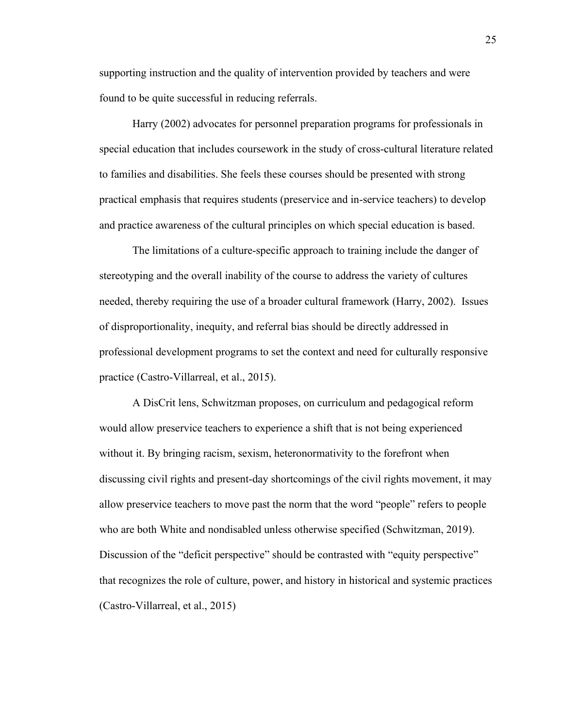supporting instruction and the quality of intervention provided by teachers and were found to be quite successful in reducing referrals.

Harry (2002) advocates for personnel preparation programs for professionals in special education that includes coursework in the study of cross-cultural literature related to families and disabilities. She feels these courses should be presented with strong practical emphasis that requires students (preservice and in-service teachers) to develop and practice awareness of the cultural principles on which special education is based.

The limitations of a culture-specific approach to training include the danger of stereotyping and the overall inability of the course to address the variety of cultures needed, thereby requiring the use of a broader cultural framework (Harry, 2002). Issues of disproportionality, inequity, and referral bias should be directly addressed in professional development programs to set the context and need for culturally responsive practice (Castro-Villarreal, et al., 2015).

A DisCrit lens, Schwitzman proposes, on curriculum and pedagogical reform would allow preservice teachers to experience a shift that is not being experienced without it. By bringing racism, sexism, heteronormativity to the forefront when discussing civil rights and present-day shortcomings of the civil rights movement, it may allow preservice teachers to move past the norm that the word "people" refers to people who are both White and nondisabled unless otherwise specified (Schwitzman, 2019). Discussion of the "deficit perspective" should be contrasted with "equity perspective" that recognizes the role of culture, power, and history in historical and systemic practices (Castro-Villarreal, et al., 2015)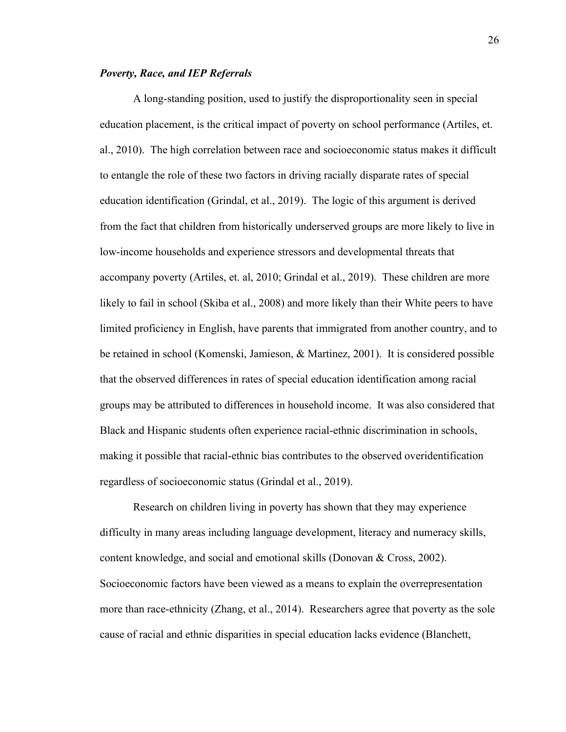### *Poverty, Race, and IEP Referrals*

A long-standing position, used to justify the disproportionality seen in special education placement, is the critical impact of poverty on school performance (Artiles, et. al., 2010). The high correlation between race and socioeconomic status makes it difficult to entangle the role of these two factors in driving racially disparate rates of special education identification (Grindal, et al., 2019). The logic of this argument is derived from the fact that children from historically underserved groups are more likely to live in low-income households and experience stressors and developmental threats that accompany poverty (Artiles, et. al, 2010; Grindal et al., 2019). These children are more likely to fail in school (Skiba et al., 2008) and more likely than their White peers to have limited proficiency in English, have parents that immigrated from another country, and to be retained in school (Komenski, Jamieson, & Martinez, 2001). It is considered possible that the observed differences in rates of special education identification among racial groups may be attributed to differences in household income. It was also considered that Black and Hispanic students often experience racial-ethnic discrimination in schools, making it possible that racial-ethnic bias contributes to the observed overidentification regardless of socioeconomic status (Grindal et al., 2019).

Research on children living in poverty has shown that they may experience difficulty in many areas including language development, literacy and numeracy skills, content knowledge, and social and emotional skills (Donovan & Cross, 2002). Socioeconomic factors have been viewed as a means to explain the overrepresentation more than race-ethnicity (Zhang, et al., 2014). Researchers agree that poverty as the sole cause of racial and ethnic disparities in special education lacks evidence (Blanchett,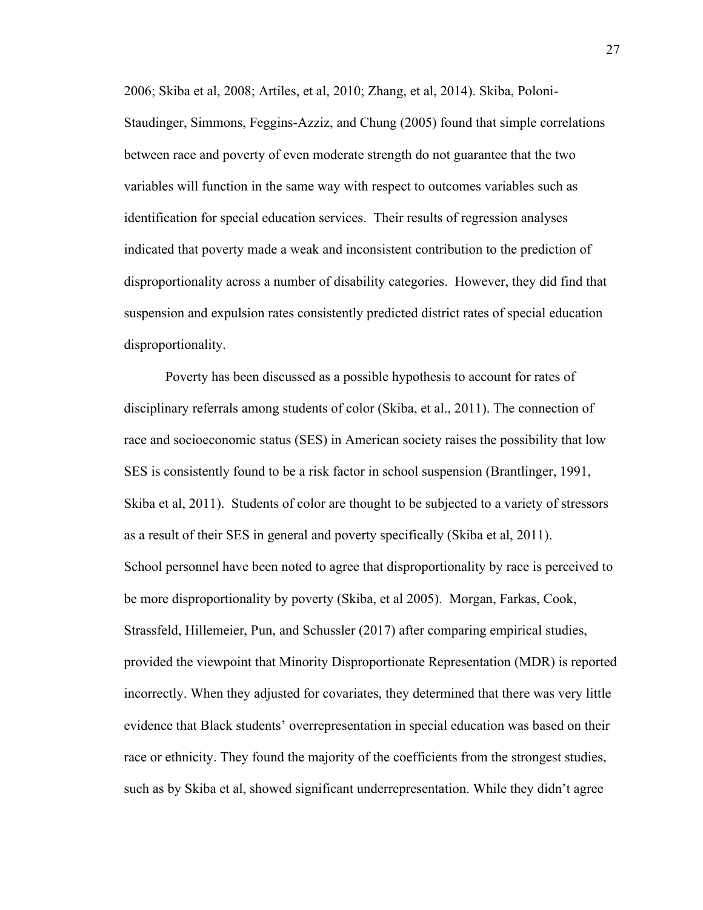2006; Skiba et al, 2008; Artiles, et al, 2010; Zhang, et al, 2014). Skiba, Poloni-Staudinger, Simmons, Feggins-Azziz, and Chung (2005) found that simple correlations between race and poverty of even moderate strength do not guarantee that the two variables will function in the same way with respect to outcomes variables such as identification for special education services. Their results of regression analyses indicated that poverty made a weak and inconsistent contribution to the prediction of disproportionality across a number of disability categories. However, they did find that suspension and expulsion rates consistently predicted district rates of special education disproportionality.

Poverty has been discussed as a possible hypothesis to account for rates of disciplinary referrals among students of color (Skiba, et al., 2011). The connection of race and socioeconomic status (SES) in American society raises the possibility that low SES is consistently found to be a risk factor in school suspension (Brantlinger, 1991, Skiba et al, 2011). Students of color are thought to be subjected to a variety of stressors as a result of their SES in general and poverty specifically (Skiba et al, 2011). School personnel have been noted to agree that disproportionality by race is perceived to be more disproportionality by poverty (Skiba, et al 2005). Morgan, Farkas, Cook, Strassfeld, Hillemeier, Pun, and Schussler (2017) after comparing empirical studies, provided the viewpoint that Minority Disproportionate Representation (MDR) is reported incorrectly. When they adjusted for covariates, they determined that there was very little evidence that Black students' overrepresentation in special education was based on their race or ethnicity. They found the majority of the coefficients from the strongest studies, such as by Skiba et al, showed significant underrepresentation. While they didn't agree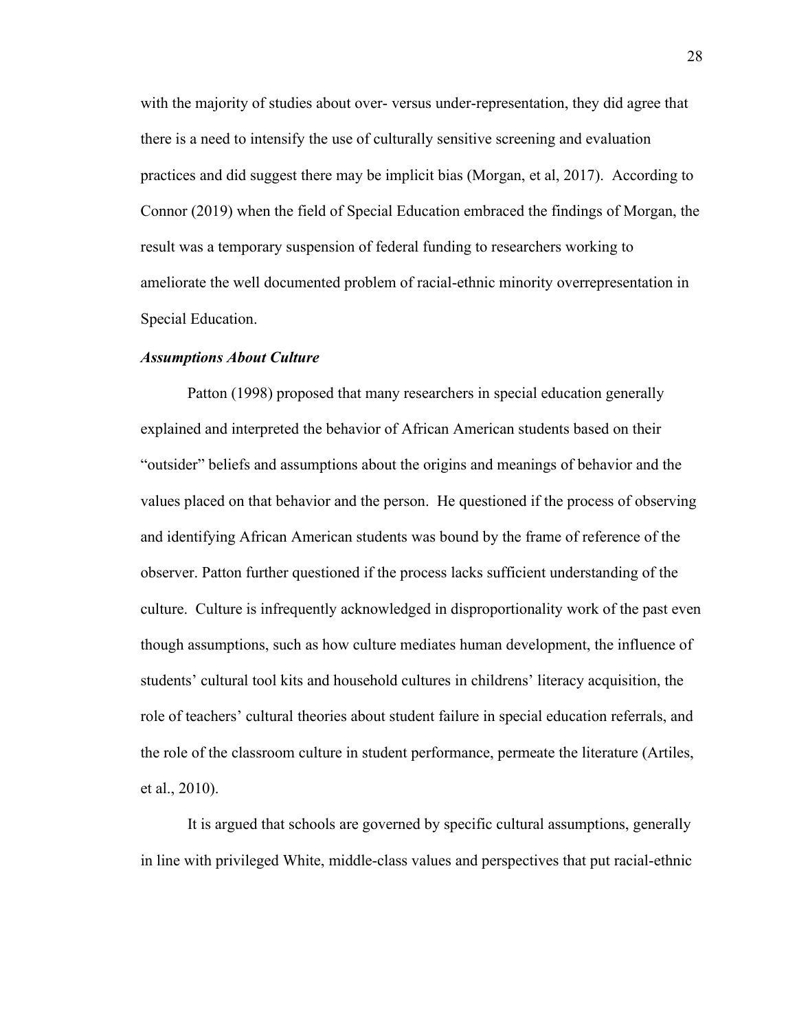with the majority of studies about over- versus under-representation, they did agree that there is a need to intensify the use of culturally sensitive screening and evaluation practices and did suggest there may be implicit bias (Morgan, et al, 2017). According to Connor (2019) when the field of Special Education embraced the findings of Morgan, the result was a temporary suspension of federal funding to researchers working to ameliorate the well documented problem of racial-ethnic minority overrepresentation in Special Education.

### *Assumptions About Culture*

Patton (1998) proposed that many researchers in special education generally explained and interpreted the behavior of African American students based on their "outsider" beliefs and assumptions about the origins and meanings of behavior and the values placed on that behavior and the person. He questioned if the process of observing and identifying African American students was bound by the frame of reference of the observer. Patton further questioned if the process lacks sufficient understanding of the culture. Culture is infrequently acknowledged in disproportionality work of the past even though assumptions, such as how culture mediates human development, the influence of students' cultural tool kits and household cultures in childrens' literacy acquisition, the role of teachers' cultural theories about student failure in special education referrals, and the role of the classroom culture in student performance, permeate the literature (Artiles, et al., 2010).

It is argued that schools are governed by specific cultural assumptions, generally in line with privileged White, middle-class values and perspectives that put racial-ethnic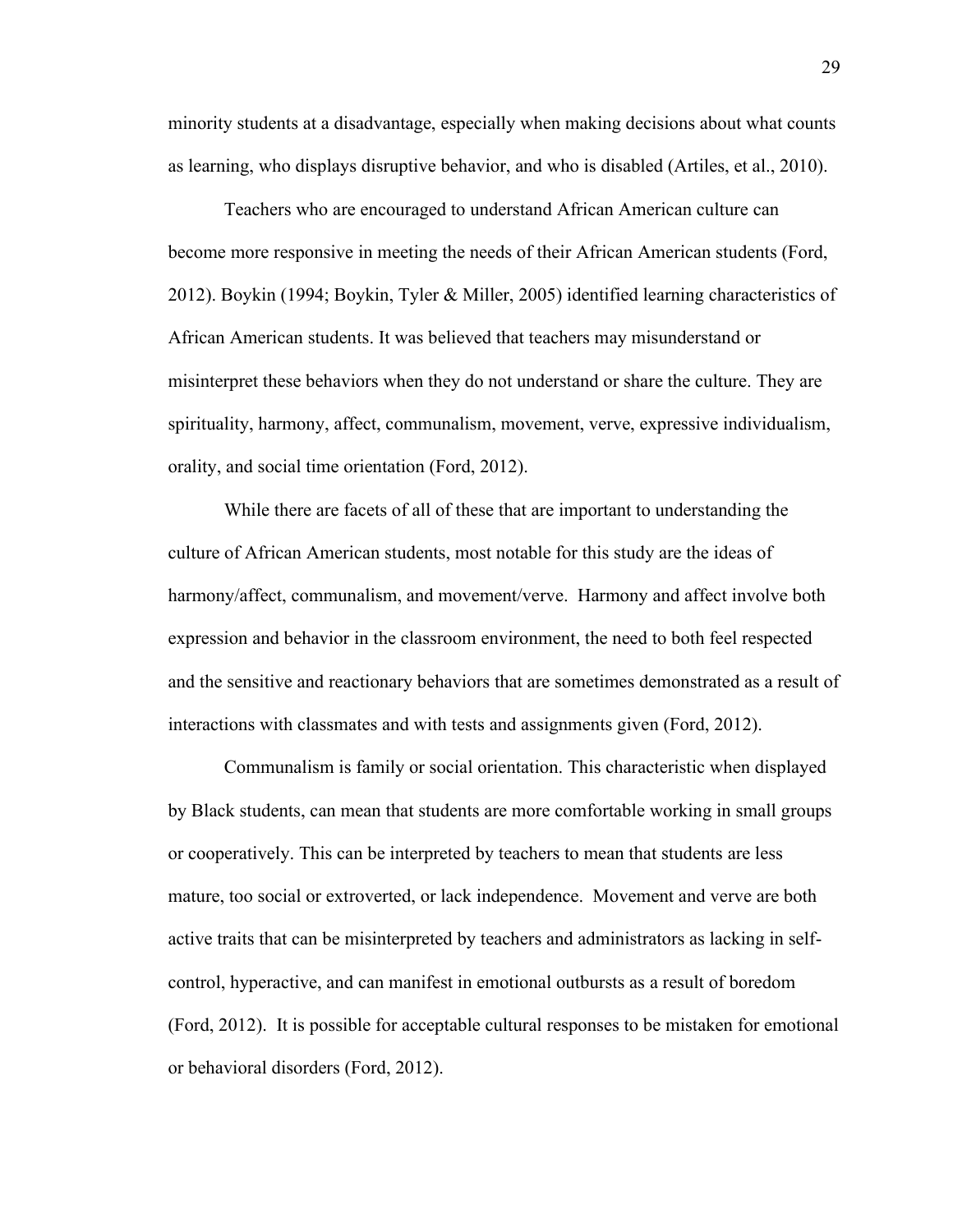minority students at a disadvantage, especially when making decisions about what counts as learning, who displays disruptive behavior, and who is disabled (Artiles, et al., 2010).

Teachers who are encouraged to understand African American culture can become more responsive in meeting the needs of their African American students (Ford, 2012). Boykin (1994; Boykin, Tyler & Miller, 2005) identified learning characteristics of African American students. It was believed that teachers may misunderstand or misinterpret these behaviors when they do not understand or share the culture. They are spirituality, harmony, affect, communalism, movement, verve, expressive individualism, orality, and social time orientation (Ford, 2012).

While there are facets of all of these that are important to understanding the culture of African American students, most notable for this study are the ideas of harmony/affect, communalism, and movement/verve. Harmony and affect involve both expression and behavior in the classroom environment, the need to both feel respected and the sensitive and reactionary behaviors that are sometimes demonstrated as a result of interactions with classmates and with tests and assignments given (Ford, 2012).

Communalism is family or social orientation. This characteristic when displayed by Black students, can mean that students are more comfortable working in small groups or cooperatively. This can be interpreted by teachers to mean that students are less mature, too social or extroverted, or lack independence. Movement and verve are both active traits that can be misinterpreted by teachers and administrators as lacking in self-control, hyperactive, and can manifest in emotional outbursts as a result of boredom (Ford, 2012). It is possible for acceptable cultural responses to be mistaken for emotional or behavioral disorders (Ford, 2012).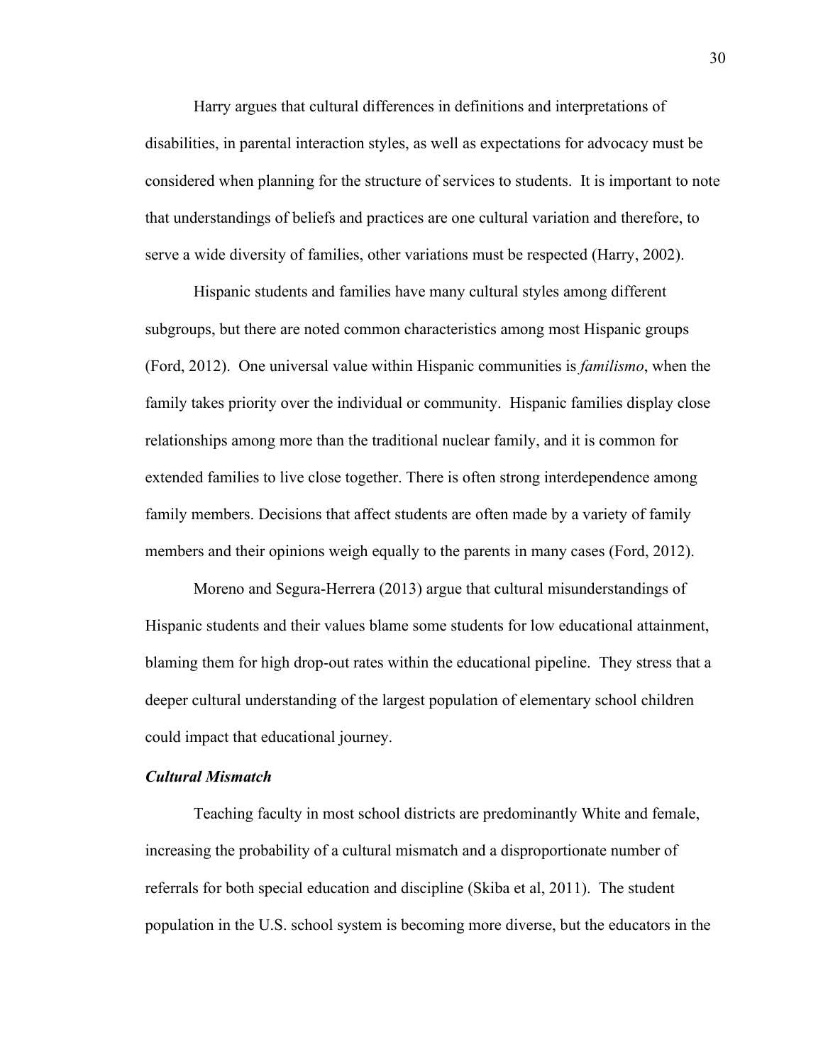Harry argues that cultural differences in definitions and interpretations of disabilities, in parental interaction styles, as well as expectations for advocacy must be considered when planning for the structure of services to students.  It is important to note that understandings of beliefs and practices are one cultural variation and therefore, to serve a wide diversity of families, other variations must be respected (Harry, 2002).

Hispanic students and families have many cultural styles among different subgroups, but there are noted common characteristics among most Hispanic groups (Ford, 2012).  One universal value within Hispanic communities is *familismo*, when the family takes priority over the individual or community.  Hispanic families display close relationships among more than the traditional nuclear family, and it is common for extended families to live close together. There is often strong interdependence among family members. Decisions that affect students are often made by a variety of family members and their opinions weigh equally to the parents in many cases (Ford, 2012).

Moreno and Segura-Herrera (2013) argue that cultural misunderstandings of Hispanic students and their values blame some students for low educational attainment, blaming them for high drop-out rates within the educational pipeline.  They stress that a deeper cultural understanding of the largest population of elementary school children could impact that educational journey.

***Cultural Mismatch***

Teaching faculty in most school districts are predominantly White and female, increasing the probability of a cultural mismatch and a disproportionate number of referrals for both special education and discipline (Skiba et al, 2011).  The student population in the U.S. school system is becoming more diverse, but the educators in the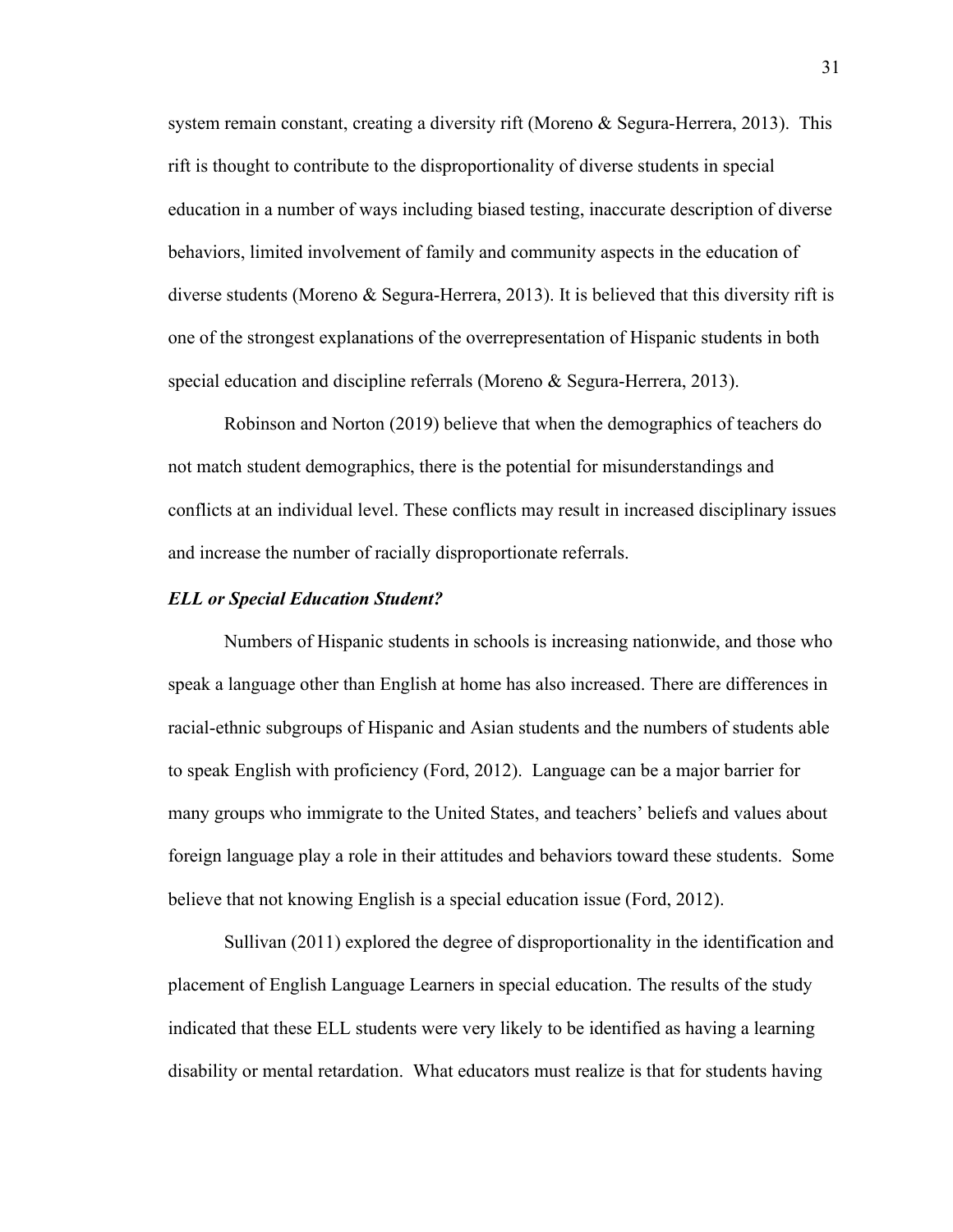system remain constant, creating a diversity rift (Moreno & Segura-Herrera, 2013). This rift is thought to contribute to the disproportionality of diverse students in special education in a number of ways including biased testing, inaccurate description of diverse behaviors, limited involvement of family and community aspects in the education of diverse students (Moreno & Segura-Herrera, 2013). It is believed that this diversity rift is one of the strongest explanations of the overrepresentation of Hispanic students in both special education and discipline referrals (Moreno & Segura-Herrera, 2013).

Robinson and Norton (2019) believe that when the demographics of teachers do not match student demographics, there is the potential for misunderstandings and conflicts at an individual level. These conflicts may result in increased disciplinary issues and increase the number of racially disproportionate referrals.

### *ELL or Special Education Student?*

Numbers of Hispanic students in schools is increasing nationwide, and those who speak a language other than English at home has also increased. There are differences in racial-ethnic subgroups of Hispanic and Asian students and the numbers of students able to speak English with proficiency (Ford, 2012). Language can be a major barrier for many groups who immigrate to the United States, and teachers' beliefs and values about foreign language play a role in their attitudes and behaviors toward these students. Some believe that not knowing English is a special education issue (Ford, 2012).

Sullivan (2011) explored the degree of disproportionality in the identification and placement of English Language Learners in special education. The results of the study indicated that these ELL students were very likely to be identified as having a learning disability or mental retardation. What educators must realize is that for students having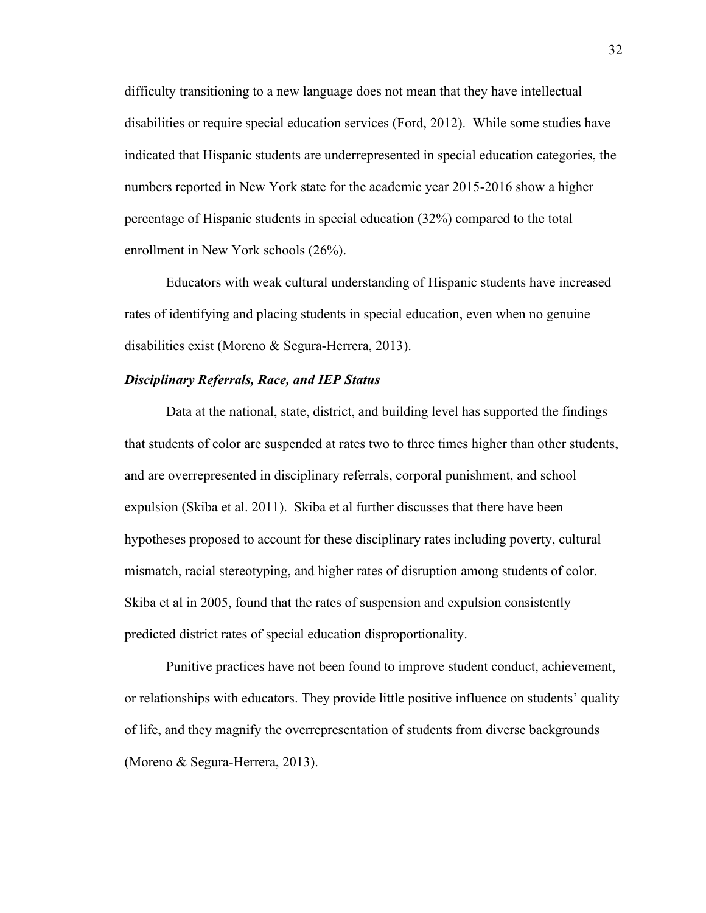difficulty transitioning to a new language does not mean that they have intellectual disabilities or require special education services (Ford, 2012). While some studies have indicated that Hispanic students are underrepresented in special education categories, the numbers reported in New York state for the academic year 2015-2016 show a higher percentage of Hispanic students in special education (32%) compared to the total enrollment in New York schools (26%).

Educators with weak cultural understanding of Hispanic students have increased rates of identifying and placing students in special education, even when no genuine disabilities exist (Moreno & Segura-Herrera, 2013).

### *Disciplinary Referrals, Race, and IEP Status*

Data at the national, state, district, and building level has supported the findings that students of color are suspended at rates two to three times higher than other students, and are overrepresented in disciplinary referrals, corporal punishment, and school expulsion (Skiba et al. 2011). Skiba et al further discusses that there have been hypotheses proposed to account for these disciplinary rates including poverty, cultural mismatch, racial stereotyping, and higher rates of disruption among students of color. Skiba et al in 2005, found that the rates of suspension and expulsion consistently predicted district rates of special education disproportionality.

Punitive practices have not been found to improve student conduct, achievement, or relationships with educators. They provide little positive influence on students' quality of life, and they magnify the overrepresentation of students from diverse backgrounds (Moreno & Segura-Herrera, 2013).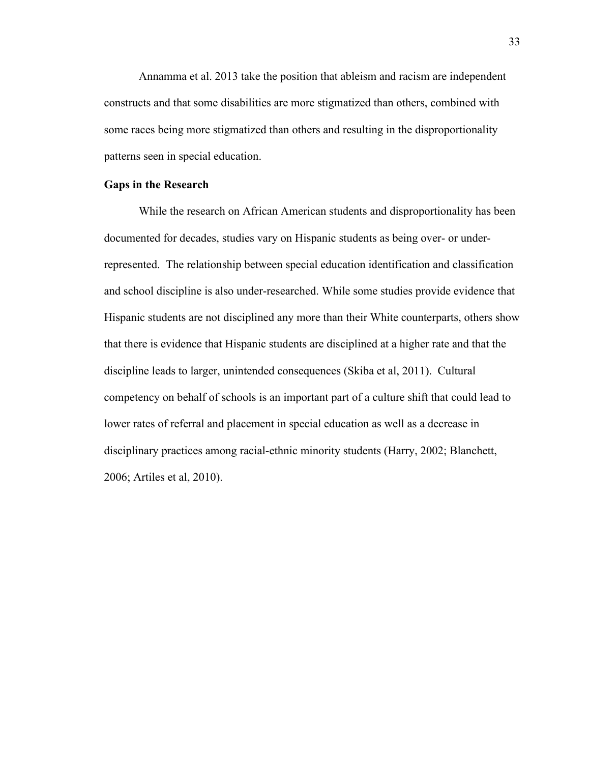Annamma et al. 2013 take the position that ableism and racism are independent constructs and that some disabilities are more stigmatized than others, combined with some races being more stigmatized than others and resulting in the disproportionality patterns seen in special education.

**Gaps in the Research**

While the research on African American students and disproportionality has been documented for decades, studies vary on Hispanic students as being over- or under-represented. The relationship between special education identification and classification and school discipline is also under-researched. While some studies provide evidence that Hispanic students are not disciplined any more than their White counterparts, others show that there is evidence that Hispanic students are disciplined at a higher rate and that the discipline leads to larger, unintended consequences (Skiba et al, 2011). Cultural competency on behalf of schools is an important part of a culture shift that could lead to lower rates of referral and placement in special education as well as a decrease in disciplinary practices among racial-ethnic minority students (Harry, 2002; Blanchett, 2006; Artiles et al, 2010).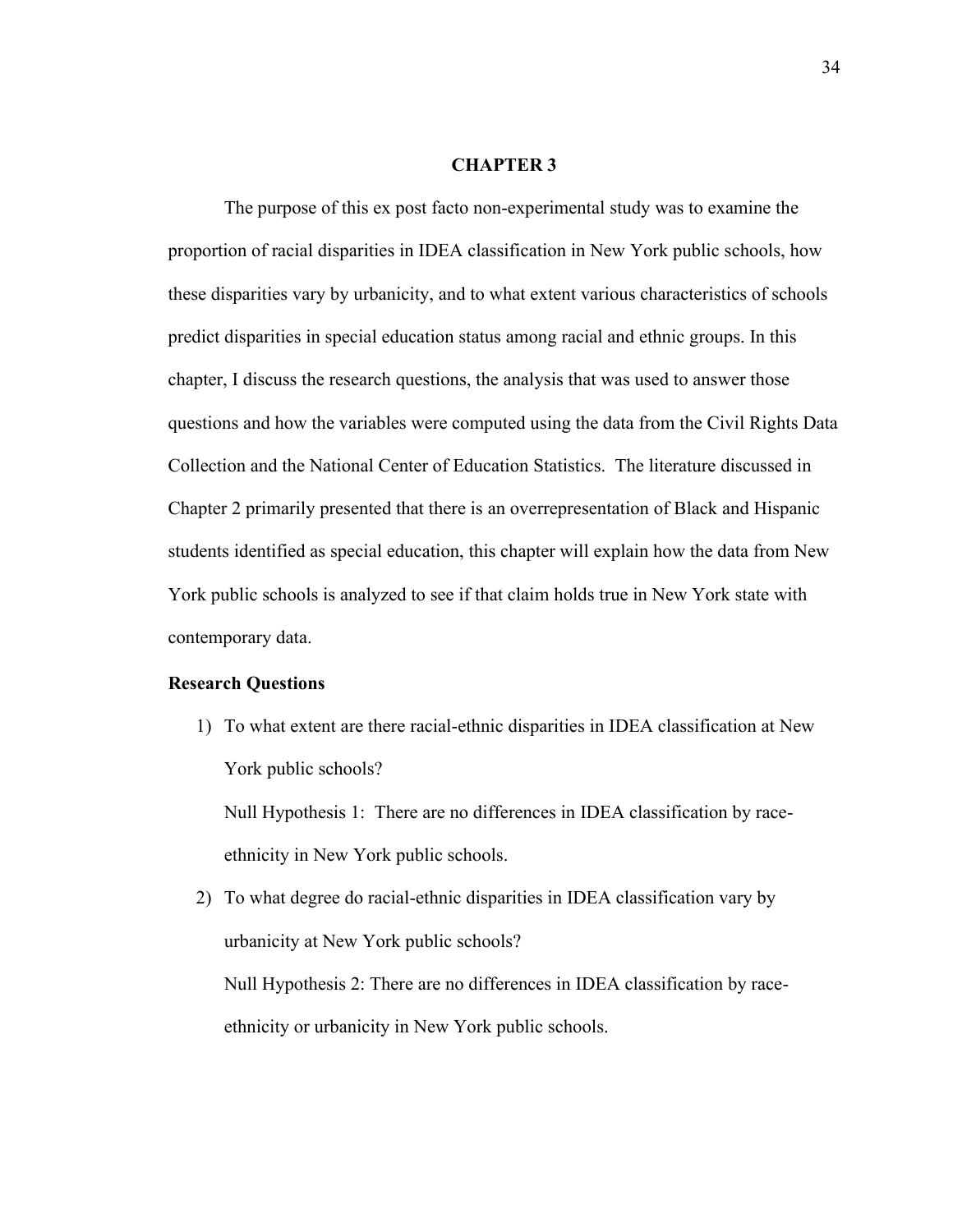# CHAPTER 3

The purpose of this ex post facto non-experimental study was to examine the proportion of racial disparities in IDEA classification in New York public schools, how these disparities vary by urbanicity, and to what extent various characteristics of schools predict disparities in special education status among racial and ethnic groups. In this chapter, I discuss the research questions, the analysis that was used to answer those questions and how the variables were computed using the data from the Civil Rights Data Collection and the National Center of Education Statistics. The literature discussed in Chapter 2 primarily presented that there is an overrepresentation of Black and Hispanic students identified as special education, this chapter will explain how the data from New York public schools is analyzed to see if that claim holds true in New York state with contemporary data.

## Research Questions

1) To what extent are there racial-ethnic disparities in IDEA classification at New York public schools?

   Null Hypothesis 1: There are no differences in IDEA classification by race-ethnicity in New York public schools.

2) To what degree do racial-ethnic disparities in IDEA classification vary by urbanicity at New York public schools?

   Null Hypothesis 2: There are no differences in IDEA classification by race-ethnicity or urbanicity in New York public schools.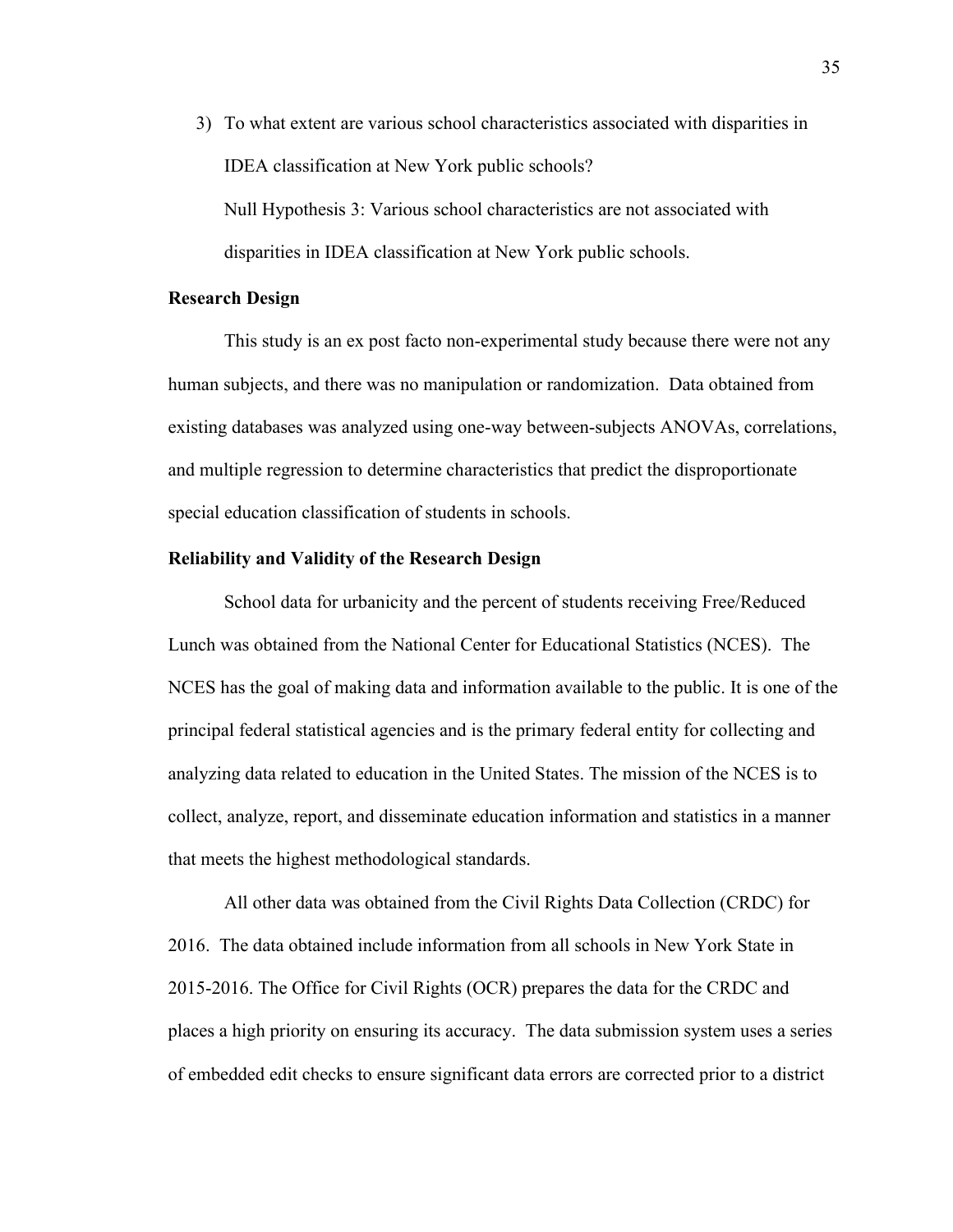3) To what extent are various school characteristics associated with disparities in IDEA classification at New York public schools?

   Null Hypothesis 3: Various school characteristics are not associated with disparities in IDEA classification at New York public schools.

**Research Design**

This study is an ex post facto non-experimental study because there were not any human subjects, and there was no manipulation or randomization. Data obtained from existing databases was analyzed using one-way between-subjects ANOVAs, correlations, and multiple regression to determine characteristics that predict the disproportionate special education classification of students in schools.

**Reliability and Validity of the Research Design**

School data for urbanicity and the percent of students receiving Free/Reduced Lunch was obtained from the National Center for Educational Statistics (NCES). The NCES has the goal of making data and information available to the public. It is one of the principal federal statistical agencies and is the primary federal entity for collecting and analyzing data related to education in the United States. The mission of the NCES is to collect, analyze, report, and disseminate education information and statistics in a manner that meets the highest methodological standards.

All other data was obtained from the Civil Rights Data Collection (CRDC) for 2016. The data obtained include information from all schools in New York State in 2015-2016. The Office for Civil Rights (OCR) prepares the data for the CRDC and places a high priority on ensuring its accuracy. The data submission system uses a series of embedded edit checks to ensure significant data errors are corrected prior to a district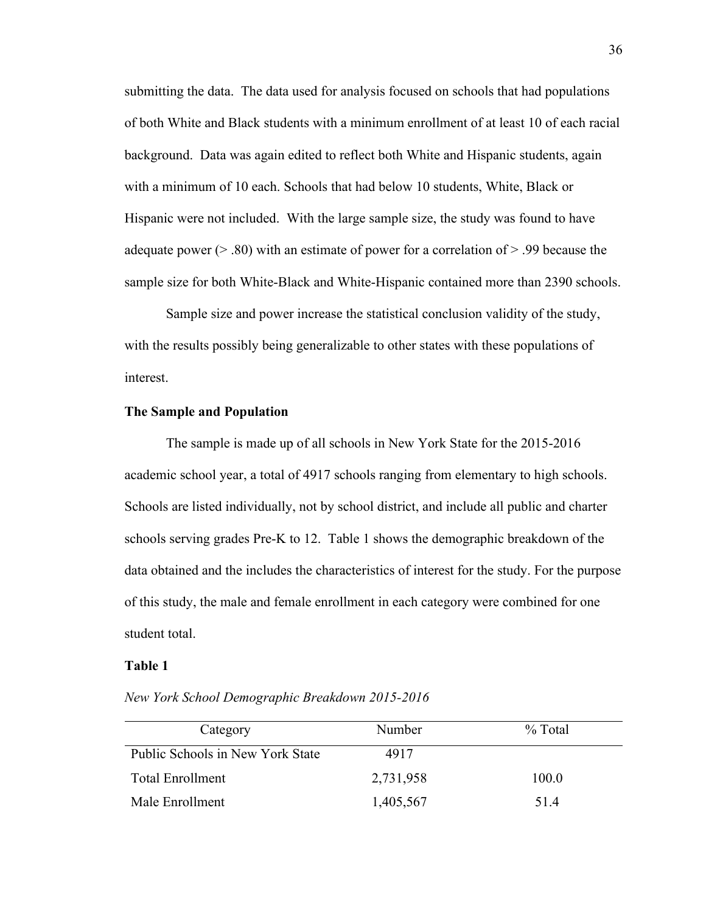submitting the data. The data used for analysis focused on schools that had populations of both White and Black students with a minimum enrollment of at least 10 of each racial background. Data was again edited to reflect both White and Hispanic students, again with a minimum of 10 each. Schools that had below 10 students, White, Black or Hispanic were not included. With the large sample size, the study was found to have adequate power (> .80) with an estimate of power for a correlation of > .99 because the sample size for both White-Black and White-Hispanic contained more than 2390 schools.

Sample size and power increase the statistical conclusion validity of the study, with the results possibly being generalizable to other states with these populations of interest.

### The Sample and Population

The sample is made up of all schools in New York State for the 2015-2016 academic school year, a total of 4917 schools ranging from elementary to high schools. Schools are listed individually, not by school district, and include all public and charter schools serving grades Pre-K to 12. Table 1 shows the demographic breakdown of the data obtained and the includes the characteristics of interest for the study. For the purpose of this study, the male and female enrollment in each category were combined for one student total.

**Table 1**

*New York School Demographic Breakdown 2015-2016*

| Category | Number | % Total |
|---|---|---|
| Public Schools in New York State | 4917 | |
| Total Enrollment | 2,731,958 | 100.0 |
| Male Enrollment | 1,405,567 | 51.4 |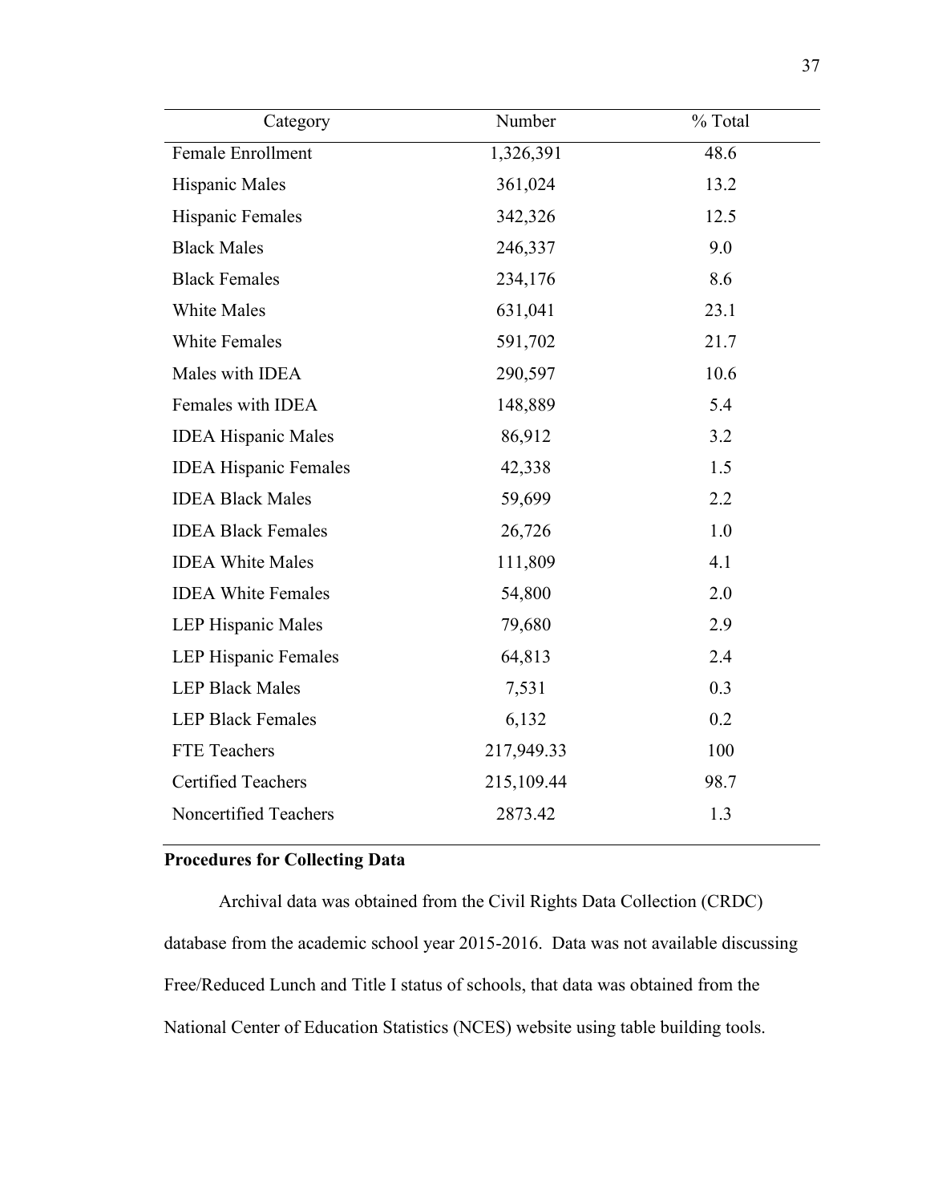| Category | Number | % Total |
|---|---|---|
| Female Enrollment | 1,326,391 | 48.6 |
| Hispanic Males | 361,024 | 13.2 |
| Hispanic Females | 342,326 | 12.5 |
| Black Males | 246,337 | 9.0 |
| Black Females | 234,176 | 8.6 |
| White Males | 631,041 | 23.1 |
| White Females | 591,702 | 21.7 |
| Males with IDEA | 290,597 | 10.6 |
| Females with IDEA | 148,889 | 5.4 |
| IDEA Hispanic Males | 86,912 | 3.2 |
| IDEA Hispanic Females | 42,338 | 1.5 |
| IDEA Black Males | 59,699 | 2.2 |
| IDEA Black Females | 26,726 | 1.0 |
| IDEA White Males | 111,809 | 4.1 |
| IDEA White Females | 54,800 | 2.0 |
| LEP Hispanic Males | 79,680 | 2.9 |
| LEP Hispanic Females | 64,813 | 2.4 |
| LEP Black Males | 7,531 | 0.3 |
| LEP Black Females | 6,132 | 0.2 |
| FTE Teachers | 217,949.33 | 100 |
| Certified Teachers | 215,109.44 | 98.7 |
| Noncertified Teachers | 2873.42 | 1.3 |

**Procedures for Collecting Data**

Archival data was obtained from the Civil Rights Data Collection (CRDC) database from the academic school year 2015-2016. Data was not available discussing Free/Reduced Lunch and Title I status of schools, that data was obtained from the National Center of Education Statistics (NCES) website using table building tools.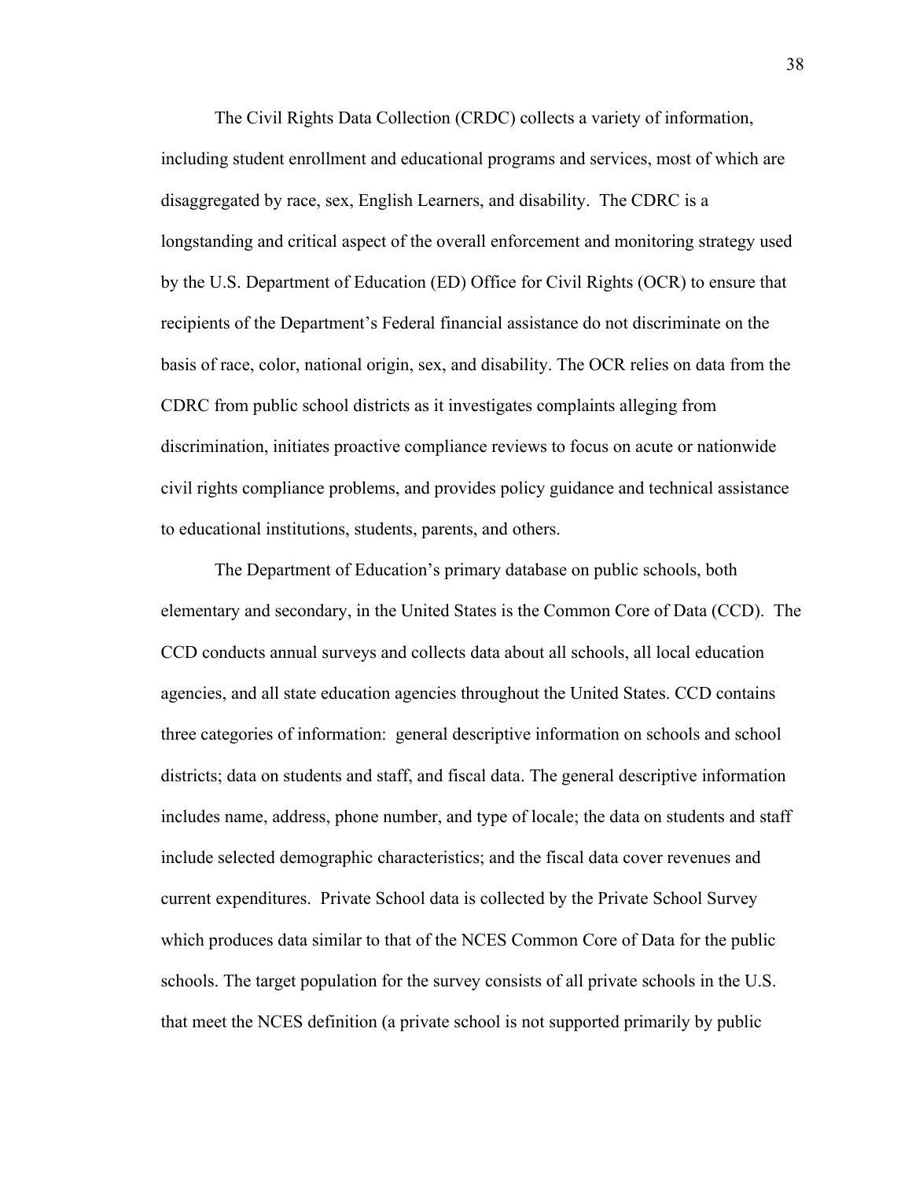The Civil Rights Data Collection (CRDC) collects a variety of information, including student enrollment and educational programs and services, most of which are disaggregated by race, sex, English Learners, and disability. The CDRC is a longstanding and critical aspect of the overall enforcement and monitoring strategy used by the U.S. Department of Education (ED) Office for Civil Rights (OCR) to ensure that recipients of the Department's Federal financial assistance do not discriminate on the basis of race, color, national origin, sex, and disability. The OCR relies on data from the CDRC from public school districts as it investigates complaints alleging from discrimination, initiates proactive compliance reviews to focus on acute or nationwide civil rights compliance problems, and provides policy guidance and technical assistance to educational institutions, students, parents, and others.

The Department of Education's primary database on public schools, both elementary and secondary, in the United States is the Common Core of Data (CCD). The CCD conducts annual surveys and collects data about all schools, all local education agencies, and all state education agencies throughout the United States. CCD contains three categories of information: general descriptive information on schools and school districts; data on students and staff, and fiscal data. The general descriptive information includes name, address, phone number, and type of locale; the data on students and staff include selected demographic characteristics; and the fiscal data cover revenues and current expenditures. Private School data is collected by the Private School Survey which produces data similar to that of the NCES Common Core of Data for the public schools. The target population for the survey consists of all private schools in the U.S. that meet the NCES definition (a private school is not supported primarily by public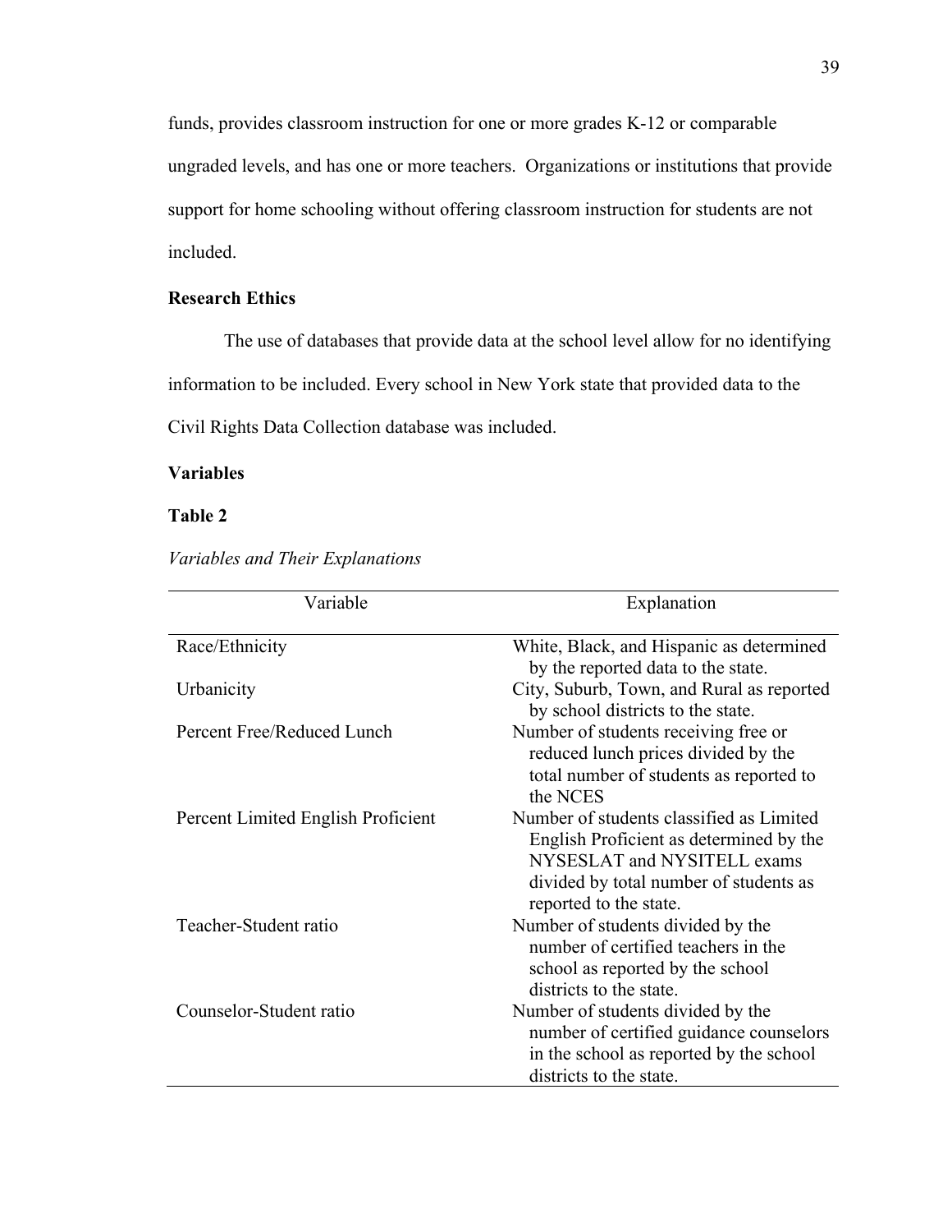funds, provides classroom instruction for one or more grades K-12 or comparable ungraded levels, and has one or more teachers. Organizations or institutions that provide support for home schooling without offering classroom instruction for students are not included.

**Research Ethics**

The use of databases that provide data at the school level allow for no identifying information to be included. Every school in New York state that provided data to the Civil Rights Data Collection database was included.

**Variables**

**Table 2**

*Variables and Their Explanations*

| Variable | Explanation |
|---|---|
| Race/Ethnicity | White, Black, and Hispanic as determined by the reported data to the state. |
| Urbanicity | City, Suburb, Town, and Rural as reported by school districts to the state. |
| Percent Free/Reduced Lunch | Number of students receiving free or reduced lunch prices divided by the total number of students as reported to the NCES |
| Percent Limited English Proficient | Number of students classified as Limited English Proficient as determined by the NYSESLAT and NYSITELL exams divided by total number of students as reported to the state. |
| Teacher-Student ratio | Number of students divided by the number of certified teachers in the school as reported by the school districts to the state. |
| Counselor-Student ratio | Number of students divided by the number of certified guidance counselors in the school as reported by the school districts to the state. |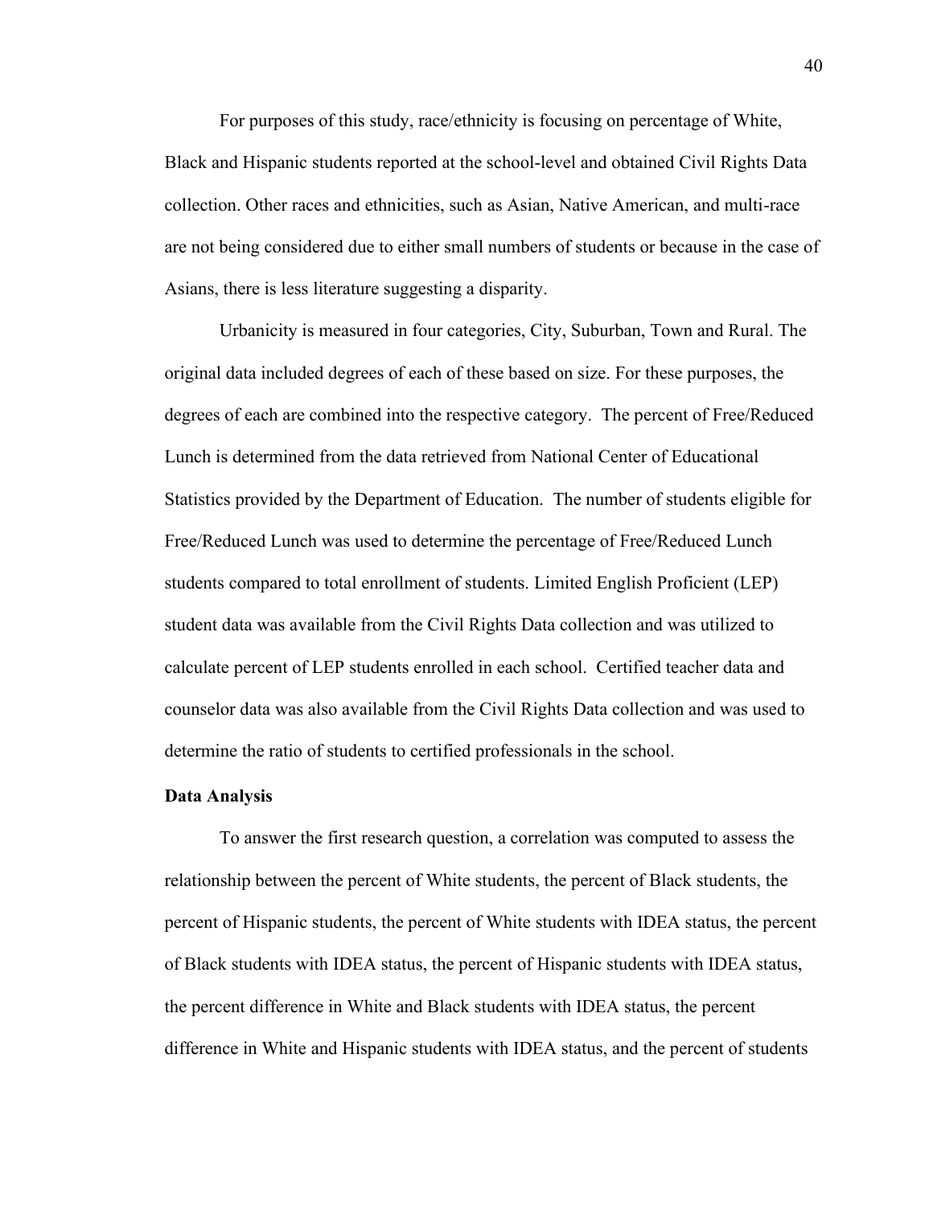For purposes of this study, race/ethnicity is focusing on percentage of White, Black and Hispanic students reported at the school-level and obtained Civil Rights Data collection. Other races and ethnicities, such as Asian, Native American, and multi-race are not being considered due to either small numbers of students or because in the case of Asians, there is less literature suggesting a disparity.

Urbanicity is measured in four categories, City, Suburban, Town and Rural. The original data included degrees of each of these based on size. For these purposes, the degrees of each are combined into the respective category. The percent of Free/Reduced Lunch is determined from the data retrieved from National Center of Educational Statistics provided by the Department of Education. The number of students eligible for Free/Reduced Lunch was used to determine the percentage of Free/Reduced Lunch students compared to total enrollment of students. Limited English Proficient (LEP) student data was available from the Civil Rights Data collection and was utilized to calculate percent of LEP students enrolled in each school. Certified teacher data and counselor data was also available from the Civil Rights Data collection and was used to determine the ratio of students to certified professionals in the school.

**Data Analysis**

To answer the first research question, a correlation was computed to assess the relationship between the percent of White students, the percent of Black students, the percent of Hispanic students, the percent of White students with IDEA status, the percent of Black students with IDEA status, the percent of Hispanic students with IDEA status, the percent difference in White and Black students with IDEA status, the percent difference in White and Hispanic students with IDEA status, and the percent of students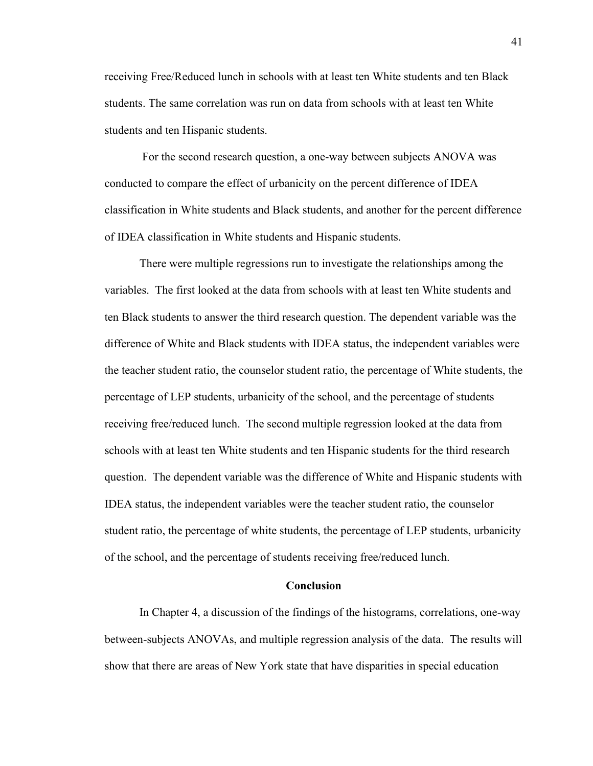receiving Free/Reduced lunch in schools with at least ten White students and ten Black students. The same correlation was run on data from schools with at least ten White students and ten Hispanic students.

For the second research question, a one-way between subjects ANOVA was conducted to compare the effect of urbanicity on the percent difference of IDEA classification in White students and Black students, and another for the percent difference of IDEA classification in White students and Hispanic students.

There were multiple regressions run to investigate the relationships among the variables. The first looked at the data from schools with at least ten White students and ten Black students to answer the third research question. The dependent variable was the difference of White and Black students with IDEA status, the independent variables were the teacher student ratio, the counselor student ratio, the percentage of White students, the percentage of LEP students, urbanicity of the school, and the percentage of students receiving free/reduced lunch. The second multiple regression looked at the data from schools with at least ten White students and ten Hispanic students for the third research question. The dependent variable was the difference of White and Hispanic students with IDEA status, the independent variables were the teacher student ratio, the counselor student ratio, the percentage of white students, the percentage of LEP students, urbanicity of the school, and the percentage of students receiving free/reduced lunch.

## Conclusion

In Chapter 4, a discussion of the findings of the histograms, correlations, one-way between-subjects ANOVAs, and multiple regression analysis of the data. The results will show that there are areas of New York state that have disparities in special education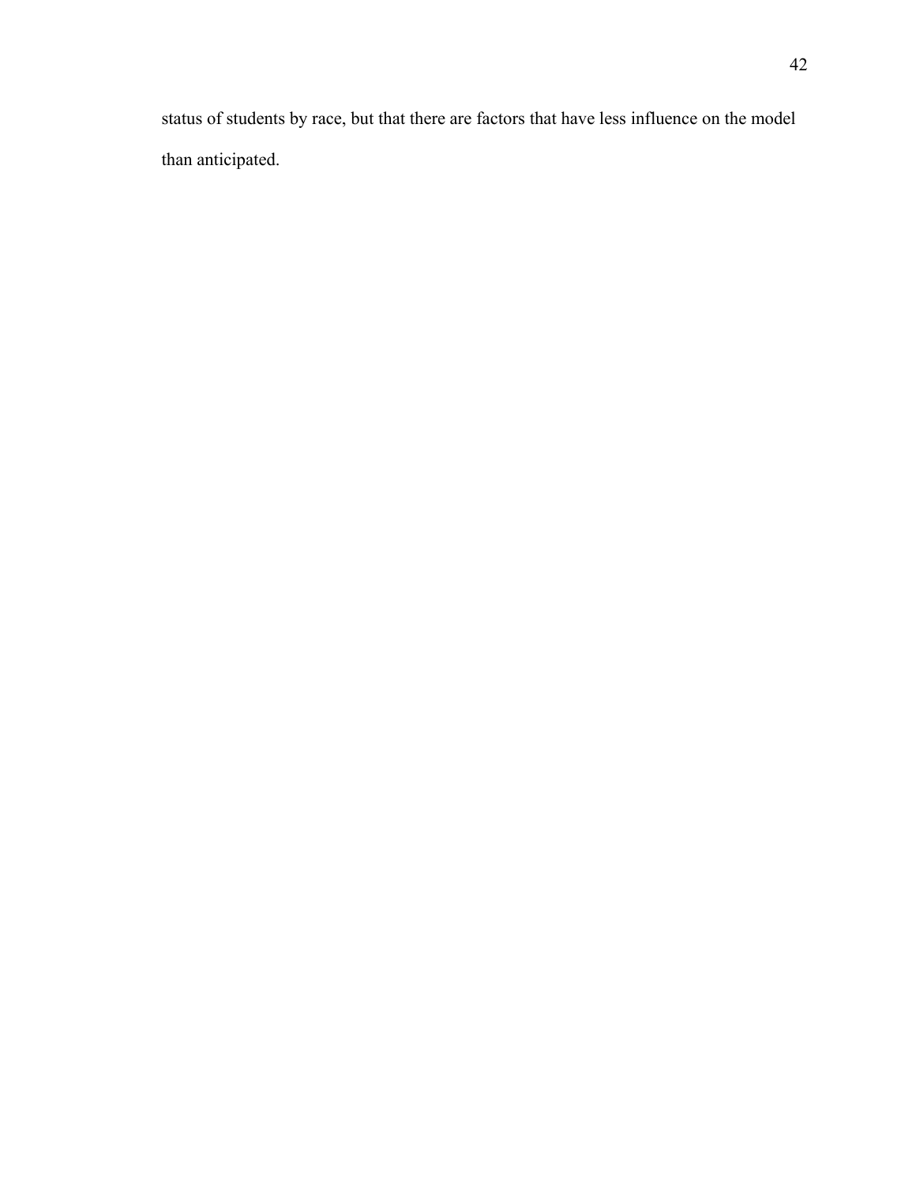status of students by race, but that there are factors that have less influence on the model than anticipated.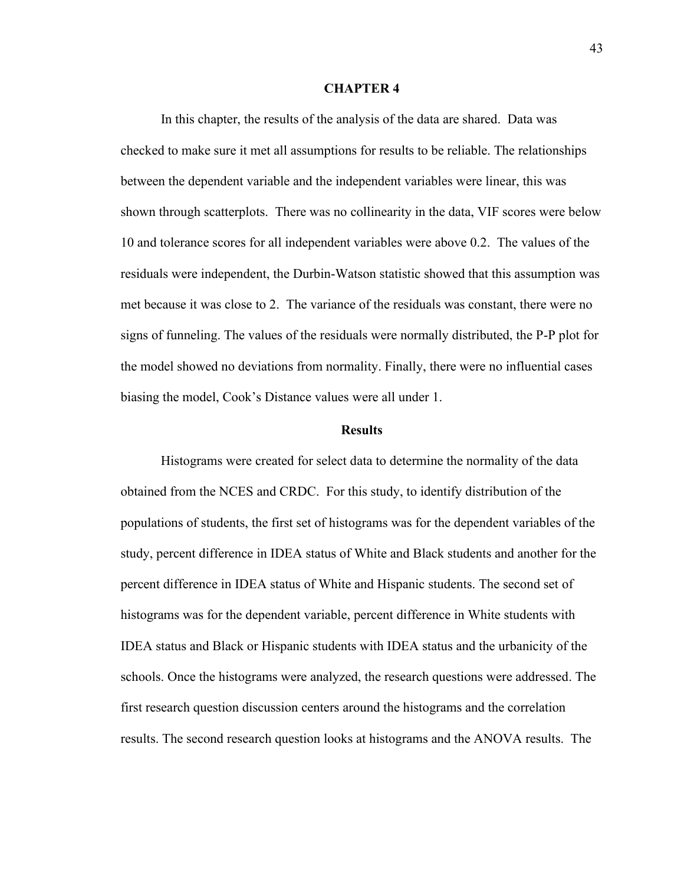# CHAPTER 4

In this chapter, the results of the analysis of the data are shared. Data was checked to make sure it met all assumptions for results to be reliable. The relationships between the dependent variable and the independent variables were linear, this was shown through scatterplots. There was no collinearity in the data, VIF scores were below 10 and tolerance scores for all independent variables were above 0.2. The values of the residuals were independent, the Durbin-Watson statistic showed that this assumption was met because it was close to 2. The variance of the residuals was constant, there were no signs of funneling. The values of the residuals were normally distributed, the P-P plot for the model showed no deviations from normality. Finally, there were no influential cases biasing the model, Cook's Distance values were all under 1.

## Results

Histograms were created for select data to determine the normality of the data obtained from the NCES and CRDC. For this study, to identify distribution of the populations of students, the first set of histograms was for the dependent variables of the study, percent difference in IDEA status of White and Black students and another for the percent difference in IDEA status of White and Hispanic students. The second set of histograms was for the dependent variable, percent difference in White students with IDEA status and Black or Hispanic students with IDEA status and the urbanicity of the schools. Once the histograms were analyzed, the research questions were addressed. The first research question discussion centers around the histograms and the correlation results. The second research question looks at histograms and the ANOVA results. The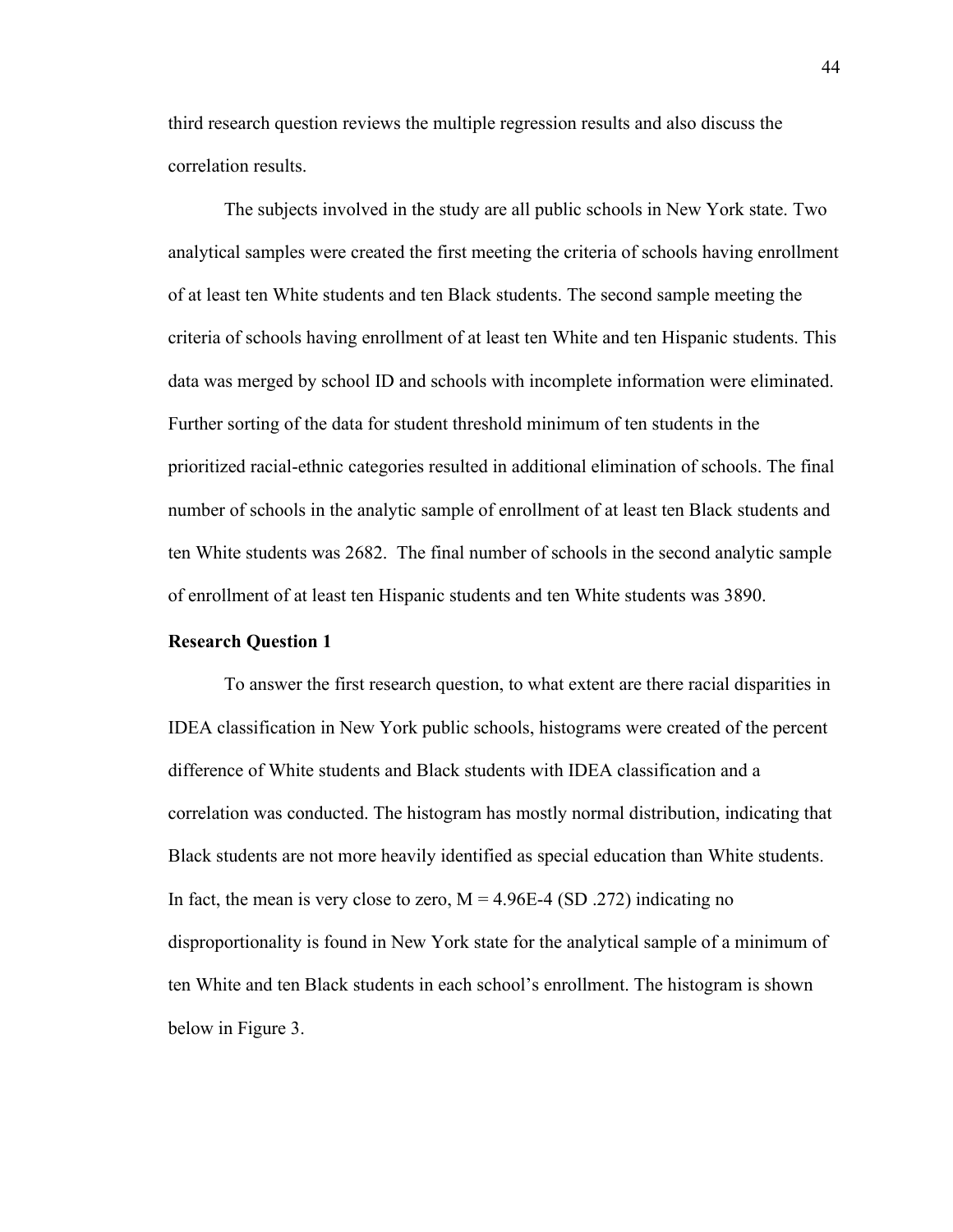third research question reviews the multiple regression results and also discuss the correlation results.

The subjects involved in the study are all public schools in New York state. Two analytical samples were created the first meeting the criteria of schools having enrollment of at least ten White students and ten Black students. The second sample meeting the criteria of schools having enrollment of at least ten White and ten Hispanic students. This data was merged by school ID and schools with incomplete information were eliminated. Further sorting of the data for student threshold minimum of ten students in the prioritized racial-ethnic categories resulted in additional elimination of schools. The final number of schools in the analytic sample of enrollment of at least ten Black students and ten White students was 2682. The final number of schools in the second analytic sample of enrollment of at least ten Hispanic students and ten White students was 3890.

**Research Question 1**

To answer the first research question, to what extent are there racial disparities in IDEA classification in New York public schools, histograms were created of the percent difference of White students and Black students with IDEA classification and a correlation was conducted. The histogram has mostly normal distribution, indicating that Black students are not more heavily identified as special education than White students. In fact, the mean is very close to zero, $M = 4.96E\text{-}4$ (SD .272) indicating no disproportionality is found in New York state for the analytical sample of a minimum of ten White and ten Black students in each school's enrollment. The histogram is shown below in Figure 3.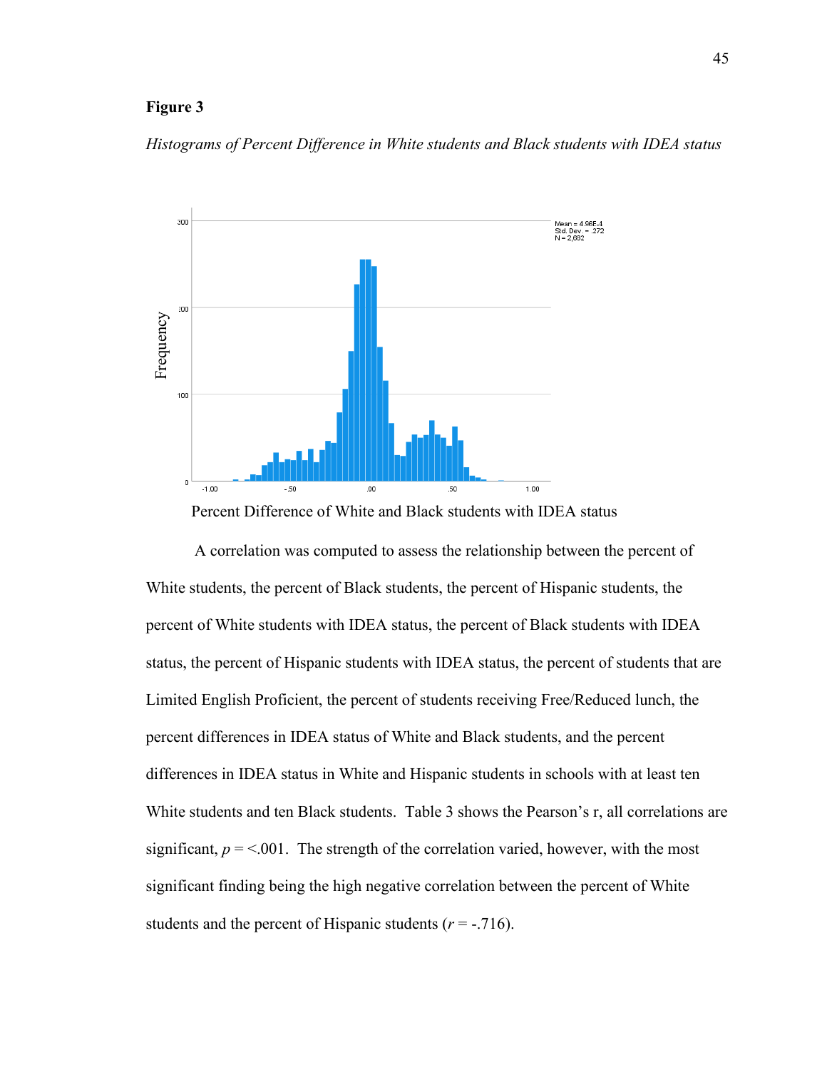**Figure 3**

*Histograms of Percent Difference in White students and Black students with IDEA status*

Percent Difference of White and Black students with IDEA status

A correlation was computed to assess the relationship between the percent of White students, the percent of Black students, the percent of Hispanic students, the percent of White students with IDEA status, the percent of Black students with IDEA status, the percent of Hispanic students with IDEA status, the percent of students that are Limited English Proficient, the percent of students receiving Free/Reduced lunch, the percent differences in IDEA status of White and Black students, and the percent differences in IDEA status in White and Hispanic students in schools with at least ten White students and ten Black students. Table 3 shows the Pearson's r, all correlations are significant, $p$ = <.001. The strength of the correlation varied, however, with the most significant finding being the high negative correlation between the percent of White students and the percent of Hispanic students ($r$ = -.716).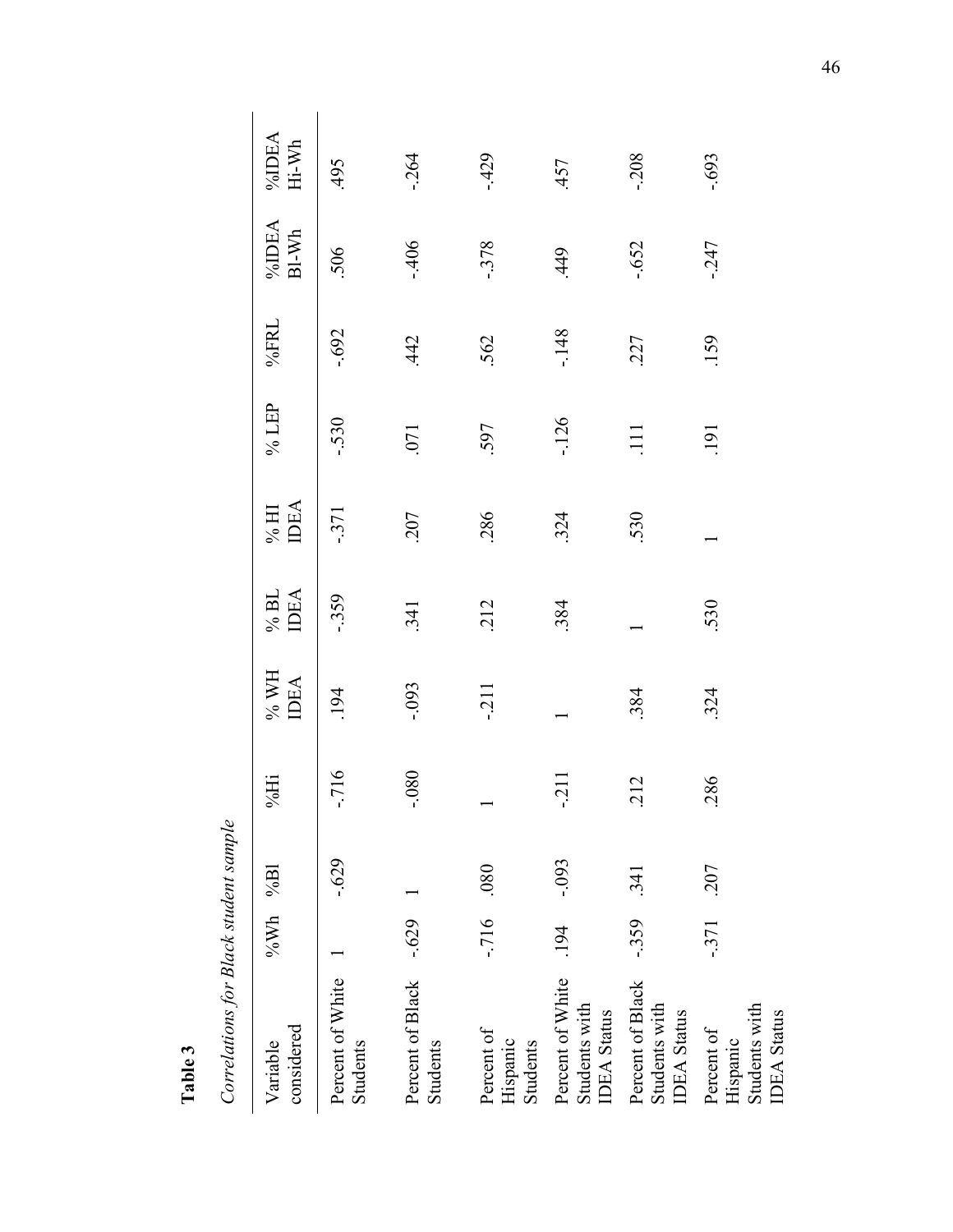**Table 3**

*Correlations for Black student sample*

| Variable considered | %Wh | %Bl | %Hi | % WH IDEA | % BL IDEA | % HI IDEA | % LEP | %FRL | %IDEA Bl-Wh | %IDEA Hi-Wh |
|---|---|---|---|---|---|---|---|---|---|---|
| Percent of White Students | 1 | -.629 | -.716 | .194 | -.359 | -.371 | -.530 | -.692 | .506 | .495 |
| Percent of Black Students | -.629 | 1 | -.080 | -.093 | .341 | .207 | .071 | .442 | -.406 | -.264 |
| Percent of Hispanic Students | -.716 | .080 | 1 | -.211 | .212 | .286 | .597 | .562 | -.378 | -.429 |
| Percent of White Students with IDEA Status | .194 | -.093 | -.211 | 1 | .384 | .324 | -.126 | -.148 | .449 | .457 |
| Percent of Black Students with IDEA Status | -.359 | .341 | .212 | .384 | 1 | .530 | .111 | .227 | -.652 | -.208 |
| Percent of Hispanic Students with IDEA Status | -.371 | .207 | .286 | .324 | .530 | 1 | .191 | .159 | -.247 | -.693 |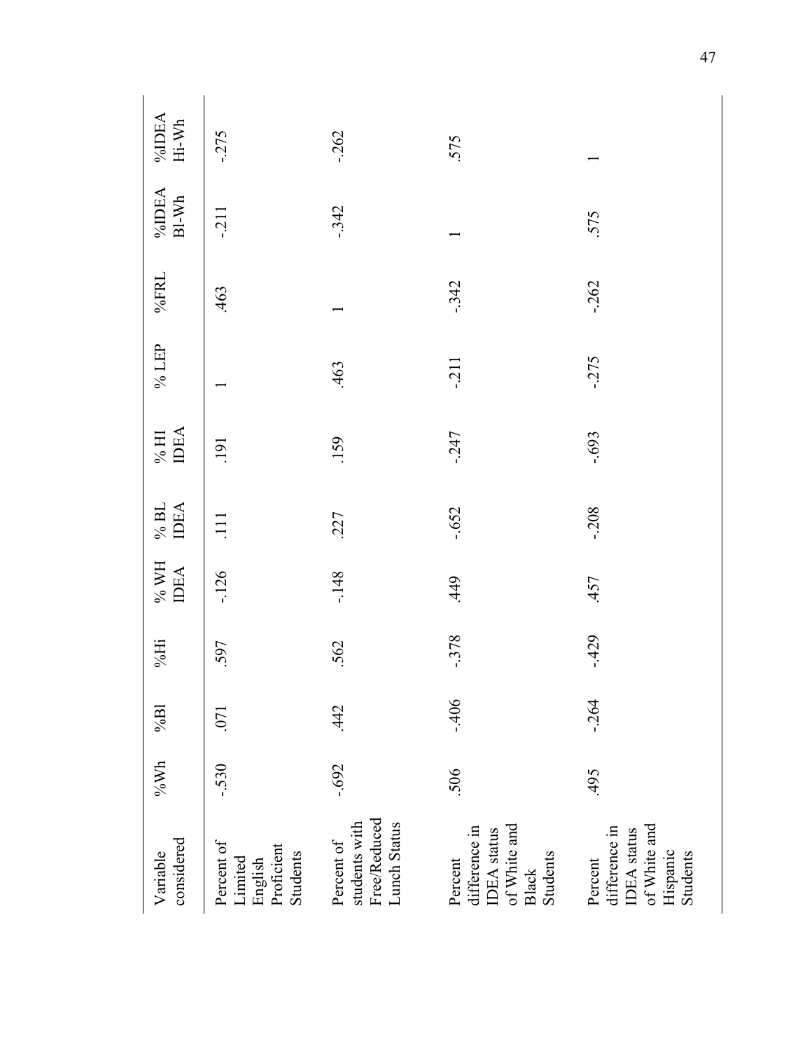| Variable considered | %Wh | %Bl | %Hi | % WH IDEA | % BL IDEA | % HI IDEA | % LEP | %FRL | %IDEA Bl-Wh | %IDEA Hi-Wh |
|---|---|---|---|---|---|---|---|---|---|---|
| Percent of Limited English Proficient Students | -.530 | .071 | .597 | -.126 | .111 | .191 | 1 | .463 | -.211 | -.275 |
| Percent of students with Free/Reduced Lunch Status | -.692 | .442 | .562 | -.148 | .227 | .159 | .463 | 1 | -.342 | -.262 |
| Percent difference in IDEA status of White and Black Students | .506 | -.406 | -.378 | .449 | -.652 | -.247 | -.211 | -.342 | 1 | .575 |
| Percent difference in IDEA status of White and Hispanic Students | .495 | -.264 | -.429 | .457 | -.208 | -.693 | -.275 | -.262 | .575 | 1 |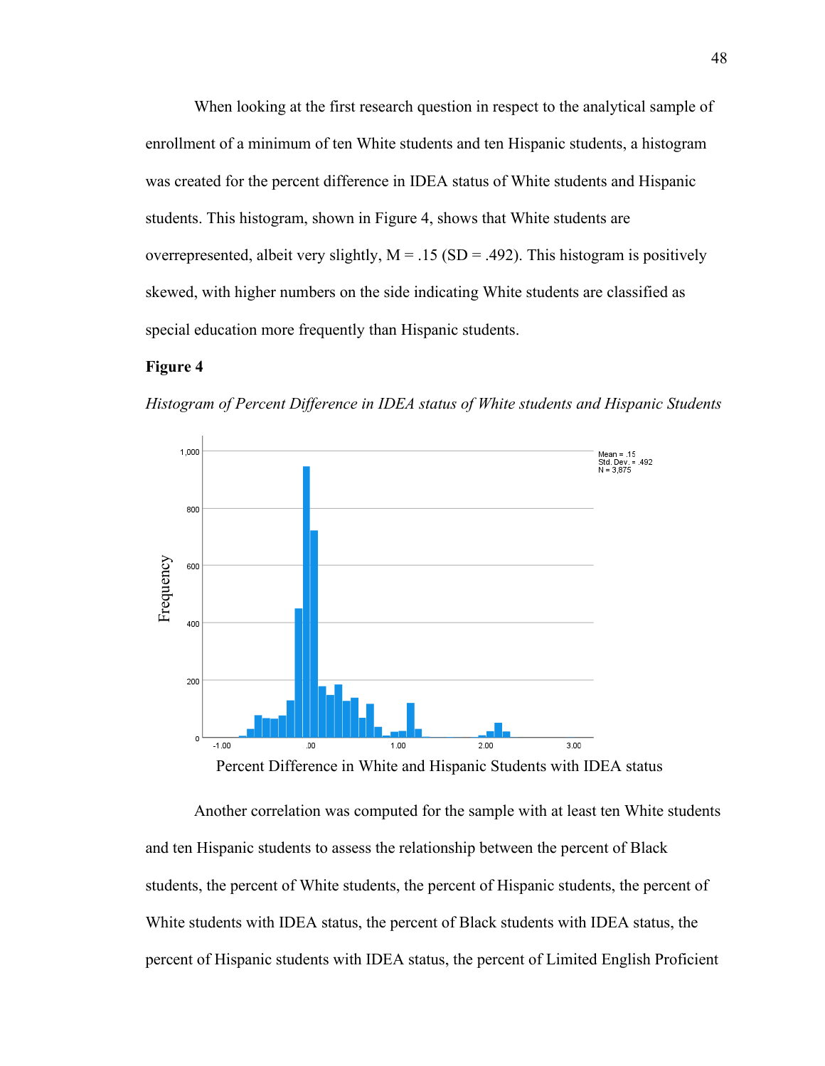When looking at the first research question in respect to the analytical sample of enrollment of a minimum of ten White students and ten Hispanic students, a histogram was created for the percent difference in IDEA status of White students and Hispanic students. This histogram, shown in Figure 4, shows that White students are overrepresented, albeit very slightly, M = .15 (SD = .492). This histogram is positively skewed, with higher numbers on the side indicating White students are classified as special education more frequently than Hispanic students.

**Figure 4**

*Histogram of Percent Difference in IDEA status of White students and Hispanic Students*

Another correlation was computed for the sample with at least ten White students and ten Hispanic students to assess the relationship between the percent of Black students, the percent of White students, the percent of Hispanic students, the percent of White students with IDEA status, the percent of Black students with IDEA status, the percent of Hispanic students with IDEA status, the percent of Limited English Proficient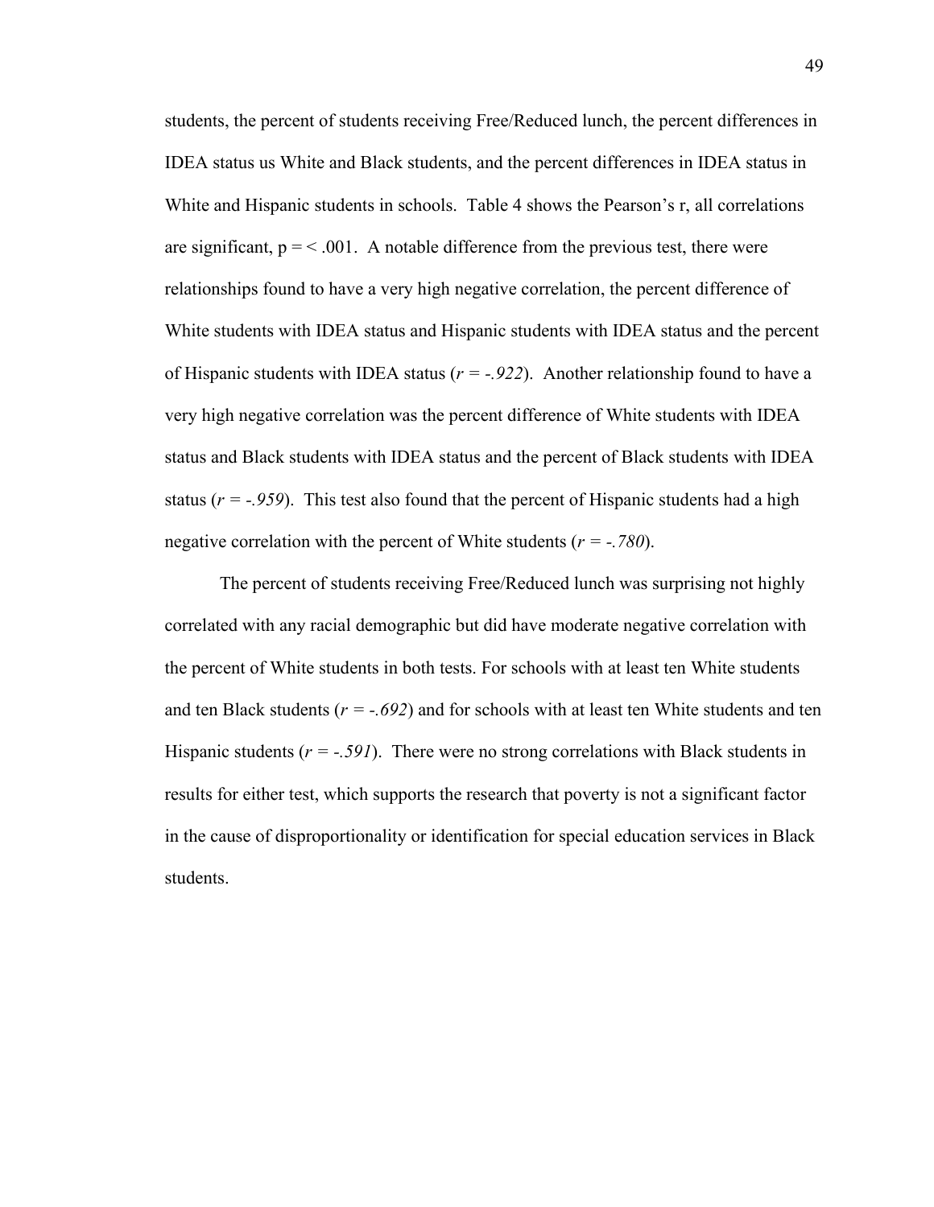students, the percent of students receiving Free/Reduced lunch, the percent differences in IDEA status us White and Black students, and the percent differences in IDEA status in White and Hispanic students in schools. Table 4 shows the Pearson's r, all correlations are significant, p = < .001. A notable difference from the previous test, there were relationships found to have a very high negative correlation, the percent difference of White students with IDEA status and Hispanic students with IDEA status and the percent of Hispanic students with IDEA status ($r = -.922$). Another relationship found to have a very high negative correlation was the percent difference of White students with IDEA status and Black students with IDEA status and the percent of Black students with IDEA status ($r = -.959$). This test also found that the percent of Hispanic students had a high negative correlation with the percent of White students ($r = -.780$).

The percent of students receiving Free/Reduced lunch was surprising not highly correlated with any racial demographic but did have moderate negative correlation with the percent of White students in both tests. For schools with at least ten White students and ten Black students ($r = -.692$) and for schools with at least ten White students and ten Hispanic students ($r = -.591$). There were no strong correlations with Black students in results for either test, which supports the research that poverty is not a significant factor in the cause of disproportionality or identification for special education services in Black students.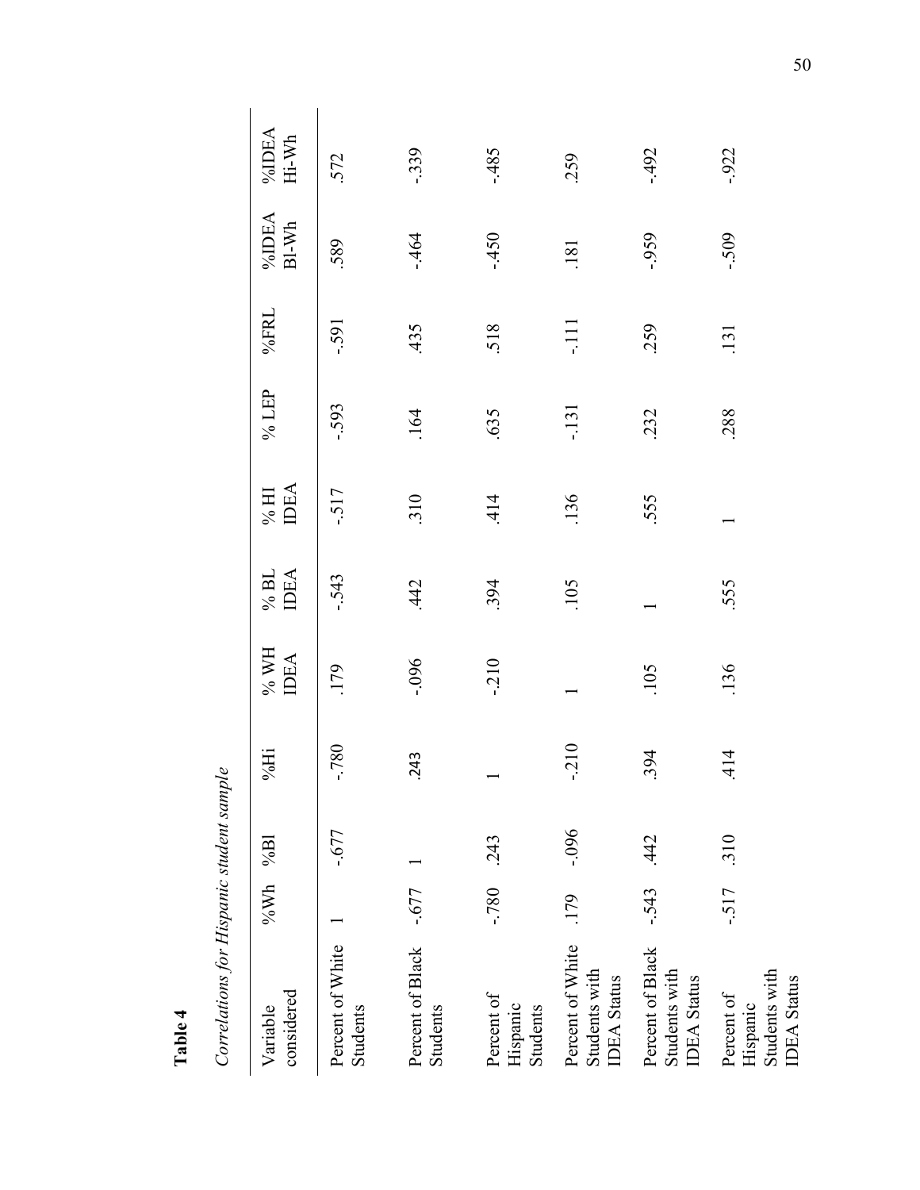**Table 4**

*Correlations for Hispanic student sample*

| Variable considered | %Wh | %Bl | %Hi | % WH IDEA | % BL IDEA | % HI IDEA | % LEP | %FRL | %IDEA Bl-Wh | %IDEA Hi-Wh |
|---|---|---|---|---|---|---|---|---|---|---|
| Percent of White Students | 1 | -.677 | -.780 | .179 | -.543 | -.517 | -.593 | -.591 | .589 | .572 |
| Percent of Black Students | -.677 | 1 | .243 | -.096 | .442 | .310 | .164 | .435 | -.464 | -.339 |
| Percent of Hispanic Students | -.780 | .243 | 1 | -.210 | .394 | .414 | .635 | .518 | -.450 | -.485 |
| Percent of White Students with IDEA Status | .179 | -.096 | -.210 | 1 | .105 | .136 | -.131 | -.111 | .181 | .259 |
| Percent of Black Students with IDEA Status | -.543 | .442 | .394 | .105 | 1 | .555 | .232 | .259 | -.959 | -.492 |
| Percent of Hispanic Students with IDEA Status | -.517 | .310 | .414 | .136 | .555 | 1 | .288 | .131 | -.509 | -.922 |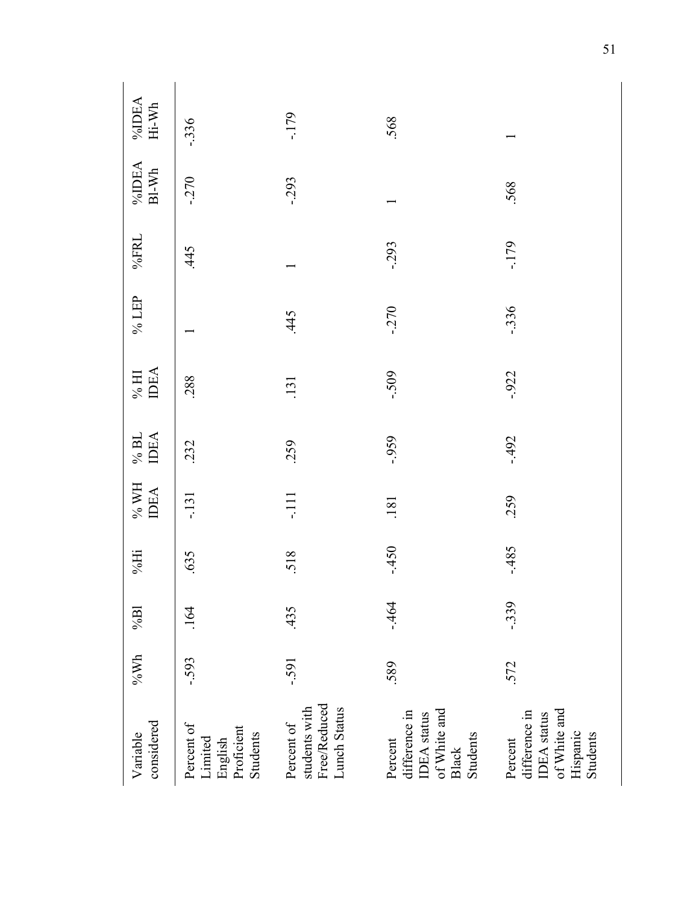| Variable considered | %Wh | %Bl | %Hi | % WH IDEA | % BL IDEA | % HI IDEA | % LEP | %FRL | %IDEA Bl-Wh | %IDEA Hi-Wh |
|---|---|---|---|---|---|---|---|---|---|---|
| Percent of Limited English Proficient Students | -.593 | .164 | .635 | -.131 | .232 | .288 | 1 | .445 | -.270 | -.336 |
| Percent of students with Free/Reduced Lunch Status | -.591 | .435 | .518 | -.111 | .259 | .131 | .445 | 1 | -.293 | -.179 |
| Percent difference in IDEA status of White and Black Students | .589 | -.464 | -.450 | .181 | -.959 | -.509 | -.270 | -.293 | 1 | .568 |
| Percent difference in IDEA status of White and Hispanic Students | .572 | -.339 | -.485 | .259 | -.492 | -.922 | -.336 | -.179 | .568 | 1 |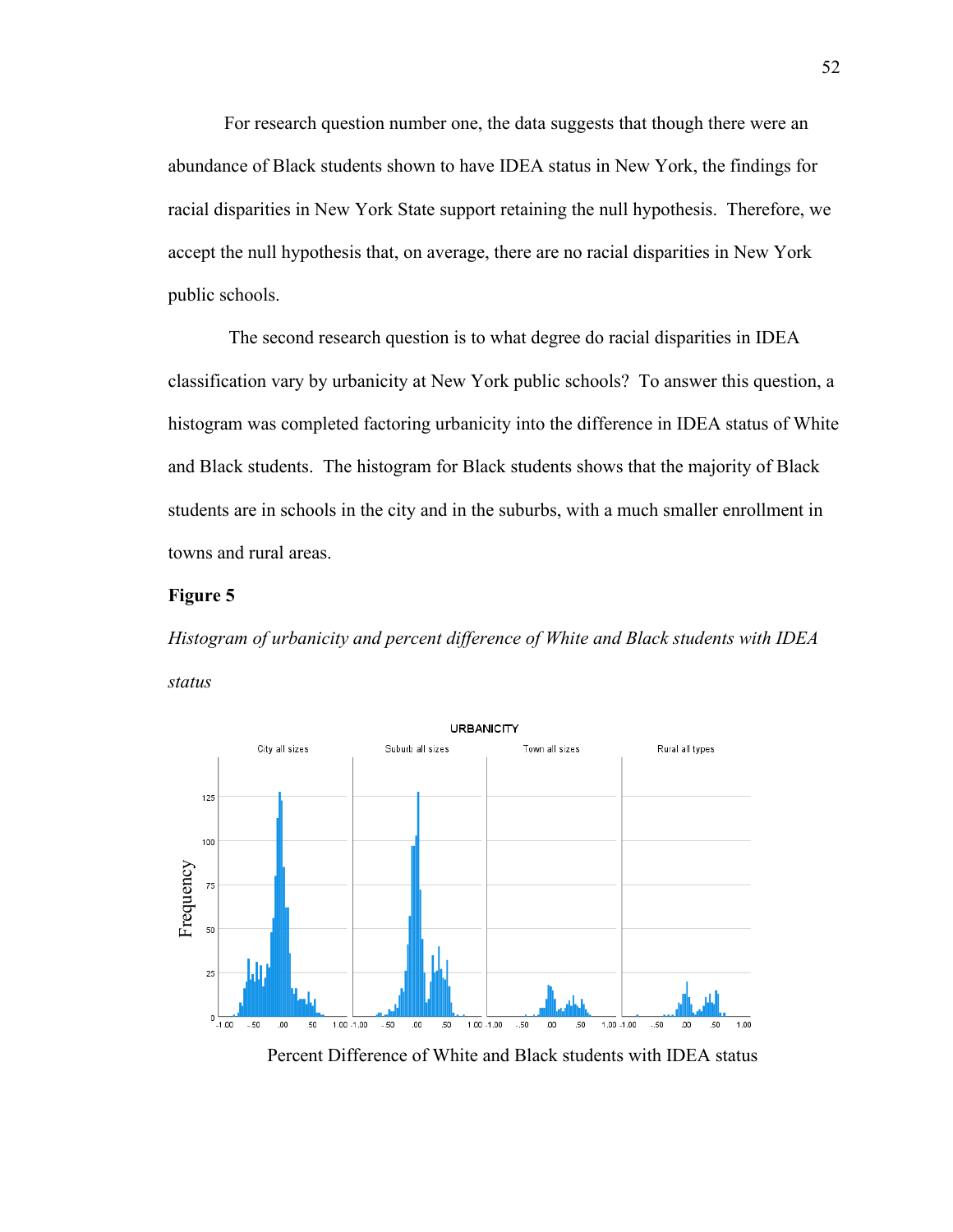For research question number one, the data suggests that though there were an abundance of Black students shown to have IDEA status in New York, the findings for racial disparities in New York State support retaining the null hypothesis. Therefore, we accept the null hypothesis that, on average, there are no racial disparities in New York public schools.

The second research question is to what degree do racial disparities in IDEA classification vary by urbanicity at New York public schools? To answer this question, a histogram was completed factoring urbanicity into the difference in IDEA status of White and Black students. The histogram for Black students shows that the majority of Black students are in schools in the city and in the suburbs, with a much smaller enrollment in towns and rural areas.

**Figure 5**

*Histogram of urbanicity and percent difference of White and Black students with IDEA status*

Percent Difference of White and Black students with IDEA status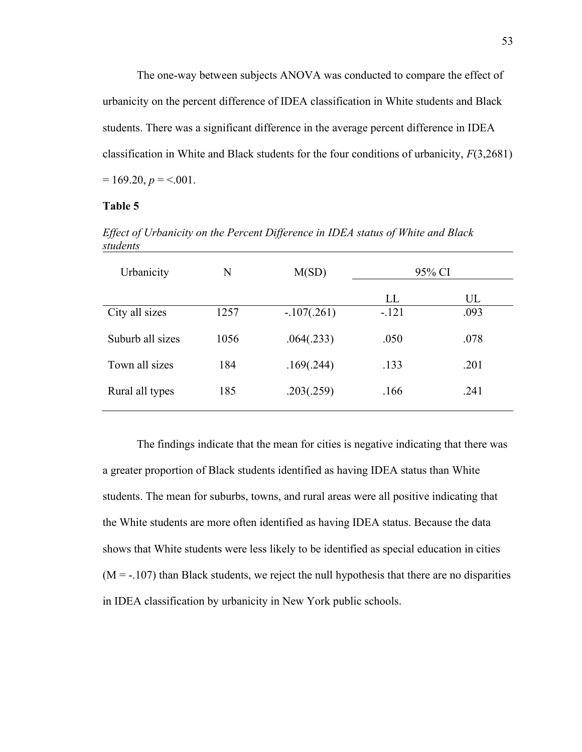The one-way between subjects ANOVA was conducted to compare the effect of urbanicity on the percent difference of IDEA classification in White students and Black students. There was a significant difference in the average percent difference in IDEA classification in White and Black students for the four conditions of urbanicity, $F(3,2681) = 169.20$, $p = <.001$.

**Table 5**

*Effect of Urbanicity on the Percent Difference in IDEA status of White and Black students*

| Urbanicity | N | M(SD) | 95% CI | |
|---|---|---|---|---|
| | | | LL | UL |
| City all sizes | 1257 | -.107(.261) | -.121 | .093 |
| Suburb all sizes | 1056 | .064(.233) | .050 | .078 |
| Town all sizes | 184 | .169(.244) | .133 | .201 |
| Rural all types | 185 | .203(.259) | .166 | .241 |

The findings indicate that the mean for cities is negative indicating that there was a greater proportion of Black students identified as having IDEA status than White students. The mean for suburbs, towns, and rural areas were all positive indicating that the White students are more often identified as having IDEA status. Because the data shows that White students were less likely to be identified as special education in cities (M = -.107) than Black students, we reject the null hypothesis that there are no disparities in IDEA classification by urbanicity in New York public schools.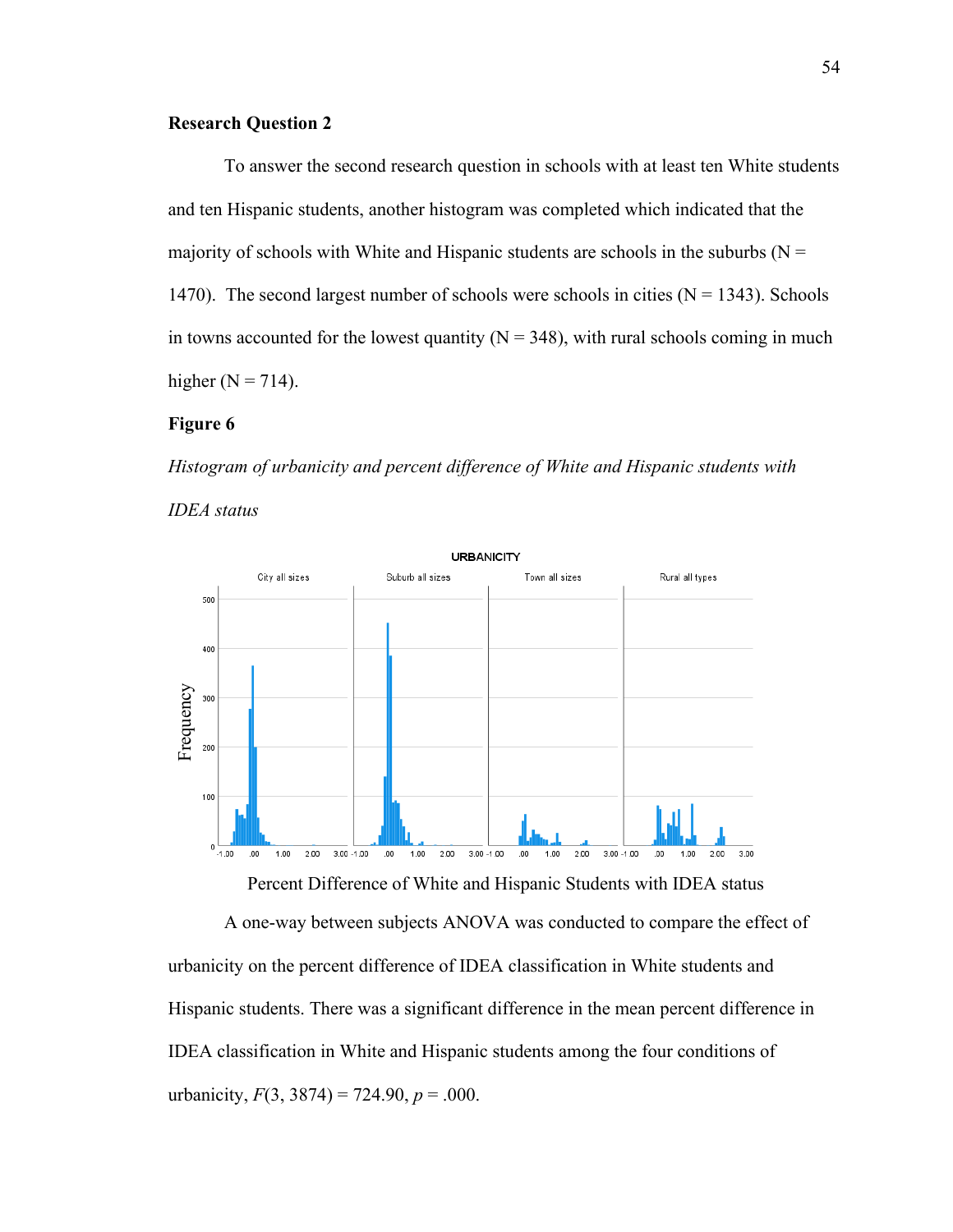**Research Question 2**

To answer the second research question in schools with at least ten White students and ten Hispanic students, another histogram was completed which indicated that the majority of schools with White and Hispanic students are schools in the suburbs (N = 1470). The second largest number of schools were schools in cities (N = 1343). Schools in towns accounted for the lowest quantity (N = 348), with rural schools coming in much higher (N = 714).

**Figure 6**

*Histogram of urbanicity and percent difference of White and Hispanic students with IDEA status*

Percent Difference of White and Hispanic Students with IDEA status

A one-way between subjects ANOVA was conducted to compare the effect of urbanicity on the percent difference of IDEA classification in White students and Hispanic students. There was a significant difference in the mean percent difference in IDEA classification in White and Hispanic students among the four conditions of urbanicity, $F(3, 3874) = 724.90$, $p = .000$.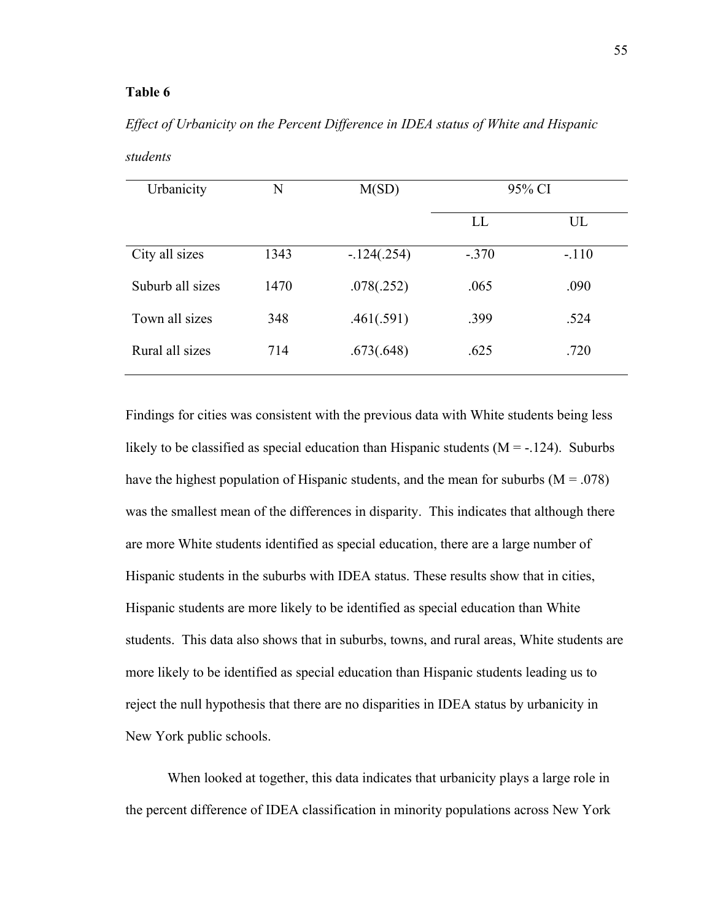**Table 6**

*Effect of Urbanicity on the Percent Difference in IDEA status of White and Hispanic students*

| Urbanicity | N | M(SD) | 95% CI | |
|---|---|---|---|---|
| | | | LL | UL |
| City all sizes | 1343 | -.124(.254) | -.370 | -.110 |
| Suburb all sizes | 1470 | .078(.252) | .065 | .090 |
| Town all sizes | 348 | .461(.591) | .399 | .524 |
| Rural all sizes | 714 | .673(.648) | .625 | .720 |

Findings for cities was consistent with the previous data with White students being less likely to be classified as special education than Hispanic students (M = -.124). Suburbs have the highest population of Hispanic students, and the mean for suburbs (M = .078) was the smallest mean of the differences in disparity. This indicates that although there are more White students identified as special education, there are a large number of Hispanic students in the suburbs with IDEA status. These results show that in cities, Hispanic students are more likely to be identified as special education than White students. This data also shows that in suburbs, towns, and rural areas, White students are more likely to be identified as special education than Hispanic students leading us to reject the null hypothesis that there are no disparities in IDEA status by urbanicity in New York public schools.

When looked at together, this data indicates that urbanicity plays a large role in the percent difference of IDEA classification in minority populations across New York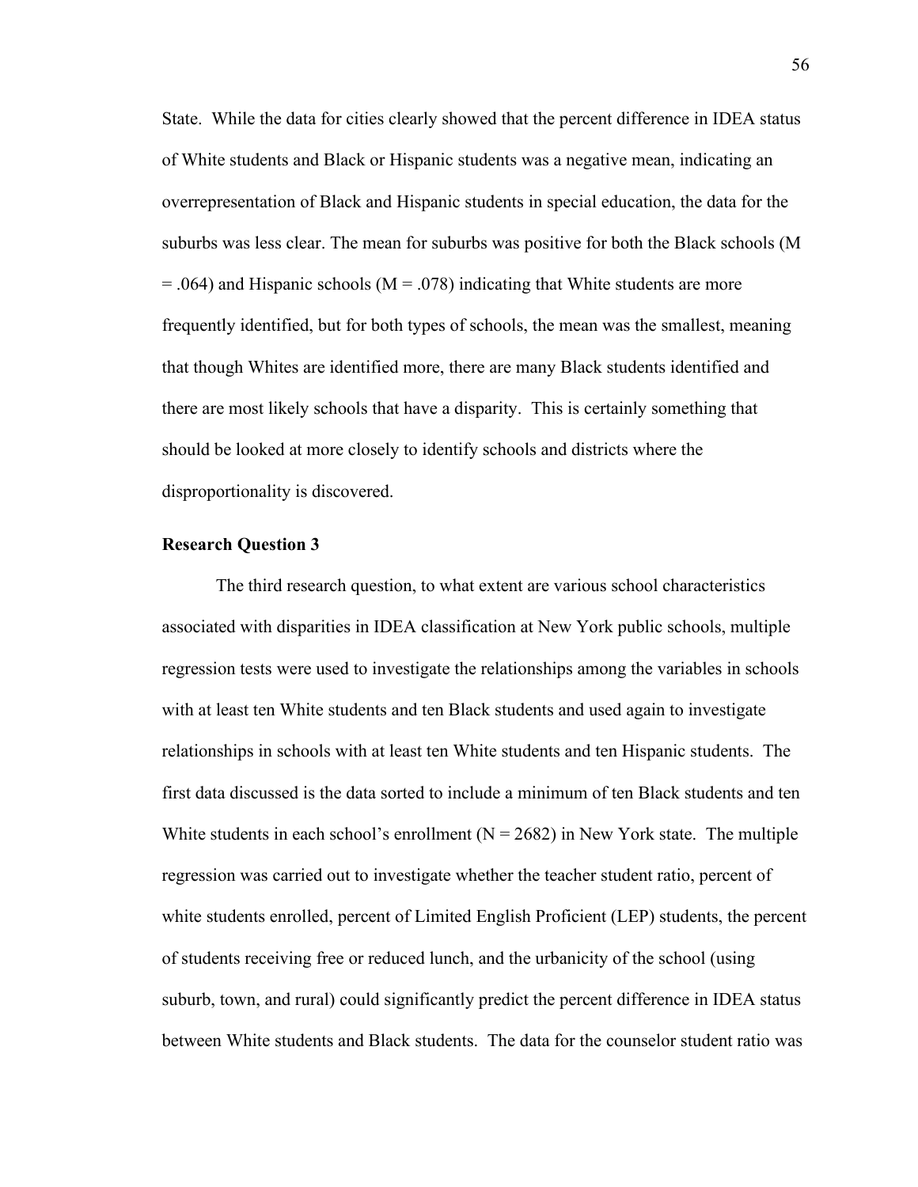State. While the data for cities clearly showed that the percent difference in IDEA status of White students and Black or Hispanic students was a negative mean, indicating an overrepresentation of Black and Hispanic students in special education, the data for the suburbs was less clear. The mean for suburbs was positive for both the Black schools ($M = .064$) and Hispanic schools ($M = .078$) indicating that White students are more frequently identified, but for both types of schools, the mean was the smallest, meaning that though Whites are identified more, there are many Black students identified and there are most likely schools that have a disparity. This is certainly something that should be looked at more closely to identify schools and districts where the disproportionality is discovered.

### Research Question 3

The third research question, to what extent are various school characteristics associated with disparities in IDEA classification at New York public schools, multiple regression tests were used to investigate the relationships among the variables in schools with at least ten White students and ten Black students and used again to investigate relationships in schools with at least ten White students and ten Hispanic students. The first data discussed is the data sorted to include a minimum of ten Black students and ten White students in each school's enrollment ($N = 2682$) in New York state. The multiple regression was carried out to investigate whether the teacher student ratio, percent of white students enrolled, percent of Limited English Proficient (LEP) students, the percent of students receiving free or reduced lunch, and the urbanicity of the school (using suburb, town, and rural) could significantly predict the percent difference in IDEA status between White students and Black students. The data for the counselor student ratio was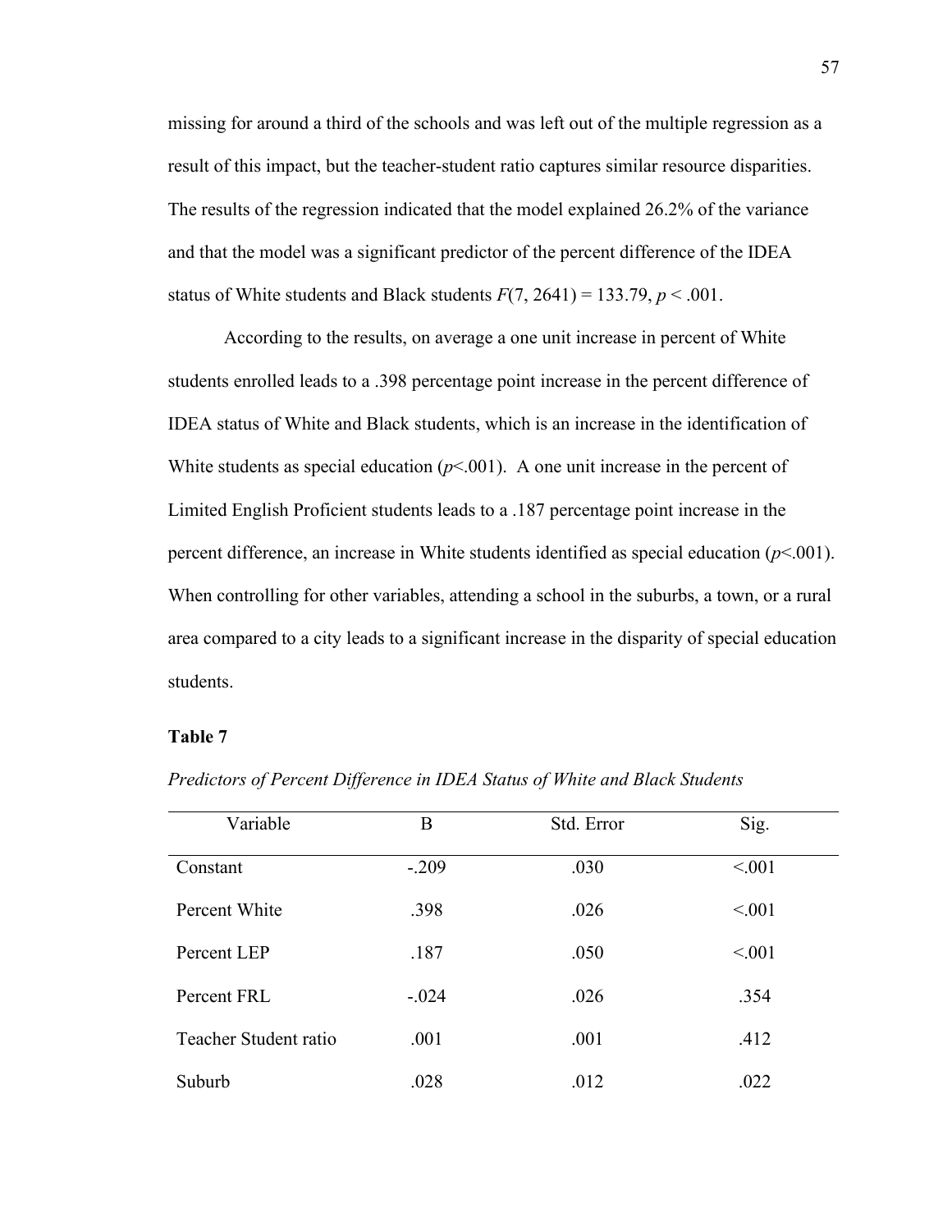missing for around a third of the schools and was left out of the multiple regression as a result of this impact, but the teacher-student ratio captures similar resource disparities. The results of the regression indicated that the model explained 26.2% of the variance and that the model was a significant predictor of the percent difference of the IDEA status of White students and Black students $F(7, 2641) = 133.79$, $p < .001$.

According to the results, on average a one unit increase in percent of White students enrolled leads to a .398 percentage point increase in the percent difference of IDEA status of White and Black students, which is an increase in the identification of White students as special education ($p<.001$). A one unit increase in the percent of Limited English Proficient students leads to a .187 percentage point increase in the percent difference, an increase in White students identified as special education ($p<.001$). When controlling for other variables, attending a school in the suburbs, a town, or a rural area compared to a city leads to a significant increase in the disparity of special education students.

**Table 7**

*Predictors of Percent Difference in IDEA Status of White and Black Students*

| Variable | B | Std. Error | Sig. |
| --- | --- | --- | --- |
| Constant | -.209 | .030 | <.001 |
| Percent White | .398 | .026 | <.001 |
| Percent LEP | .187 | .050 | <.001 |
| Percent FRL | -.024 | .026 | .354 |
| Teacher Student ratio | .001 | .001 | .412 |
| Suburb | .028 | .012 | .022 |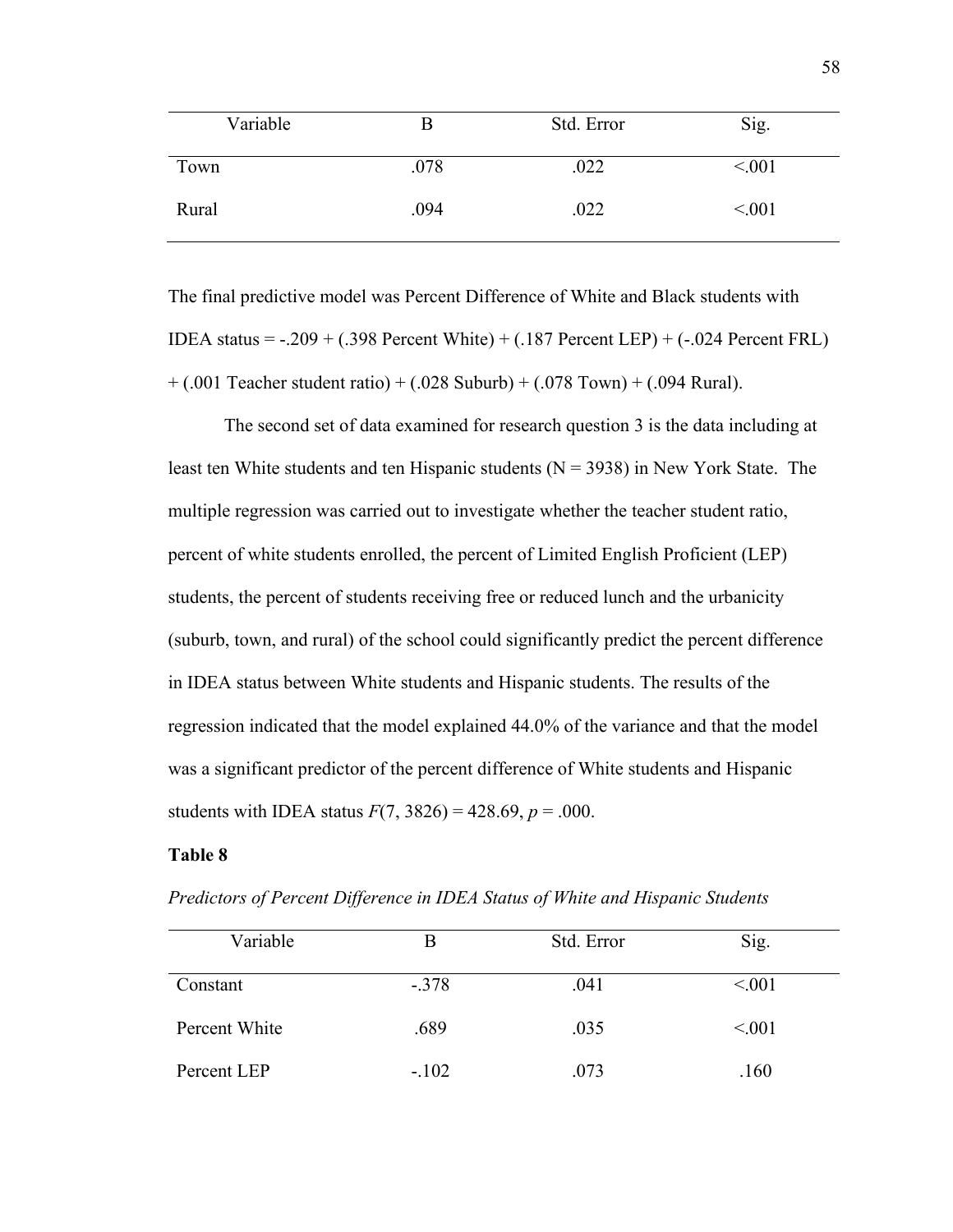| Variable | B | Std. Error | Sig. |
|---|---|---|---|
| Town | .078 | .022 | <.001 |
| Rural | .094 | .022 | <.001 |

The final predictive model was Percent Difference of White and Black students with IDEA status = -.209 + (.398 Percent White) + (.187 Percent LEP) + (-.024 Percent FRL) + (.001 Teacher student ratio) + (.028 Suburb) + (.078 Town) + (.094 Rural).

The second set of data examined for research question 3 is the data including at least ten White students and ten Hispanic students (N = 3938) in New York State. The multiple regression was carried out to investigate whether the teacher student ratio, percent of white students enrolled, the percent of Limited English Proficient (LEP) students, the percent of students receiving free or reduced lunch and the urbanicity (suburb, town, and rural) of the school could significantly predict the percent difference in IDEA status between White students and Hispanic students. The results of the regression indicated that the model explained 44.0% of the variance and that the model was a significant predictor of the percent difference of White students and Hispanic students with IDEA status $F(7, 3826) = 428.69$, $p = .000$.

**Table 8**

*Predictors of Percent Difference in IDEA Status of White and Hispanic Students*

| Variable | B | Std. Error | Sig. |
|---|---|---|---|
| Constant | -.378 | .041 | <.001 |
| Percent White | .689 | .035 | <.001 |
| Percent LEP | -.102 | .073 | .160 |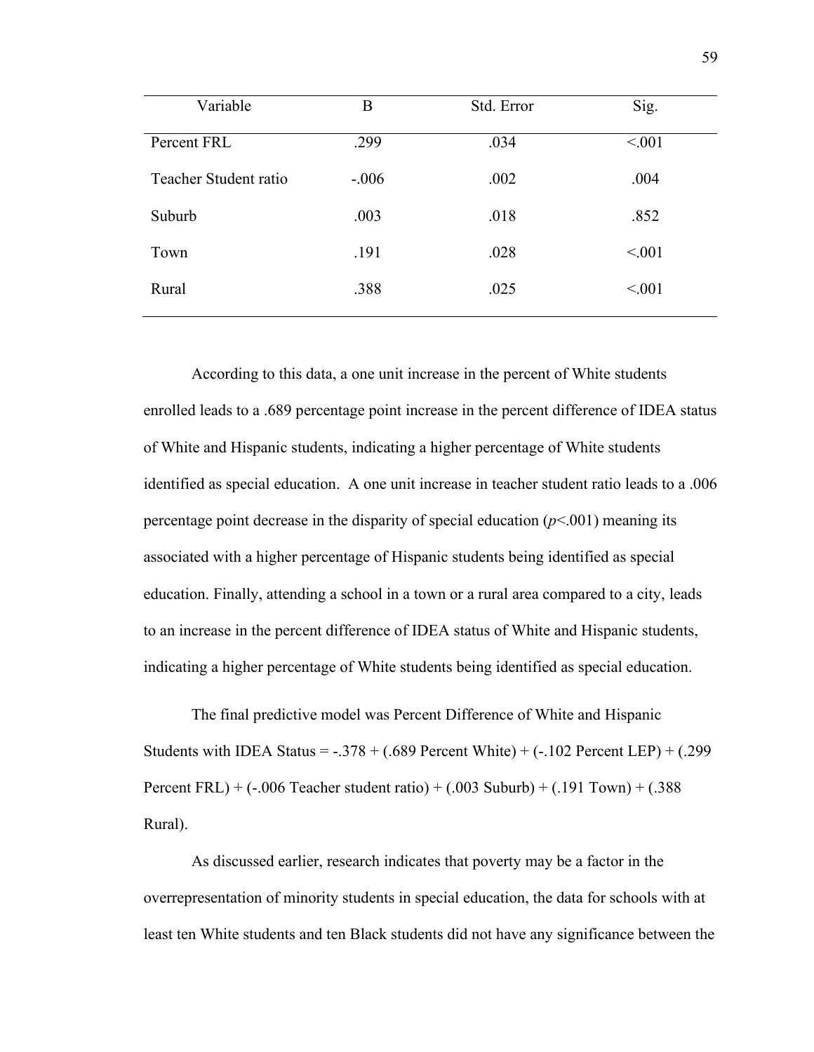| Variable | B | Std. Error | Sig. |
|---|---|---|---|
| Percent FRL | .299 | .034 | <.001 |
| Teacher Student ratio | -.006 | .002 | .004 |
| Suburb | .003 | .018 | .852 |
| Town | .191 | .028 | <.001 |
| Rural | .388 | .025 | <.001 |

According to this data, a one unit increase in the percent of White students enrolled leads to a .689 percentage point increase in the percent difference of IDEA status of White and Hispanic students, indicating a higher percentage of White students identified as special education. A one unit increase in teacher student ratio leads to a .006 percentage point decrease in the disparity of special education ($p<.001$) meaning its associated with a higher percentage of Hispanic students being identified as special education. Finally, attending a school in a town or a rural area compared to a city, leads to an increase in the percent difference of IDEA status of White and Hispanic students, indicating a higher percentage of White students being identified as special education.

The final predictive model was Percent Difference of White and Hispanic Students with IDEA Status = -.378 + (.689 Percent White) + (-.102 Percent LEP) + (.299 Percent FRL) + (-.006 Teacher student ratio) + (.003 Suburb) + (.191 Town) + (.388 Rural).

As discussed earlier, research indicates that poverty may be a factor in the overrepresentation of minority students in special education, the data for schools with at least ten White students and ten Black students did not have any significance between the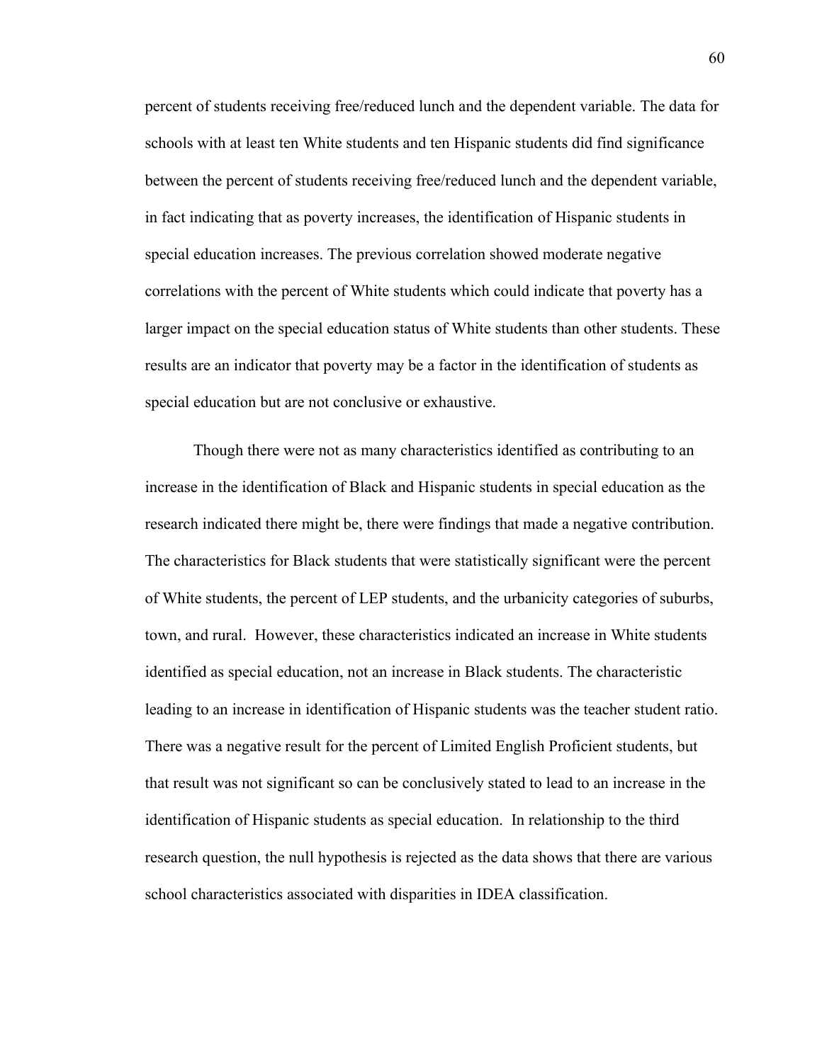percent of students receiving free/reduced lunch and the dependent variable. The data for schools with at least ten White students and ten Hispanic students did find significance between the percent of students receiving free/reduced lunch and the dependent variable, in fact indicating that as poverty increases, the identification of Hispanic students in special education increases. The previous correlation showed moderate negative correlations with the percent of White students which could indicate that poverty has a larger impact on the special education status of White students than other students. These results are an indicator that poverty may be a factor in the identification of students as special education but are not conclusive or exhaustive.

Though there were not as many characteristics identified as contributing to an increase in the identification of Black and Hispanic students in special education as the research indicated there might be, there were findings that made a negative contribution. The characteristics for Black students that were statistically significant were the percent of White students, the percent of LEP students, and the urbanicity categories of suburbs, town, and rural. However, these characteristics indicated an increase in White students identified as special education, not an increase in Black students. The characteristic leading to an increase in identification of Hispanic students was the teacher student ratio. There was a negative result for the percent of Limited English Proficient students, but that result was not significant so can be conclusively stated to lead to an increase in the identification of Hispanic students as special education. In relationship to the third research question, the null hypothesis is rejected as the data shows that there are various school characteristics associated with disparities in IDEA classification.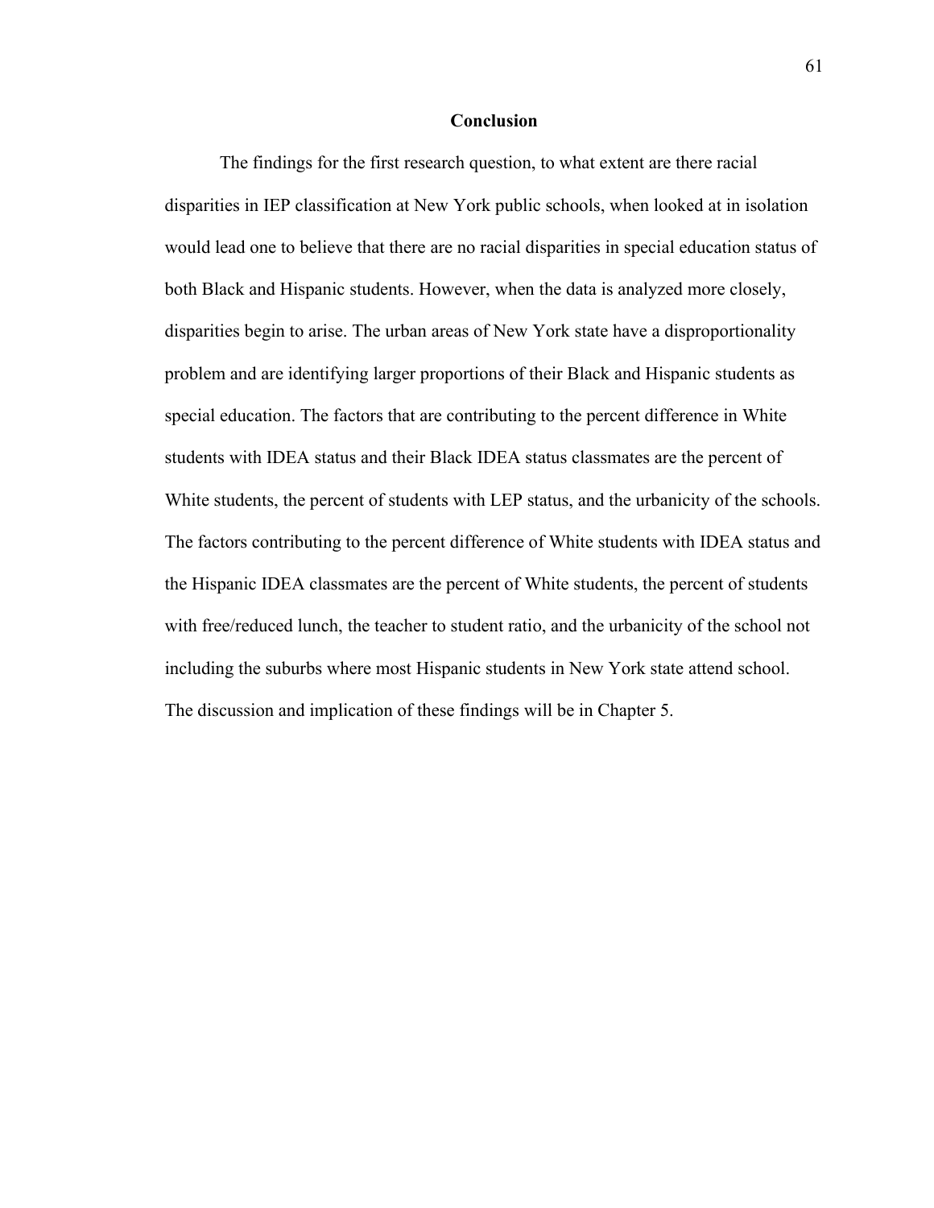## Conclusion

The findings for the first research question, to what extent are there racial disparities in IEP classification at New York public schools, when looked at in isolation would lead one to believe that there are no racial disparities in special education status of both Black and Hispanic students. However, when the data is analyzed more closely, disparities begin to arise. The urban areas of New York state have a disproportionality problem and are identifying larger proportions of their Black and Hispanic students as special education. The factors that are contributing to the percent difference in White students with IDEA status and their Black IDEA status classmates are the percent of White students, the percent of students with LEP status, and the urbanicity of the schools. The factors contributing to the percent difference of White students with IDEA status and the Hispanic IDEA classmates are the percent of White students, the percent of students with free/reduced lunch, the teacher to student ratio, and the urbanicity of the school not including the suburbs where most Hispanic students in New York state attend school. The discussion and implication of these findings will be in Chapter 5.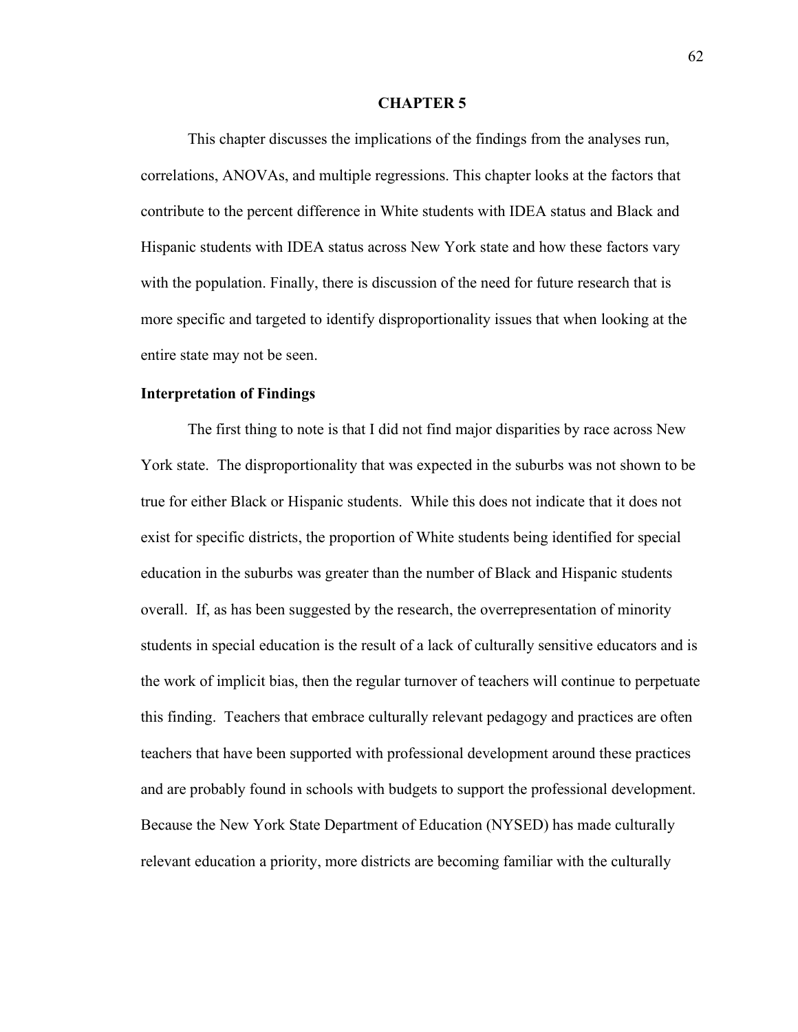# CHAPTER 5

This chapter discusses the implications of the findings from the analyses run, correlations, ANOVAs, and multiple regressions. This chapter looks at the factors that contribute to the percent difference in White students with IDEA status and Black and Hispanic students with IDEA status across New York state and how these factors vary with the population. Finally, there is discussion of the need for future research that is more specific and targeted to identify disproportionality issues that when looking at the entire state may not be seen.

## Interpretation of Findings

The first thing to note is that I did not find major disparities by race across New York state. The disproportionality that was expected in the suburbs was not shown to be true for either Black or Hispanic students. While this does not indicate that it does not exist for specific districts, the proportion of White students being identified for special education in the suburbs was greater than the number of Black and Hispanic students overall. If, as has been suggested by the research, the overrepresentation of minority students in special education is the result of a lack of culturally sensitive educators and is the work of implicit bias, then the regular turnover of teachers will continue to perpetuate this finding. Teachers that embrace culturally relevant pedagogy and practices are often teachers that have been supported with professional development around these practices and are probably found in schools with budgets to support the professional development. Because the New York State Department of Education (NYSED) has made culturally relevant education a priority, more districts are becoming familiar with the culturally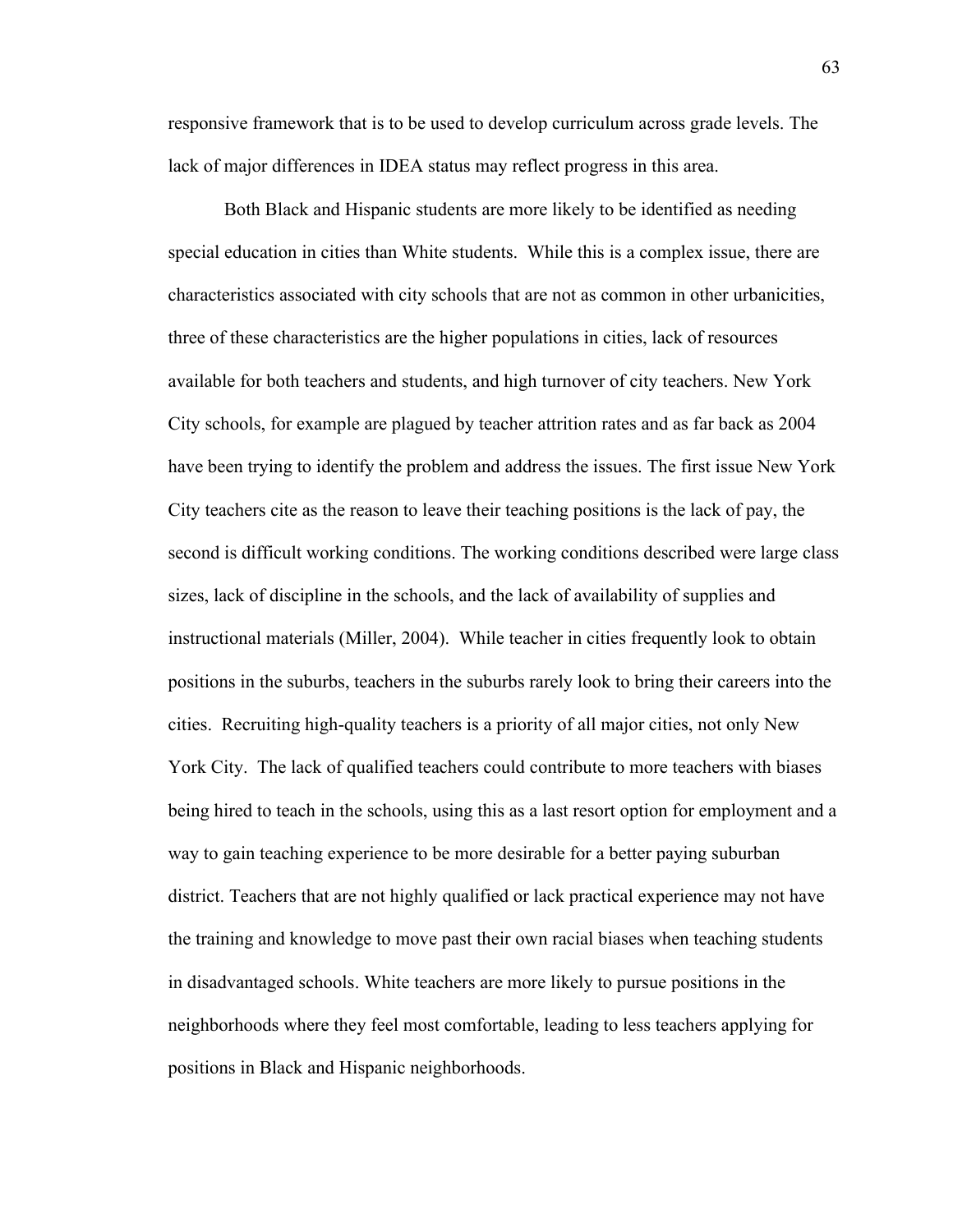responsive framework that is to be used to develop curriculum across grade levels. The lack of major differences in IDEA status may reflect progress in this area.

Both Black and Hispanic students are more likely to be identified as needing special education in cities than White students. While this is a complex issue, there are characteristics associated with city schools that are not as common in other urbanicities, three of these characteristics are the higher populations in cities, lack of resources available for both teachers and students, and high turnover of city teachers. New York City schools, for example are plagued by teacher attrition rates and as far back as 2004 have been trying to identify the problem and address the issues. The first issue New York City teachers cite as the reason to leave their teaching positions is the lack of pay, the second is difficult working conditions. The working conditions described were large class sizes, lack of discipline in the schools, and the lack of availability of supplies and instructional materials (Miller, 2004). While teacher in cities frequently look to obtain positions in the suburbs, teachers in the suburbs rarely look to bring their careers into the cities. Recruiting high-quality teachers is a priority of all major cities, not only New York City. The lack of qualified teachers could contribute to more teachers with biases being hired to teach in the schools, using this as a last resort option for employment and a way to gain teaching experience to be more desirable for a better paying suburban district. Teachers that are not highly qualified or lack practical experience may not have the training and knowledge to move past their own racial biases when teaching students in disadvantaged schools. White teachers are more likely to pursue positions in the neighborhoods where they feel most comfortable, leading to less teachers applying for positions in Black and Hispanic neighborhoods.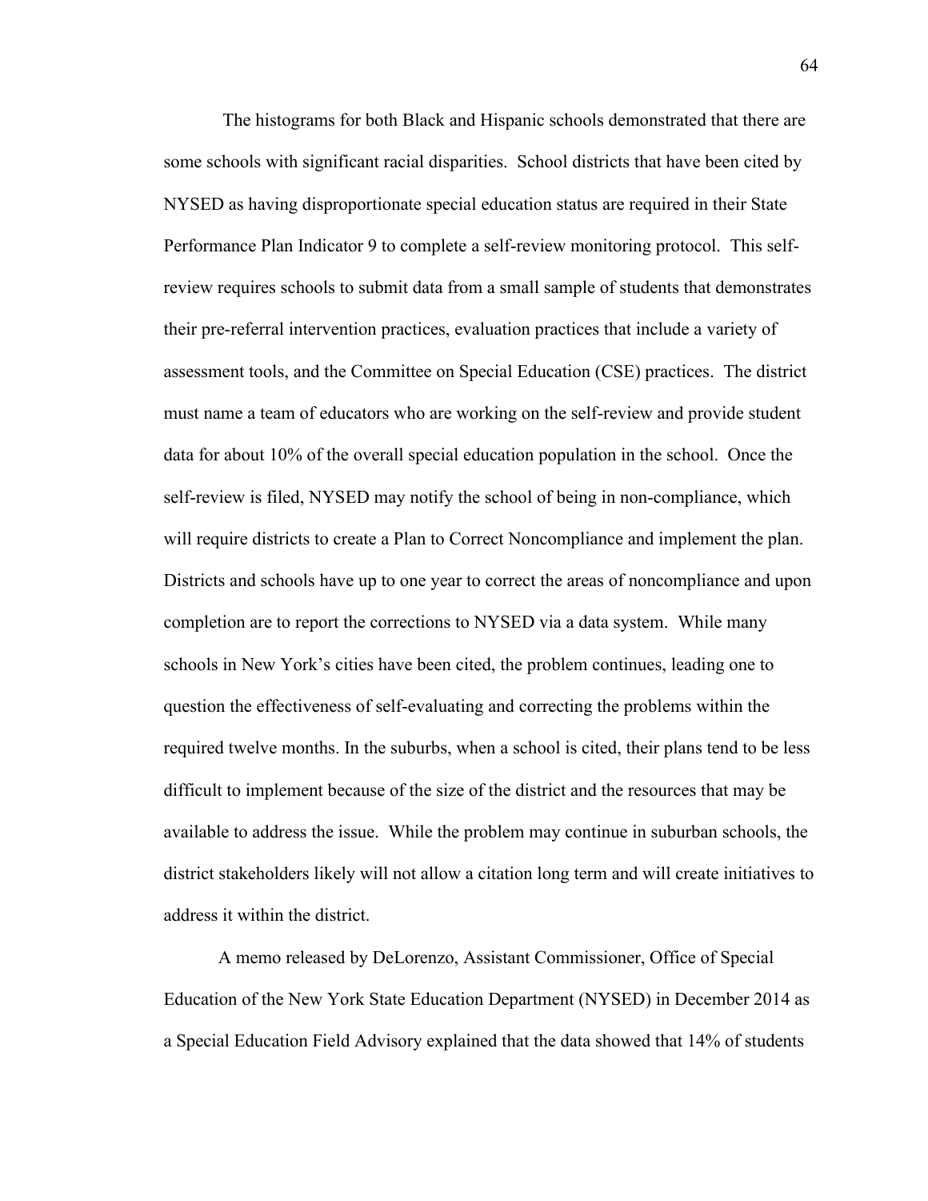The histograms for both Black and Hispanic schools demonstrated that there are some schools with significant racial disparities. School districts that have been cited by NYSED as having disproportionate special education status are required in their State Performance Plan Indicator 9 to complete a self-review monitoring protocol. This self-review requires schools to submit data from a small sample of students that demonstrates their pre-referral intervention practices, evaluation practices that include a variety of assessment tools, and the Committee on Special Education (CSE) practices. The district must name a team of educators who are working on the self-review and provide student data for about 10% of the overall special education population in the school. Once the self-review is filed, NYSED may notify the school of being in non-compliance, which will require districts to create a Plan to Correct Noncompliance and implement the plan. Districts and schools have up to one year to correct the areas of noncompliance and upon completion are to report the corrections to NYSED via a data system. While many schools in New York's cities have been cited, the problem continues, leading one to question the effectiveness of self-evaluating and correcting the problems within the required twelve months. In the suburbs, when a school is cited, their plans tend to be less difficult to implement because of the size of the district and the resources that may be available to address the issue. While the problem may continue in suburban schools, the district stakeholders likely will not allow a citation long term and will create initiatives to address it within the district.

A memo released by DeLorenzo, Assistant Commissioner, Office of Special Education of the New York State Education Department (NYSED) in December 2014 as a Special Education Field Advisory explained that the data showed that 14% of students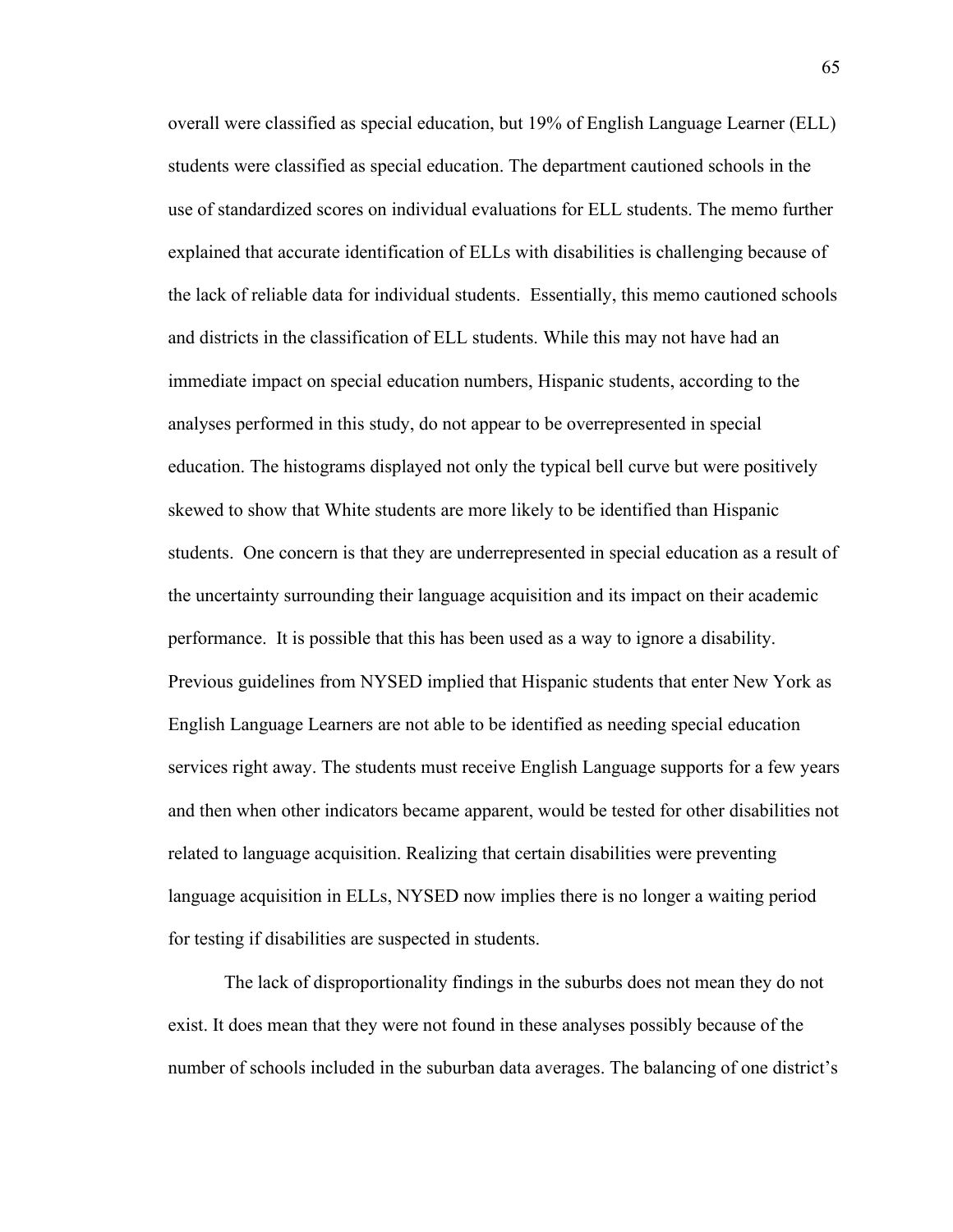overall were classified as special education, but 19% of English Language Learner (ELL) students were classified as special education. The department cautioned schools in the use of standardized scores on individual evaluations for ELL students. The memo further explained that accurate identification of ELLs with disabilities is challenging because of the lack of reliable data for individual students.  Essentially, this memo cautioned schools and districts in the classification of ELL students. While this may not have had an immediate impact on special education numbers, Hispanic students, according to the analyses performed in this study, do not appear to be overrepresented in special education. The histograms displayed not only the typical bell curve but were positively skewed to show that White students are more likely to be identified than Hispanic students.  One concern is that they are underrepresented in special education as a result of the uncertainty surrounding their language acquisition and its impact on their academic performance.  It is possible that this has been used as a way to ignore a disability. Previous guidelines from NYSED implied that Hispanic students that enter New York as English Language Learners are not able to be identified as needing special education services right away. The students must receive English Language supports for a few years and then when other indicators became apparent, would be tested for other disabilities not related to language acquisition. Realizing that certain disabilities were preventing language acquisition in ELLs, NYSED now implies there is no longer a waiting period for testing if disabilities are suspected in students.

The lack of disproportionality findings in the suburbs does not mean they do not exist. It does mean that they were not found in these analyses possibly because of the number of schools included in the suburban data averages. The balancing of one district's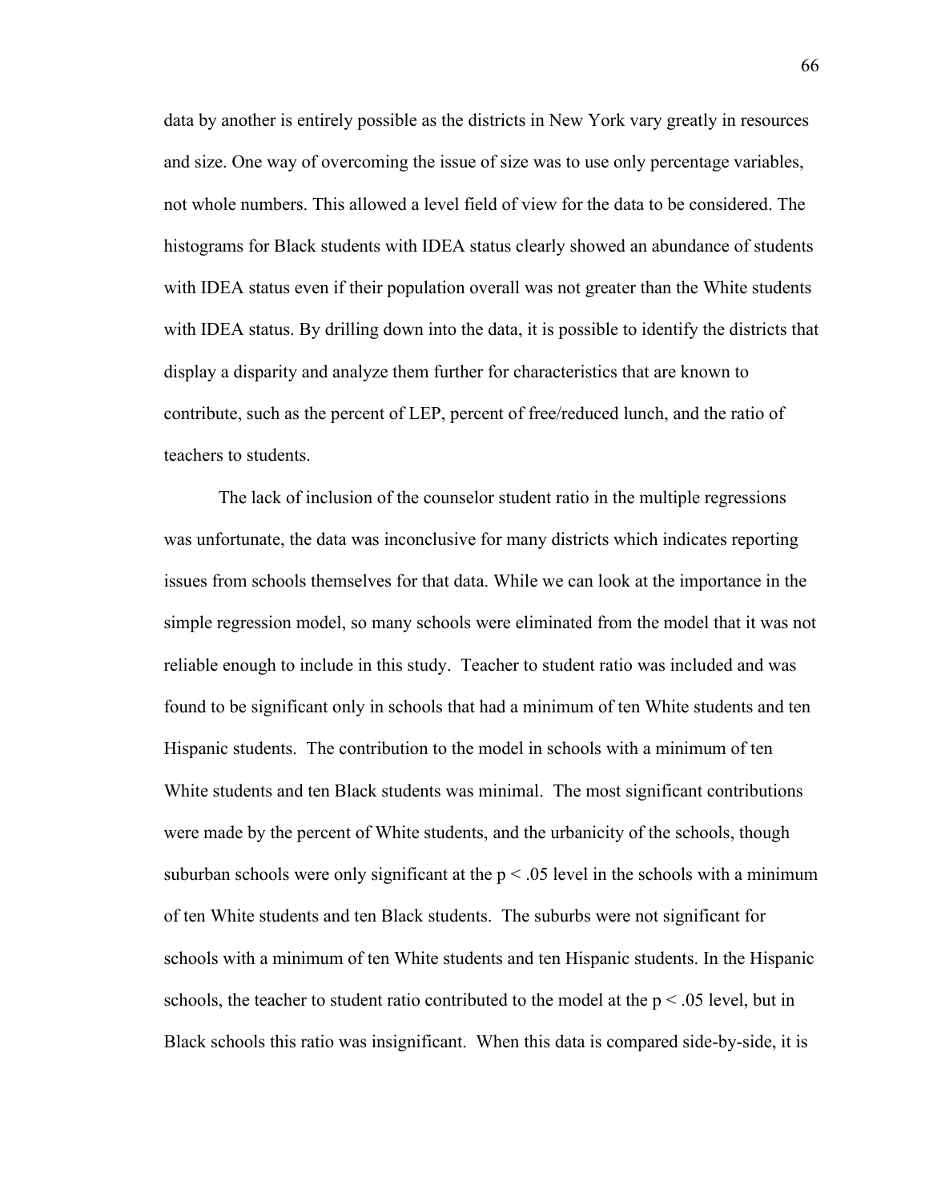data by another is entirely possible as the districts in New York vary greatly in resources and size. One way of overcoming the issue of size was to use only percentage variables, not whole numbers. This allowed a level field of view for the data to be considered. The histograms for Black students with IDEA status clearly showed an abundance of students with IDEA status even if their population overall was not greater than the White students with IDEA status. By drilling down into the data, it is possible to identify the districts that display a disparity and analyze them further for characteristics that are known to contribute, such as the percent of LEP, percent of free/reduced lunch, and the ratio of teachers to students.

The lack of inclusion of the counselor student ratio in the multiple regressions was unfortunate, the data was inconclusive for many districts which indicates reporting issues from schools themselves for that data. While we can look at the importance in the simple regression model, so many schools were eliminated from the model that it was not reliable enough to include in this study. Teacher to student ratio was included and was found to be significant only in schools that had a minimum of ten White students and ten Hispanic students. The contribution to the model in schools with a minimum of ten White students and ten Black students was minimal. The most significant contributions were made by the percent of White students, and the urbanicity of the schools, though suburban schools were only significant at the $p < .05$ level in the schools with a minimum of ten White students and ten Black students. The suburbs were not significant for schools with a minimum of ten White students and ten Hispanic students. In the Hispanic schools, the teacher to student ratio contributed to the model at the $p < .05$ level, but in Black schools this ratio was insignificant. When this data is compared side-by-side, it is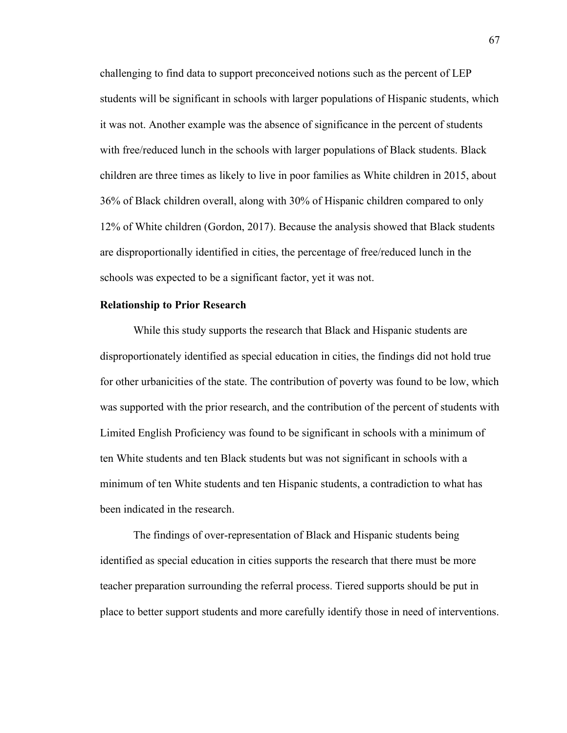challenging to find data to support preconceived notions such as the percent of LEP students will be significant in schools with larger populations of Hispanic students, which it was not. Another example was the absence of significance in the percent of students with free/reduced lunch in the schools with larger populations of Black students. Black children are three times as likely to live in poor families as White children in 2015, about 36% of Black children overall, along with 30% of Hispanic children compared to only 12% of White children (Gordon, 2017). Because the analysis showed that Black students are disproportionally identified in cities, the percentage of free/reduced lunch in the schools was expected to be a significant factor, yet it was not.

**Relationship to Prior Research**

While this study supports the research that Black and Hispanic students are disproportionately identified as special education in cities, the findings did not hold true for other urbanicities of the state. The contribution of poverty was found to be low, which was supported with the prior research, and the contribution of the percent of students with Limited English Proficiency was found to be significant in schools with a minimum of ten White students and ten Black students but was not significant in schools with a minimum of ten White students and ten Hispanic students, a contradiction to what has been indicated in the research.

The findings of over-representation of Black and Hispanic students being identified as special education in cities supports the research that there must be more teacher preparation surrounding the referral process. Tiered supports should be put in place to better support students and more carefully identify those in need of interventions.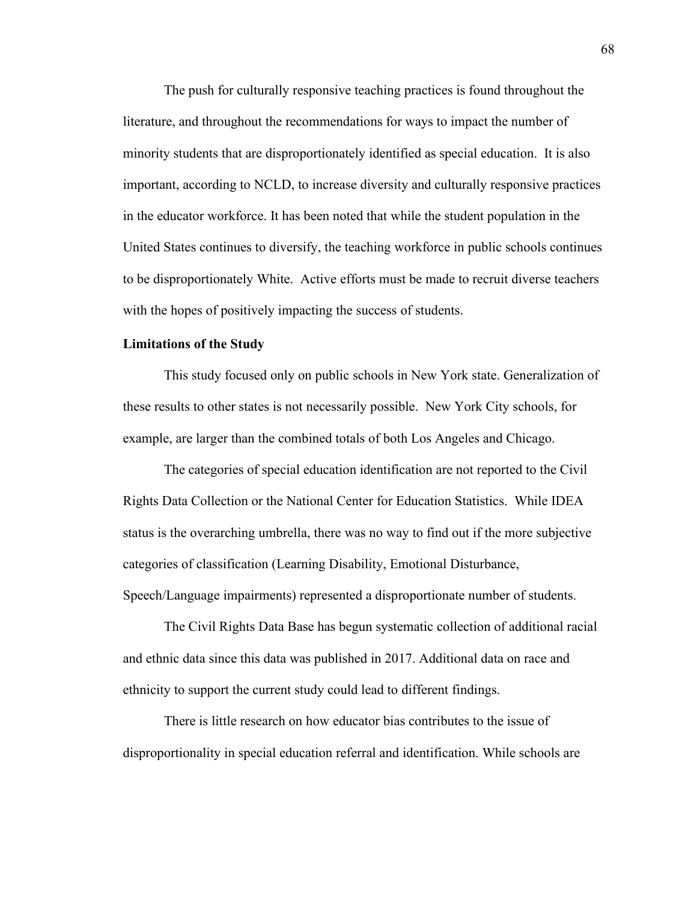The push for culturally responsive teaching practices is found throughout the literature, and throughout the recommendations for ways to impact the number of minority students that are disproportionately identified as special education. It is also important, according to NCLD, to increase diversity and culturally responsive practices in the educator workforce. It has been noted that while the student population in the United States continues to diversify, the teaching workforce in public schools continues to be disproportionately White. Active efforts must be made to recruit diverse teachers with the hopes of positively impacting the success of students.

**Limitations of the Study**

This study focused only on public schools in New York state. Generalization of these results to other states is not necessarily possible. New York City schools, for example, are larger than the combined totals of both Los Angeles and Chicago.

The categories of special education identification are not reported to the Civil Rights Data Collection or the National Center for Education Statistics. While IDEA status is the overarching umbrella, there was no way to find out if the more subjective categories of classification (Learning Disability, Emotional Disturbance, Speech/Language impairments) represented a disproportionate number of students.

The Civil Rights Data Base has begun systematic collection of additional racial and ethnic data since this data was published in 2017. Additional data on race and ethnicity to support the current study could lead to different findings.

There is little research on how educator bias contributes to the issue of disproportionality in special education referral and identification. While schools are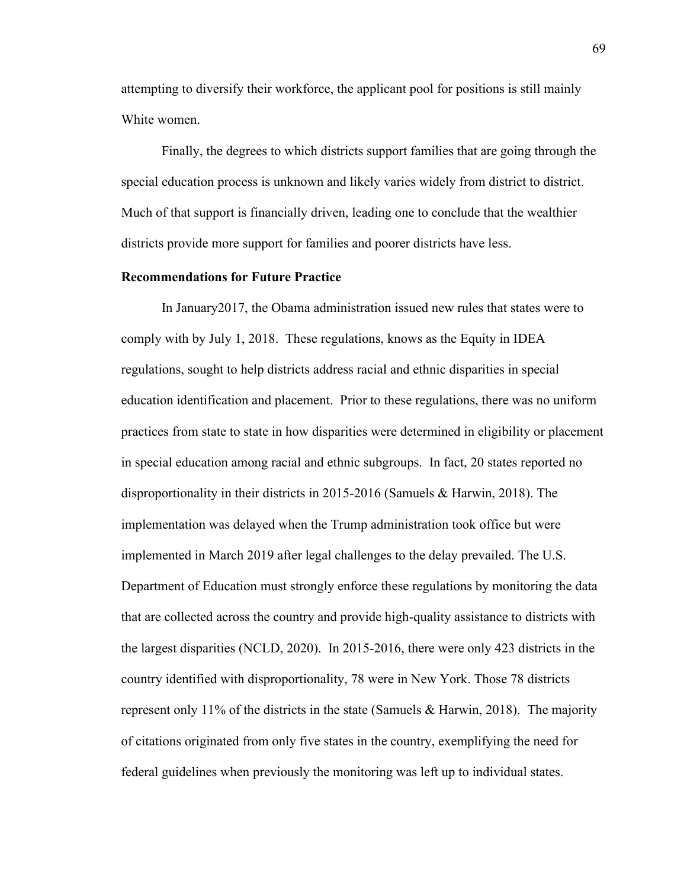attempting to diversify their workforce, the applicant pool for positions is still mainly White women.

Finally, the degrees to which districts support families that are going through the special education process is unknown and likely varies widely from district to district. Much of that support is financially driven, leading one to conclude that the wealthier districts provide more support for families and poorer districts have less.

**Recommendations for Future Practice**

In January2017, the Obama administration issued new rules that states were to comply with by July 1, 2018. These regulations, knows as the Equity in IDEA regulations, sought to help districts address racial and ethnic disparities in special education identification and placement. Prior to these regulations, there was no uniform practices from state to state in how disparities were determined in eligibility or placement in special education among racial and ethnic subgroups. In fact, 20 states reported no disproportionality in their districts in 2015-2016 (Samuels & Harwin, 2018). The implementation was delayed when the Trump administration took office but were implemented in March 2019 after legal challenges to the delay prevailed. The U.S. Department of Education must strongly enforce these regulations by monitoring the data that are collected across the country and provide high-quality assistance to districts with the largest disparities (NCLD, 2020). In 2015-2016, there were only 423 districts in the country identified with disproportionality, 78 were in New York. Those 78 districts represent only 11% of the districts in the state (Samuels & Harwin, 2018). The majority of citations originated from only five states in the country, exemplifying the need for federal guidelines when previously the monitoring was left up to individual states.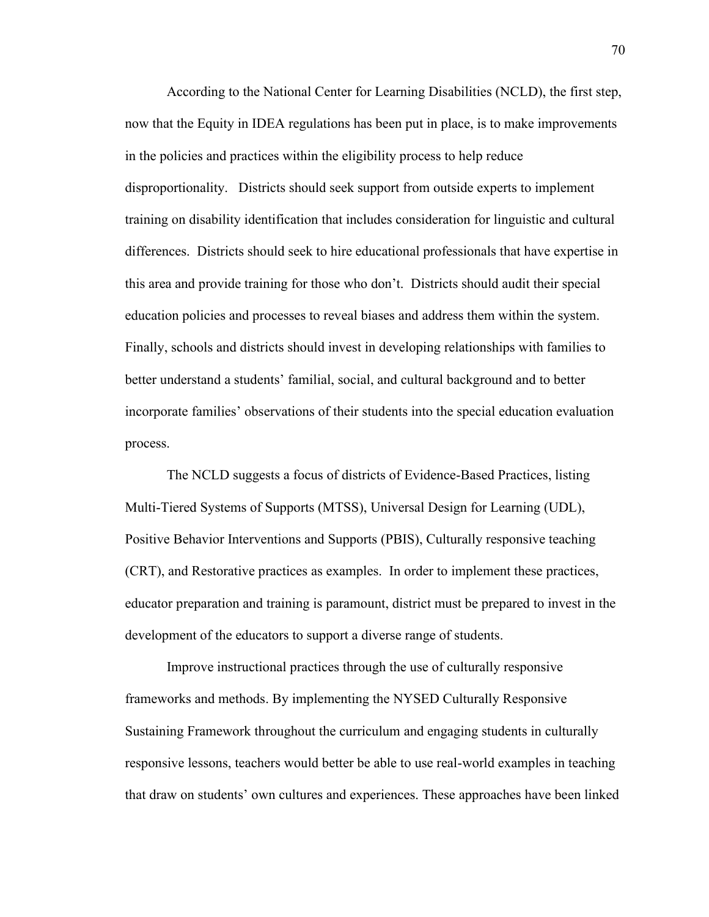According to the National Center for Learning Disabilities (NCLD), the first step, now that the Equity in IDEA regulations has been put in place, is to make improvements in the policies and practices within the eligibility process to help reduce disproportionality. Districts should seek support from outside experts to implement training on disability identification that includes consideration for linguistic and cultural differences. Districts should seek to hire educational professionals that have expertise in this area and provide training for those who don't. Districts should audit their special education policies and processes to reveal biases and address them within the system. Finally, schools and districts should invest in developing relationships with families to better understand a students' familial, social, and cultural background and to better incorporate families' observations of their students into the special education evaluation process.

The NCLD suggests a focus of districts of Evidence-Based Practices, listing Multi-Tiered Systems of Supports (MTSS), Universal Design for Learning (UDL), Positive Behavior Interventions and Supports (PBIS), Culturally responsive teaching (CRT), and Restorative practices as examples. In order to implement these practices, educator preparation and training is paramount, district must be prepared to invest in the development of the educators to support a diverse range of students.

Improve instructional practices through the use of culturally responsive frameworks and methods. By implementing the NYSED Culturally Responsive Sustaining Framework throughout the curriculum and engaging students in culturally responsive lessons, teachers would better be able to use real-world examples in teaching that draw on students' own cultures and experiences. These approaches have been linked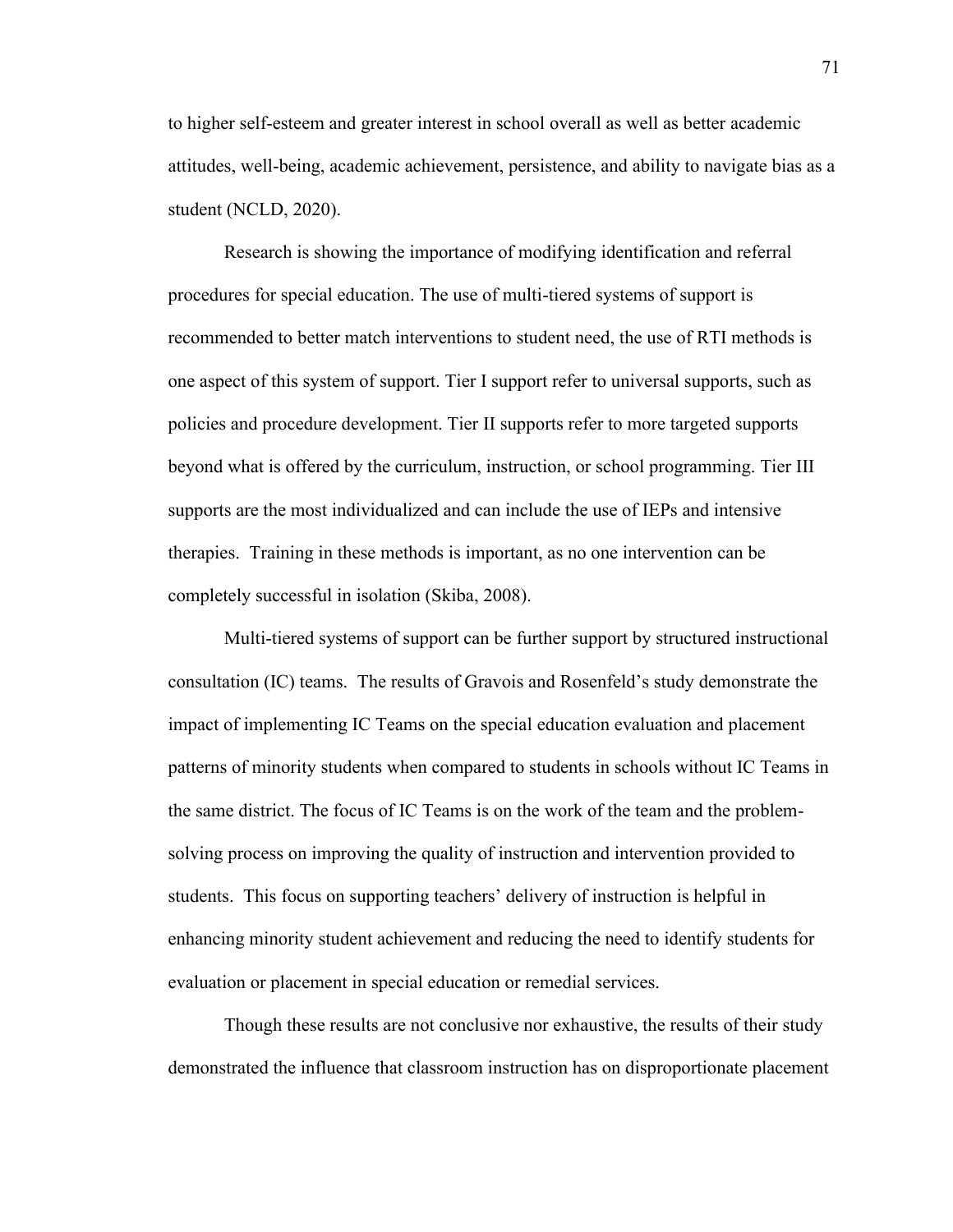to higher self-esteem and greater interest in school overall as well as better academic attitudes, well-being, academic achievement, persistence, and ability to navigate bias as a student (NCLD, 2020).

Research is showing the importance of modifying identification and referral procedures for special education. The use of multi-tiered systems of support is recommended to better match interventions to student need, the use of RTI methods is one aspect of this system of support. Tier I support refer to universal supports, such as policies and procedure development. Tier II supports refer to more targeted supports beyond what is offered by the curriculum, instruction, or school programming. Tier III supports are the most individualized and can include the use of IEPs and intensive therapies. Training in these methods is important, as no one intervention can be completely successful in isolation (Skiba, 2008).

Multi-tiered systems of support can be further support by structured instructional consultation (IC) teams. The results of Gravois and Rosenfeld's study demonstrate the impact of implementing IC Teams on the special education evaluation and placement patterns of minority students when compared to students in schools without IC Teams in the same district. The focus of IC Teams is on the work of the team and the problem-solving process on improving the quality of instruction and intervention provided to students. This focus on supporting teachers' delivery of instruction is helpful in enhancing minority student achievement and reducing the need to identify students for evaluation or placement in special education or remedial services.

Though these results are not conclusive nor exhaustive, the results of their study demonstrated the influence that classroom instruction has on disproportionate placement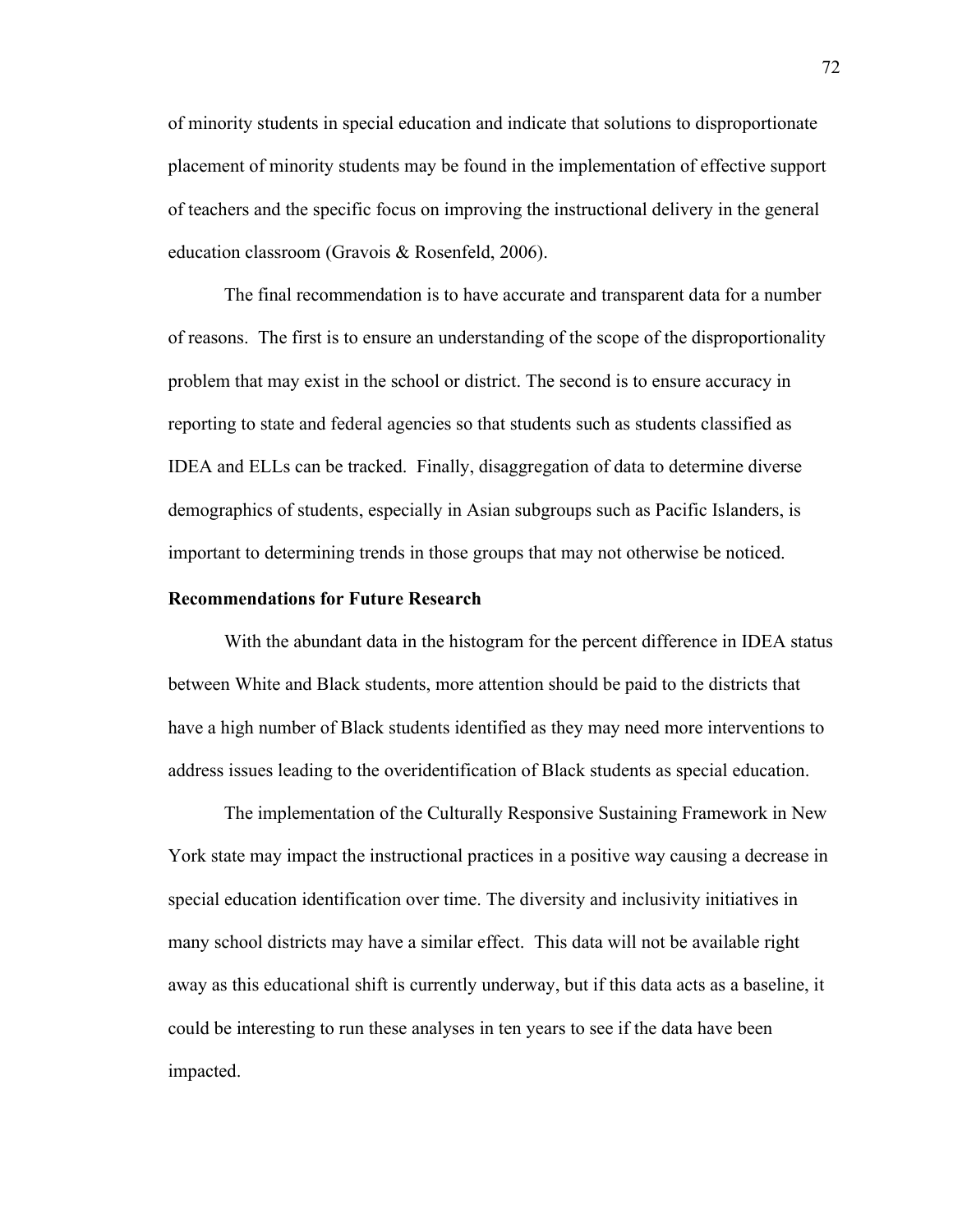of minority students in special education and indicate that solutions to disproportionate placement of minority students may be found in the implementation of effective support of teachers and the specific focus on improving the instructional delivery in the general education classroom (Gravois & Rosenfeld, 2006).

The final recommendation is to have accurate and transparent data for a number of reasons. The first is to ensure an understanding of the scope of the disproportionality problem that may exist in the school or district. The second is to ensure accuracy in reporting to state and federal agencies so that students such as students classified as IDEA and ELLs can be tracked. Finally, disaggregation of data to determine diverse demographics of students, especially in Asian subgroups such as Pacific Islanders, is important to determining trends in those groups that may not otherwise be noticed.

**Recommendations for Future Research**

With the abundant data in the histogram for the percent difference in IDEA status between White and Black students, more attention should be paid to the districts that have a high number of Black students identified as they may need more interventions to address issues leading to the overidentification of Black students as special education.

The implementation of the Culturally Responsive Sustaining Framework in New York state may impact the instructional practices in a positive way causing a decrease in special education identification over time. The diversity and inclusivity initiatives in many school districts may have a similar effect. This data will not be available right away as this educational shift is currently underway, but if this data acts as a baseline, it could be interesting to run these analyses in ten years to see if the data have been impacted.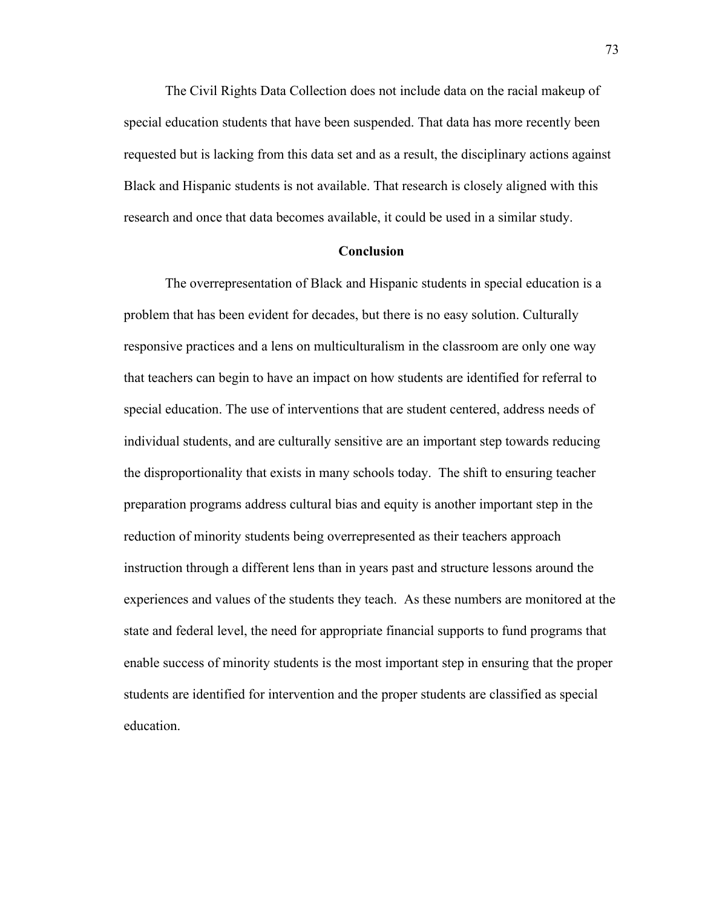The Civil Rights Data Collection does not include data on the racial makeup of special education students that have been suspended. That data has more recently been requested but is lacking from this data set and as a result, the disciplinary actions against Black and Hispanic students is not available. That research is closely aligned with this research and once that data becomes available, it could be used in a similar study.

## Conclusion

The overrepresentation of Black and Hispanic students in special education is a problem that has been evident for decades, but there is no easy solution. Culturally responsive practices and a lens on multiculturalism in the classroom are only one way that teachers can begin to have an impact on how students are identified for referral to special education. The use of interventions that are student centered, address needs of individual students, and are culturally sensitive are an important step towards reducing the disproportionality that exists in many schools today. The shift to ensuring teacher preparation programs address cultural bias and equity is another important step in the reduction of minority students being overrepresented as their teachers approach instruction through a different lens than in years past and structure lessons around the experiences and values of the students they teach. As these numbers are monitored at the state and federal level, the need for appropriate financial supports to fund programs that enable success of minority students is the most important step in ensuring that the proper students are identified for intervention and the proper students are classified as special education.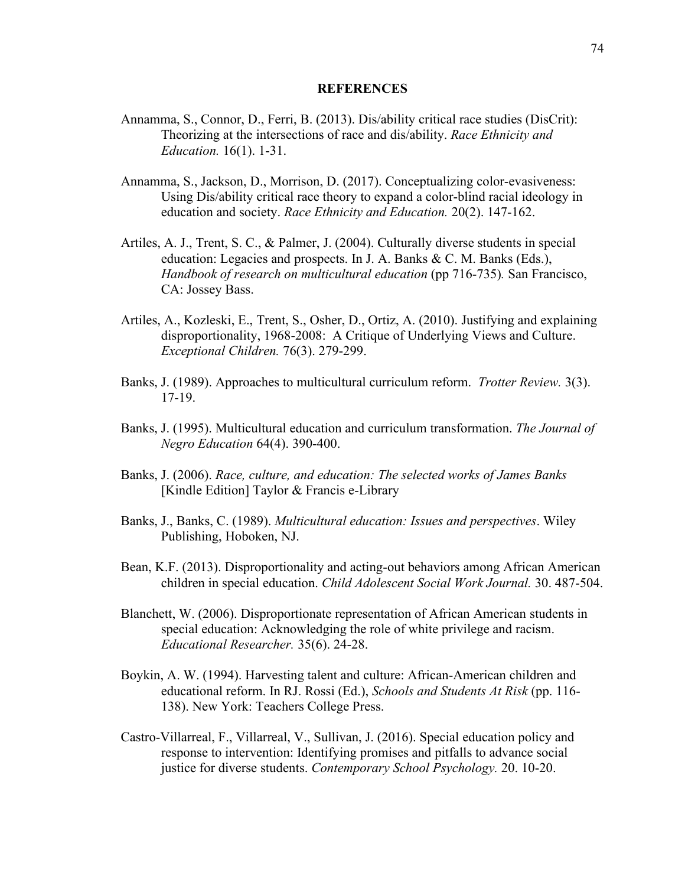# REFERENCES

Annamma, S., Connor, D., Ferri, B. (2013). Dis/ability critical race studies (DisCrit): Theorizing at the intersections of race and dis/ability. *Race Ethnicity and Education.* 16(1). 1-31.

Annamma, S., Jackson, D., Morrison, D. (2017). Conceptualizing color-evasiveness: Using Dis/ability critical race theory to expand a color-blind racial ideology in education and society. *Race Ethnicity and Education.* 20(2). 147-162.

Artiles, A. J., Trent, S. C., & Palmer, J. (2004). Culturally diverse students in special education: Legacies and prospects. In J. A. Banks & C. M. Banks (Eds.), *Handbook of research on multicultural education* (pp 716-735)*.* San Francisco, CA: Jossey Bass.

Artiles, A., Kozleski, E., Trent, S., Osher, D., Ortiz, A. (2010). Justifying and explaining disproportionality, 1968-2008: A Critique of Underlying Views and Culture. *Exceptional Children.* 76(3). 279-299.

Banks, J. (1989). Approaches to multicultural curriculum reform. *Trotter Review.* 3(3). 17-19.

Banks, J. (1995). Multicultural education and curriculum transformation. *The Journal of Negro Education* 64(4). 390-400.

Banks, J. (2006). *Race, culture, and education: The selected works of James Banks* [Kindle Edition] Taylor & Francis e-Library

Banks, J., Banks, C. (1989). *Multicultural education: Issues and perspectives*. Wiley Publishing, Hoboken, NJ.

Bean, K.F. (2013). Disproportionality and acting-out behaviors among African American children in special education. *Child Adolescent Social Work Journal.* 30. 487-504.

Blanchett, W. (2006). Disproportionate representation of African American students in special education: Acknowledging the role of white privilege and racism. *Educational Researcher.* 35(6). 24-28.

Boykin, A. W. (1994). Harvesting talent and culture: African-American children and educational reform. In RJ. Rossi (Ed.), *Schools and Students At Risk* (pp. 116-138). New York: Teachers College Press.

Castro-Villarreal, F., Villarreal, V., Sullivan, J. (2016). Special education policy and response to intervention: Identifying promises and pitfalls to advance social justice for diverse students. *Contemporary School Psychology.* 20. 10-20.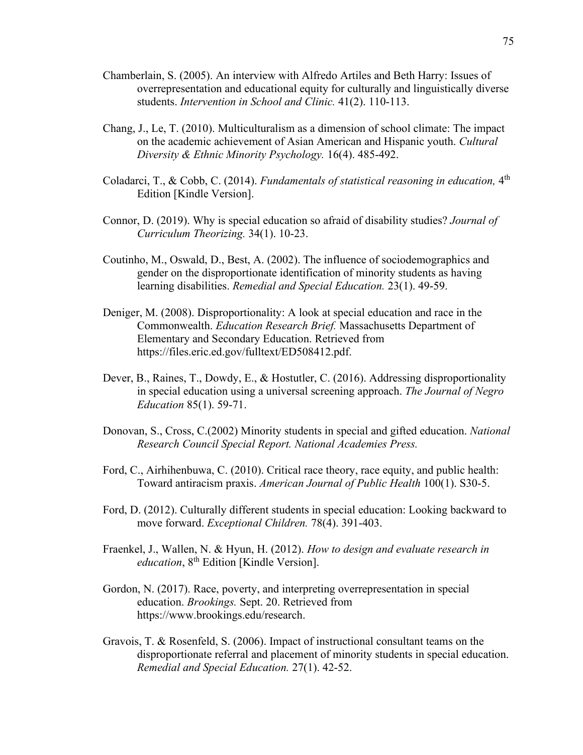Chamberlain, S. (2005). An interview with Alfredo Artiles and Beth Harry: Issues of overrepresentation and educational equity for culturally and linguistically diverse students. *Intervention in School and Clinic.* 41(2). 110-113.

Chang, J., Le, T. (2010). Multiculturalism as a dimension of school climate: The impact on the academic achievement of Asian American and Hispanic youth. *Cultural Diversity & Ethnic Minority Psychology.* 16(4). 485-492.

Coladarci, T., & Cobb, C. (2014). *Fundamentals of statistical reasoning in education,* 4th Edition [Kindle Version].

Connor, D. (2019). Why is special education so afraid of disability studies? *Journal of Curriculum Theorizing.* 34(1). 10-23.

Coutinho, M., Oswald, D., Best, A. (2002). The influence of sociodemographics and gender on the disproportionate identification of minority students as having learning disabilities. *Remedial and Special Education.* 23(1). 49-59.

Deniger, M. (2008). Disproportionality: A look at special education and race in the Commonwealth. *Education Research Brief.* Massachusetts Department of Elementary and Secondary Education. Retrieved from https://files.eric.ed.gov/fulltext/ED508412.pdf.

Dever, B., Raines, T., Dowdy, E., & Hostutler, C. (2016). Addressing disproportionality in special education using a universal screening approach. *The Journal of Negro Education* 85(1). 59-71.

Donovan, S., Cross, C.(2002) Minority students in special and gifted education. *National Research Council Special Report. National Academies Press.*

Ford, C., Airhihenbuwa, C. (2010). Critical race theory, race equity, and public health: Toward antiracism praxis. *American Journal of Public Health* 100(1). S30-5.

Ford, D. (2012). Culturally different students in special education: Looking backward to move forward. *Exceptional Children.* 78(4). 391-403.

Fraenkel, J., Wallen, N. & Hyun, H. (2012). *How to design and evaluate research in education*, 8th Edition [Kindle Version].

Gordon, N. (2017). Race, poverty, and interpreting overrepresentation in special education. *Brookings.* Sept. 20. Retrieved from https://www.brookings.edu/research.

Gravois, T. & Rosenfeld, S. (2006). Impact of instructional consultant teams on the disproportionate referral and placement of minority students in special education. *Remedial and Special Education.* 27(1). 42-52.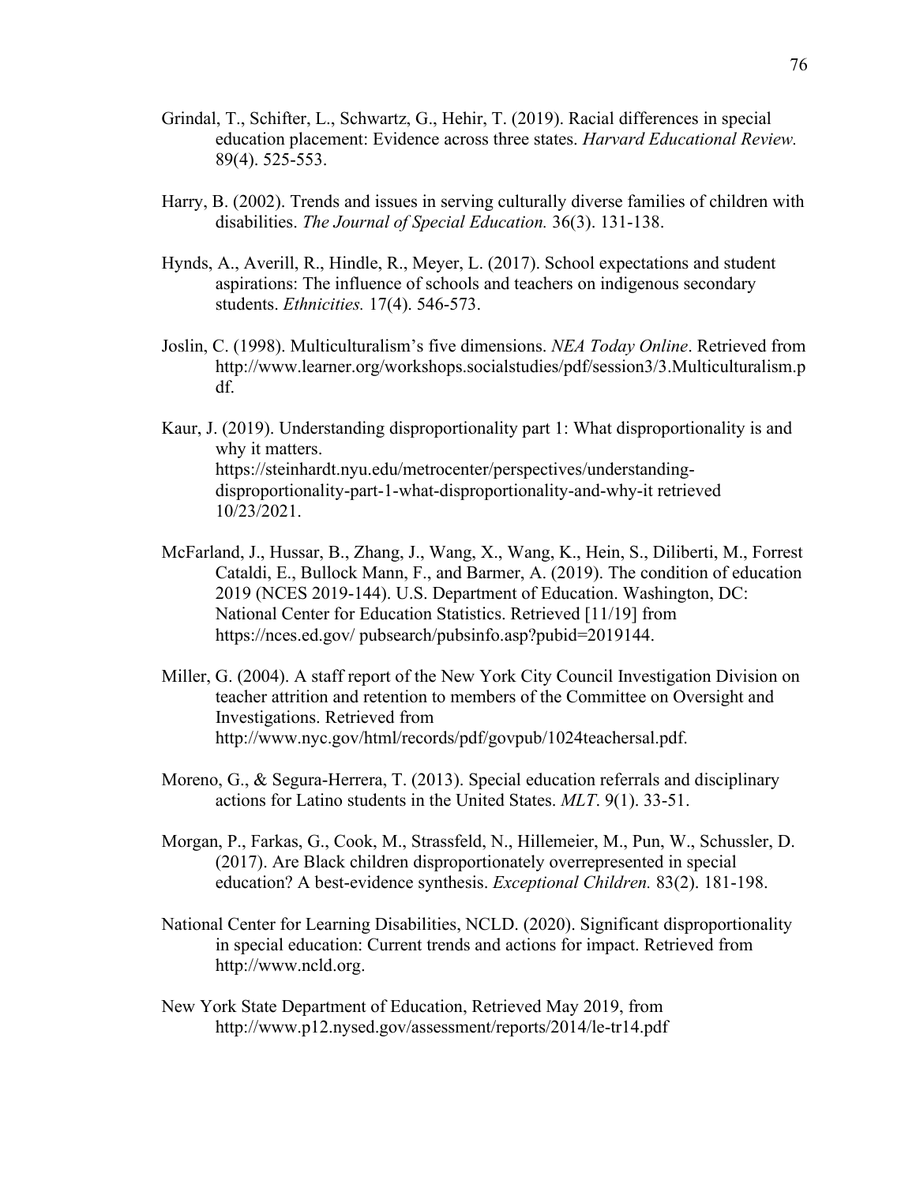Grindal, T., Schifter, L., Schwartz, G., Hehir, T. (2019). Racial differences in special education placement: Evidence across three states. *Harvard Educational Review.* 89(4). 525-553.

Harry, B. (2002). Trends and issues in serving culturally diverse families of children with disabilities. *The Journal of Special Education.* 36(3). 131-138.

Hynds, A., Averill, R., Hindle, R., Meyer, L. (2017). School expectations and student aspirations: The influence of schools and teachers on indigenous secondary students. *Ethnicities.* 17(4). 546-573.

Joslin, C. (1998). Multiculturalism's five dimensions. *NEA Today Online*. Retrieved from http://www.learner.org/workshops.socialstudies/pdf/session3/3.Multiculturalism.pdf.

Kaur, J. (2019). Understanding disproportionality part 1: What disproportionality is and why it matters. https://steinhardt.nyu.edu/metrocenter/perspectives/understanding-disproportionality-part-1-what-disproportionality-and-why-it retrieved 10/23/2021.

McFarland, J., Hussar, B., Zhang, J., Wang, X., Wang, K., Hein, S., Diliberti, M., Forrest Cataldi, E., Bullock Mann, F., and Barmer, A. (2019). The condition of education 2019 (NCES 2019-144). U.S. Department of Education. Washington, DC: National Center for Education Statistics. Retrieved [11/19] from https://nces.ed.gov/ pubsearch/pubsinfo.asp?pubid=2019144.

Miller, G. (2004). A staff report of the New York City Council Investigation Division on teacher attrition and retention to members of the Committee on Oversight and Investigations. Retrieved from http://www.nyc.gov/html/records/pdf/govpub/1024teachersal.pdf.

Moreno, G., & Segura-Herrera, T. (2013). Special education referrals and disciplinary actions for Latino students in the United States. *MLT*. 9(1). 33-51.

Morgan, P., Farkas, G., Cook, M., Strassfeld, N., Hillemeier, M., Pun, W., Schussler, D. (2017). Are Black children disproportionately overrepresented in special education? A best-evidence synthesis. *Exceptional Children.* 83(2). 181-198.

National Center for Learning Disabilities, NCLD. (2020). Significant disproportionality in special education: Current trends and actions for impact. Retrieved from http://www.ncld.org.

New York State Department of Education, Retrieved May 2019, from http://www.p12.nysed.gov/assessment/reports/2014/le-tr14.pdf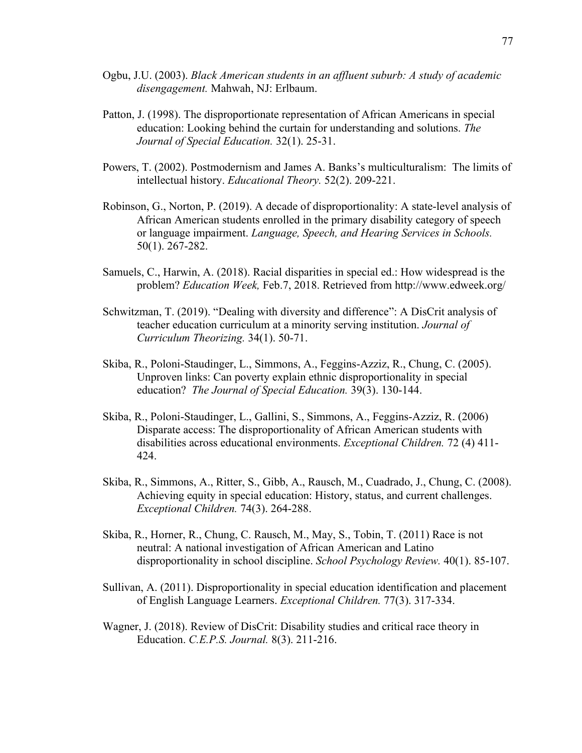Ogbu, J.U. (2003). *Black American students in an affluent suburb: A study of academic disengagement.* Mahwah, NJ: Erlbaum.

Patton, J. (1998). The disproportionate representation of African Americans in special education: Looking behind the curtain for understanding and solutions. *The Journal of Special Education.* 32(1). 25-31.

Powers, T. (2002). Postmodernism and James A. Banks's multiculturalism: The limits of intellectual history. *Educational Theory.* 52(2). 209-221.

Robinson, G., Norton, P. (2019). A decade of disproportionality: A state-level analysis of African American students enrolled in the primary disability category of speech or language impairment. *Language, Speech, and Hearing Services in Schools.* 50(1). 267-282.

Samuels, C., Harwin, A. (2018). Racial disparities in special ed.: How widespread is the problem? *Education Week,* Feb.7, 2018. Retrieved from http://www.edweek.org/

Schwitzman, T. (2019). "Dealing with diversity and difference": A DisCrit analysis of teacher education curriculum at a minority serving institution. *Journal of Curriculum Theorizing.* 34(1). 50-71.

Skiba, R., Poloni-Staudinger, L., Simmons, A., Feggins-Azziz, R., Chung, C. (2005). Unproven links: Can poverty explain ethnic disproportionality in special education? *The Journal of Special Education.* 39(3). 130-144.

Skiba, R., Poloni-Staudinger, L., Gallini, S., Simmons, A., Feggins-Azziz, R. (2006) Disparate access: The disproportionality of African American students with disabilities across educational environments. *Exceptional Children.* 72 (4) 411-424.

Skiba, R., Simmons, A., Ritter, S., Gibb, A., Rausch, M., Cuadrado, J., Chung, C. (2008). Achieving equity in special education: History, status, and current challenges. *Exceptional Children.* 74(3). 264-288.

Skiba, R., Horner, R., Chung, C. Rausch, M., May, S., Tobin, T. (2011) Race is not neutral: A national investigation of African American and Latino disproportionality in school discipline. *School Psychology Review.* 40(1). 85-107.

Sullivan, A. (2011). Disproportionality in special education identification and placement of English Language Learners. *Exceptional Children.* 77(3). 317-334.

Wagner, J. (2018). Review of DisCrit: Disability studies and critical race theory in Education. *C.E.P.S. Journal.* 8(3). 211-216.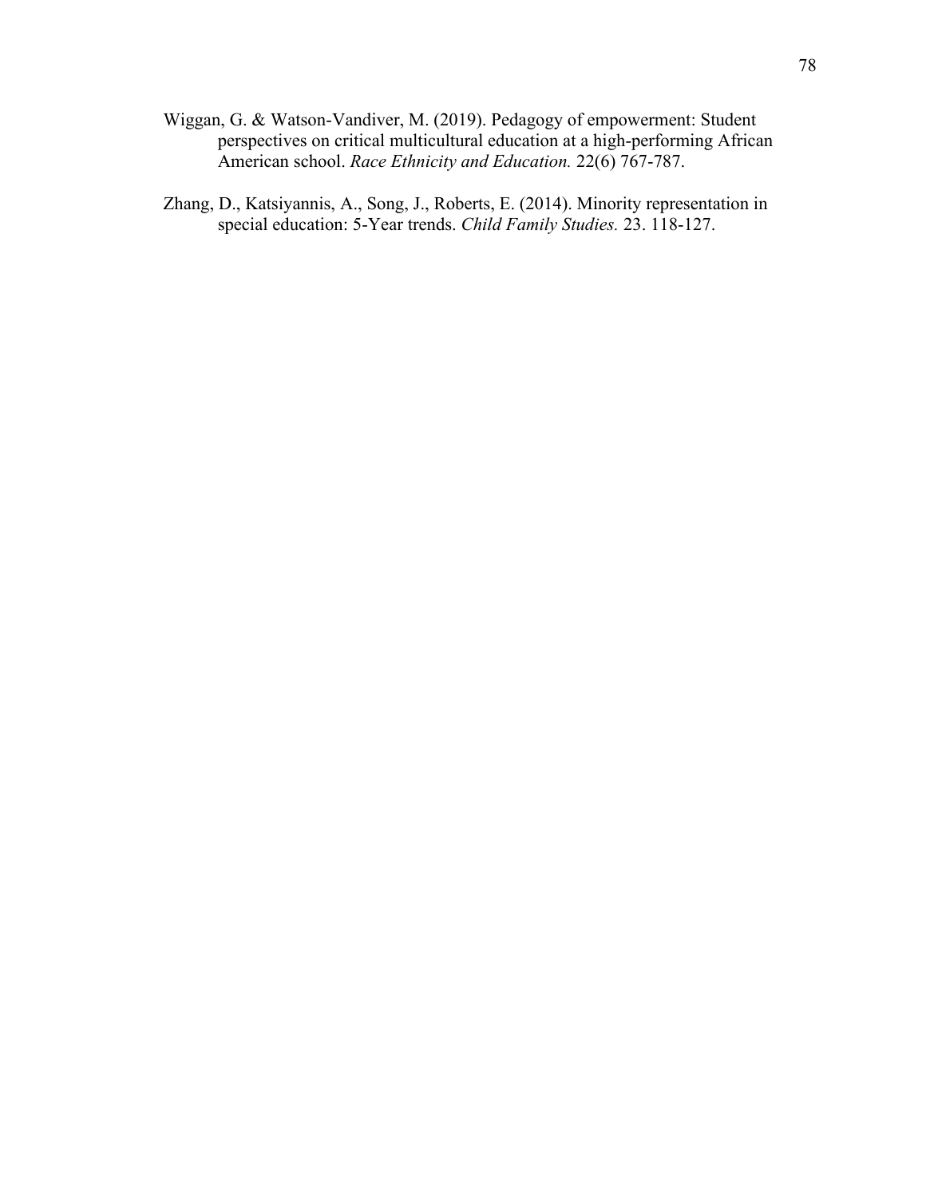Wiggan, G. & Watson-Vandiver, M. (2019). Pedagogy of empowerment: Student perspectives on critical multicultural education at a high-performing African American school. *Race Ethnicity and Education.* 22(6) 767-787.

Zhang, D., Katsiyannis, A., Song, J., Roberts, E. (2014). Minority representation in special education: 5-Year trends. *Child Family Studies.* 23. 118-127.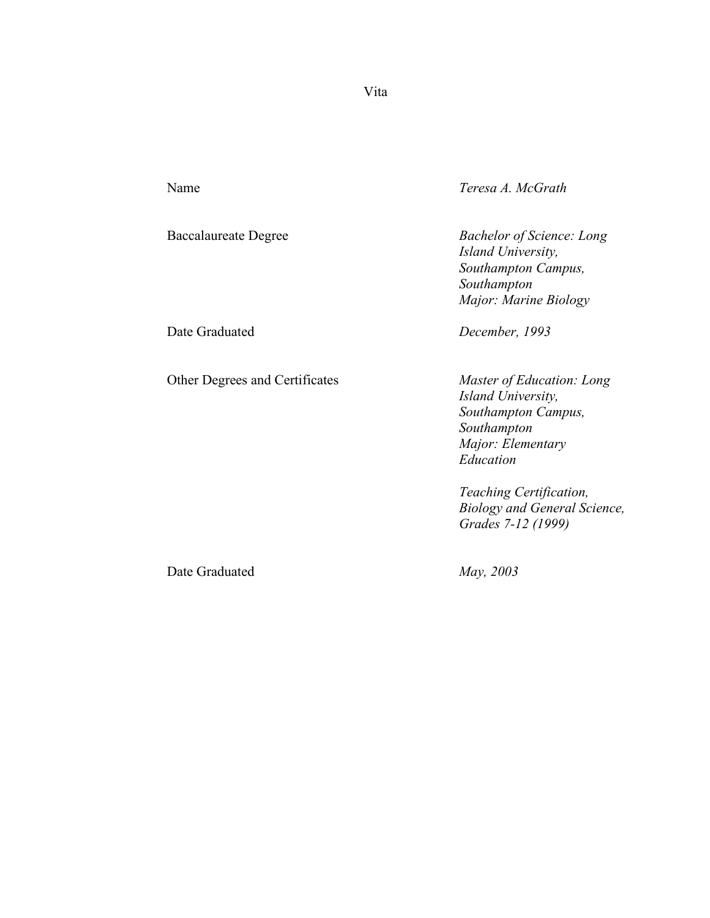# Vita

| | |
|---|---|
| Name | *Teresa A. McGrath* |
| Baccalaureate Degree | *Bachelor of Science: Long Island University, Southampton Campus, Southampton Major: Marine Biology* |
| Date Graduated | *December, 1993* |
| Other Degrees and Certificates | *Master of Education: Long Island University, Southampton Campus, Southampton Major: Elementary Education*<br><br>*Teaching Certification, Biology and General Science, Grades 7-12 (1999)* |
| Date Graduated | *May, 2003* |